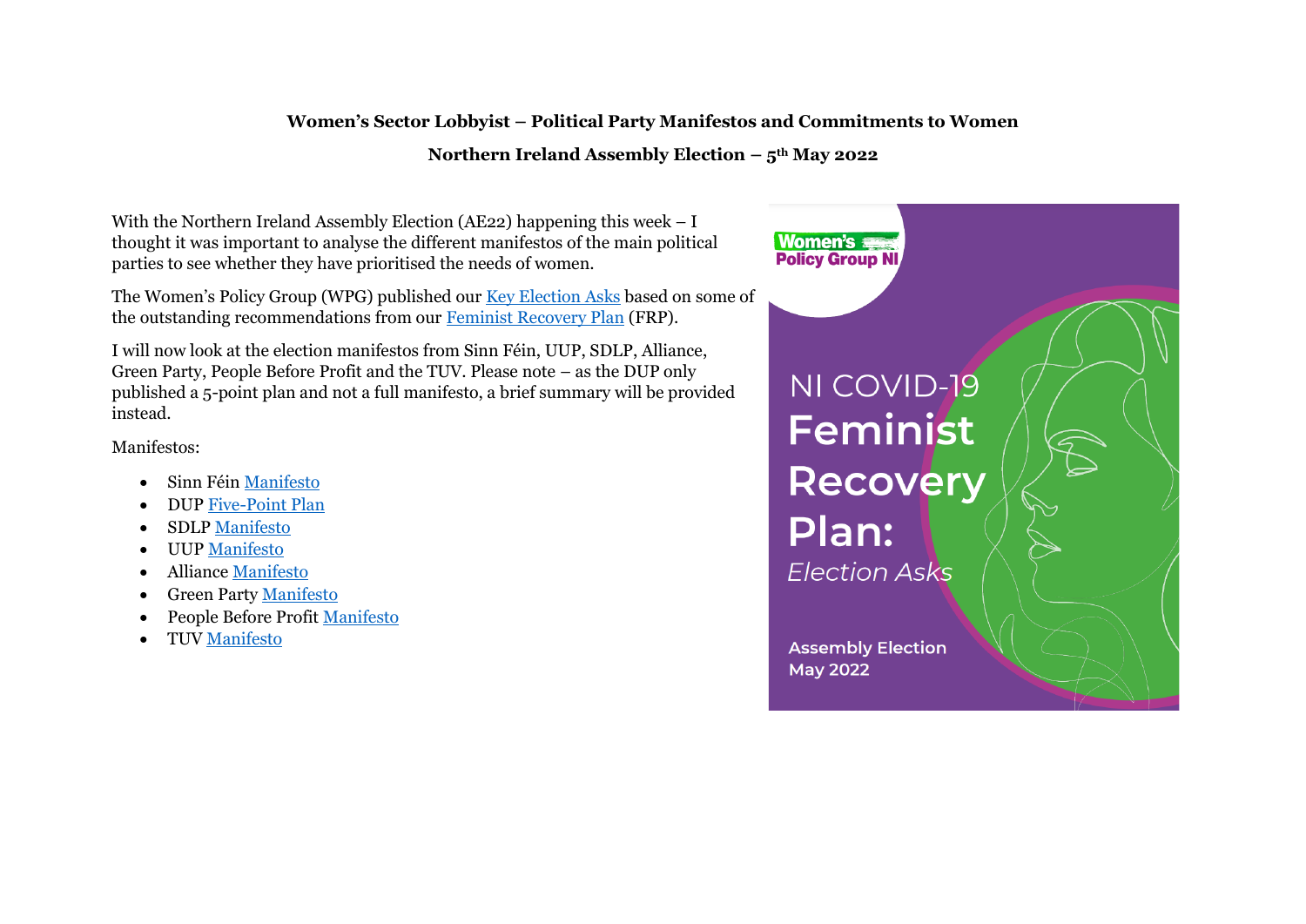**Women's Sector Lobbyist – Political Party Manifestos and Commitments to Women**

**Northern Ireland Assembly Election – 5th May 2022**

With the Northern Ireland Assembly Election (AE22) happening this week – I thought it was important to analyse the different manifestos of the main political parties to see whether they have prioritised the needs of women.

The Women's Policy Group (WPG) published our Key Election Asks based on some of the outstanding recommendations from our Feminist Recovery Plan (FRP).

I will now look at the election manifestos from Sinn Féin, UUP, SDLP, Alliance, Green Party, People Before Profit and the TUV. Please note – as the DUP only published a 5-point plan and not a full manifesto, a brief summary will be provided instead.

Manifestos:

- Sinn Féin Manifesto
- DUP Five-Point Plan
- SDLP Manifesto
- UUP Manifesto
- Alliance Manifesto
- Green Party Manifesto
- People Before Profit Manifesto
- TUV Manifesto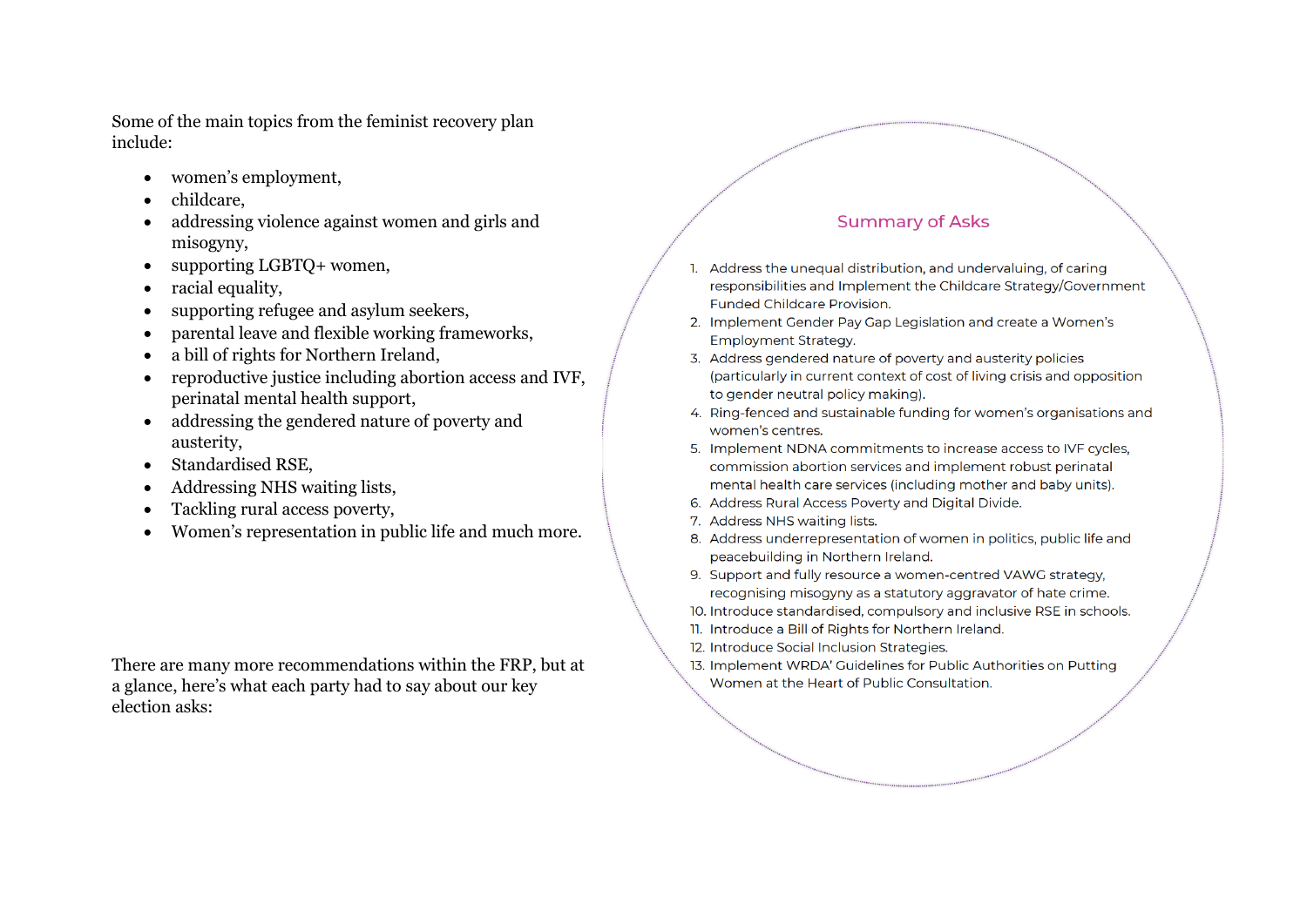Some of the main topics from the feminist recovery plan include:

- women's employment,
- childcare,
- addressing violence against women and girls and misogyny,
- supporting LGBTQ+ women,
- racial equality,
- supporting refugee and asylum seekers,
- parental leave and flexible working frameworks,
- a bill of rights for Northern Ireland,
- reproductive justice including abortion access and IVF, perinatal mental health support,
- addressing the gendered nature of poverty and austerity,
- Standardised RSE,
- Addressing NHS waiting lists,
- Tackling rural access poverty,
- Women's representation in public life and much more.

There are many more recommendations within the FRP, but at a glance, here's what each party had to say about our key election asks:

## Summary of Asks

1. Address the unequal distribution, and undervaluing, of caring responsibilities and Implement the Childcare Strategy/Government Funded Childcare Provision.
2. Implement Gender Pay Gap Legislation and create a Women's Employment Strategy.
3. Address gendered nature of poverty and austerity policies (particularly in current context of cost of living crisis and opposition to gender neutral policy making).
4. Ring-fenced and sustainable funding for women's organisations and women's centres.
5. Implement NDNA commitments to increase access to IVF cycles, commission abortion services and implement robust perinatal mental health care services (including mother and baby units).
6. Address Rural Access Poverty and Digital Divide.
7. Address NHS waiting lists.
8. Address underrepresentation of women in politics, public life and peacebuilding in Northern Ireland.
9. Support and fully resource a women-centred VAWG strategy, recognising misogyny as a statutory aggravator of hate crime.
10. Introduce standardised, compulsory and inclusive RSE in schools.
11. Introduce a Bill of Rights for Northern Ireland.
12. Introduce Social Inclusion Strategies.
13. Implement WRDA' Guidelines for Public Authorities on Putting Women at the Heart of Public Consultation.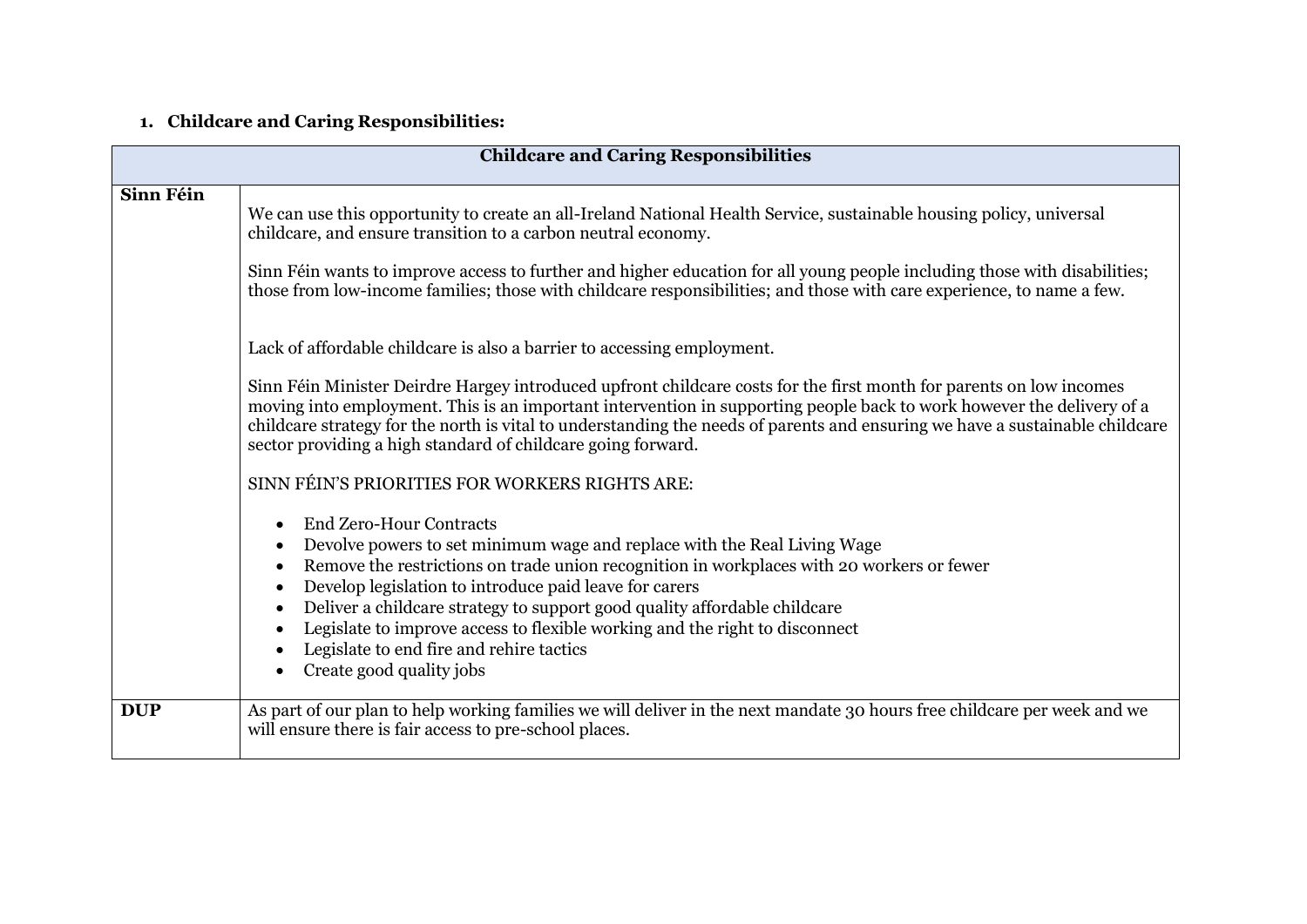1. **Childcare and Caring Responsibilities:**

| Childcare and Caring Responsibilities | |
|---|---|
| **Sinn Féin** | We can use this opportunity to create an all-Ireland National Health Service, sustainable housing policy, universal childcare, and ensure transition to a carbon neutral economy.<br><br>Sinn Féin wants to improve access to further and higher education for all young people including those with disabilities; those from low-income families; those with childcare responsibilities; and those with care experience, to name a few.<br><br>Lack of affordable childcare is also a barrier to accessing employment.<br><br>Sinn Féin Minister Deirdre Hargey introduced upfront childcare costs for the first month for parents on low incomes moving into employment. This is an important intervention in supporting people back to work however the delivery of a childcare strategy for the north is vital to understanding the needs of parents and ensuring we have a sustainable childcare sector providing a high standard of childcare going forward.<br><br>SINN FÉIN'S PRIORITIES FOR WORKERS RIGHTS ARE:<br><br>• End Zero-Hour Contracts<br>• Devolve powers to set minimum wage and replace with the Real Living Wage<br>• Remove the restrictions on trade union recognition in workplaces with 20 workers or fewer<br>• Develop legislation to introduce paid leave for carers<br>• Deliver a childcare strategy to support good quality affordable childcare<br>• Legislate to improve access to flexible working and the right to disconnect<br>• Legislate to end fire and rehire tactics<br>• Create good quality jobs |
| **DUP** | As part of our plan to help working families we will deliver in the next mandate 30 hours free childcare per week and we will ensure there is fair access to pre-school places. |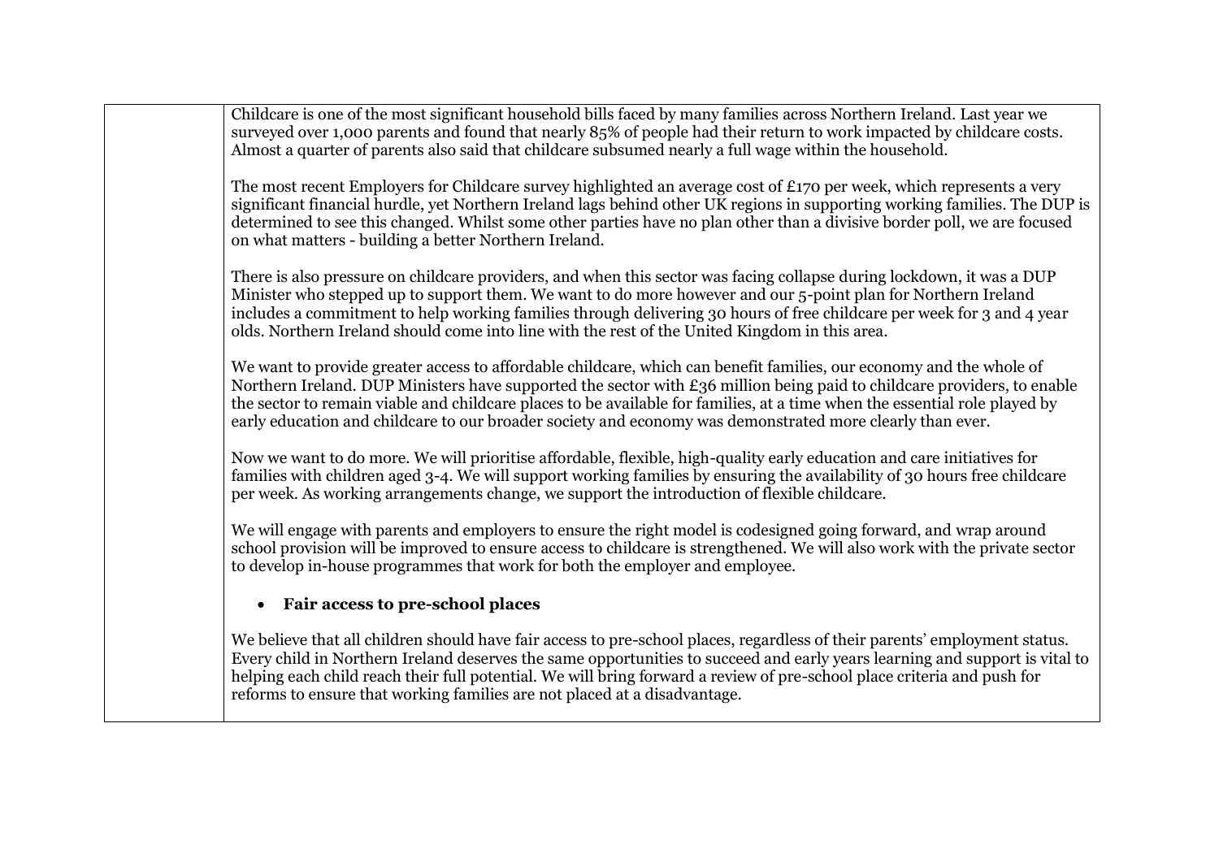Childcare is one of the most significant household bills faced by many families across Northern Ireland. Last year we surveyed over 1,000 parents and found that nearly 85% of people had their return to work impacted by childcare costs. Almost a quarter of parents also said that childcare subsumed nearly a full wage within the household.

The most recent Employers for Childcare survey highlighted an average cost of £170 per week, which represents a very significant financial hurdle, yet Northern Ireland lags behind other UK regions in supporting working families. The DUP is determined to see this changed. Whilst some other parties have no plan other than a divisive border poll, we are focused on what matters - building a better Northern Ireland.

There is also pressure on childcare providers, and when this sector was facing collapse during lockdown, it was a DUP Minister who stepped up to support them. We want to do more however and our 5-point plan for Northern Ireland includes a commitment to help working families through delivering 30 hours of free childcare per week for 3 and 4 year olds. Northern Ireland should come into line with the rest of the United Kingdom in this area.

We want to provide greater access to affordable childcare, which can benefit families, our economy and the whole of Northern Ireland. DUP Ministers have supported the sector with £36 million being paid to childcare providers, to enable the sector to remain viable and childcare places to be available for families, at a time when the essential role played by early education and childcare to our broader society and economy was demonstrated more clearly than ever.

Now we want to do more. We will prioritise affordable, flexible, high-quality early education and care initiatives for families with children aged 3-4. We will support working families by ensuring the availability of 30 hours free childcare per week. As working arrangements change, we support the introduction of flexible childcare.

We will engage with parents and employers to ensure the right model is codesigned going forward, and wrap around school provision will be improved to ensure access to childcare is strengthened. We will also work with the private sector to develop in-house programmes that work for both the employer and employee.

- **Fair access to pre-school places**

We believe that all children should have fair access to pre-school places, regardless of their parents' employment status. Every child in Northern Ireland deserves the same opportunities to succeed and early years learning and support is vital to helping each child reach their full potential. We will bring forward a review of pre-school place criteria and push for reforms to ensure that working families are not placed at a disadvantage.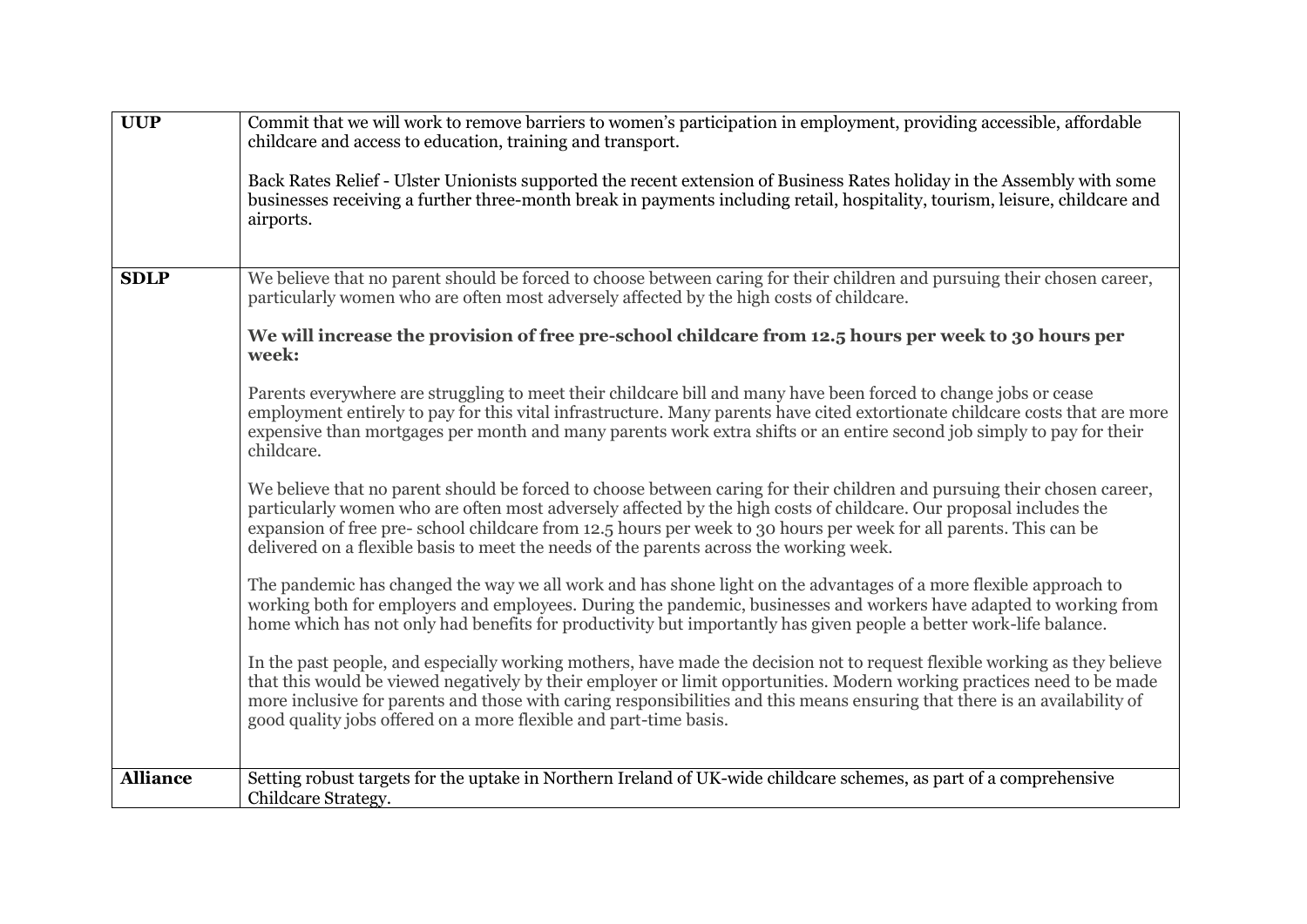| | |
|---|---|
| **UUP** | Commit that we will work to remove barriers to women's participation in employment, providing accessible, affordable childcare and access to education, training and transport.<br><br>Back Rates Relief - Ulster Unionists supported the recent extension of Business Rates holiday in the Assembly with some businesses receiving a further three-month break in payments including retail, hospitality, tourism, leisure, childcare and airports. |
| **SDLP** | We believe that no parent should be forced to choose between caring for their children and pursuing their chosen career, particularly women who are often most adversely affected by the high costs of childcare.<br><br>**We will increase the provision of free pre-school childcare from 12.5 hours per week to 30 hours per week:**<br><br>Parents everywhere are struggling to meet their childcare bill and many have been forced to change jobs or cease employment entirely to pay for this vital infrastructure. Many parents have cited extortionate childcare costs that are more expensive than mortgages per month and many parents work extra shifts or an entire second job simply to pay for their childcare.<br><br>We believe that no parent should be forced to choose between caring for their children and pursuing their chosen career, particularly women who are often most adversely affected by the high costs of childcare. Our proposal includes the expansion of free pre- school childcare from 12.5 hours per week to 30 hours per week for all parents. This can be delivered on a flexible basis to meet the needs of the parents across the working week.<br><br>The pandemic has changed the way we all work and has shone light on the advantages of a more flexible approach to working both for employers and employees. During the pandemic, businesses and workers have adapted to working from home which has not only had benefits for productivity but importantly has given people a better work-life balance.<br><br>In the past people, and especially working mothers, have made the decision not to request flexible working as they believe that this would be viewed negatively by their employer or limit opportunities. Modern working practices need to be made more inclusive for parents and those with caring responsibilities and this means ensuring that there is an availability of good quality jobs offered on a more flexible and part-time basis. |
| **Alliance** | Setting robust targets for the uptake in Northern Ireland of UK-wide childcare schemes, as part of a comprehensive Childcare Strategy. |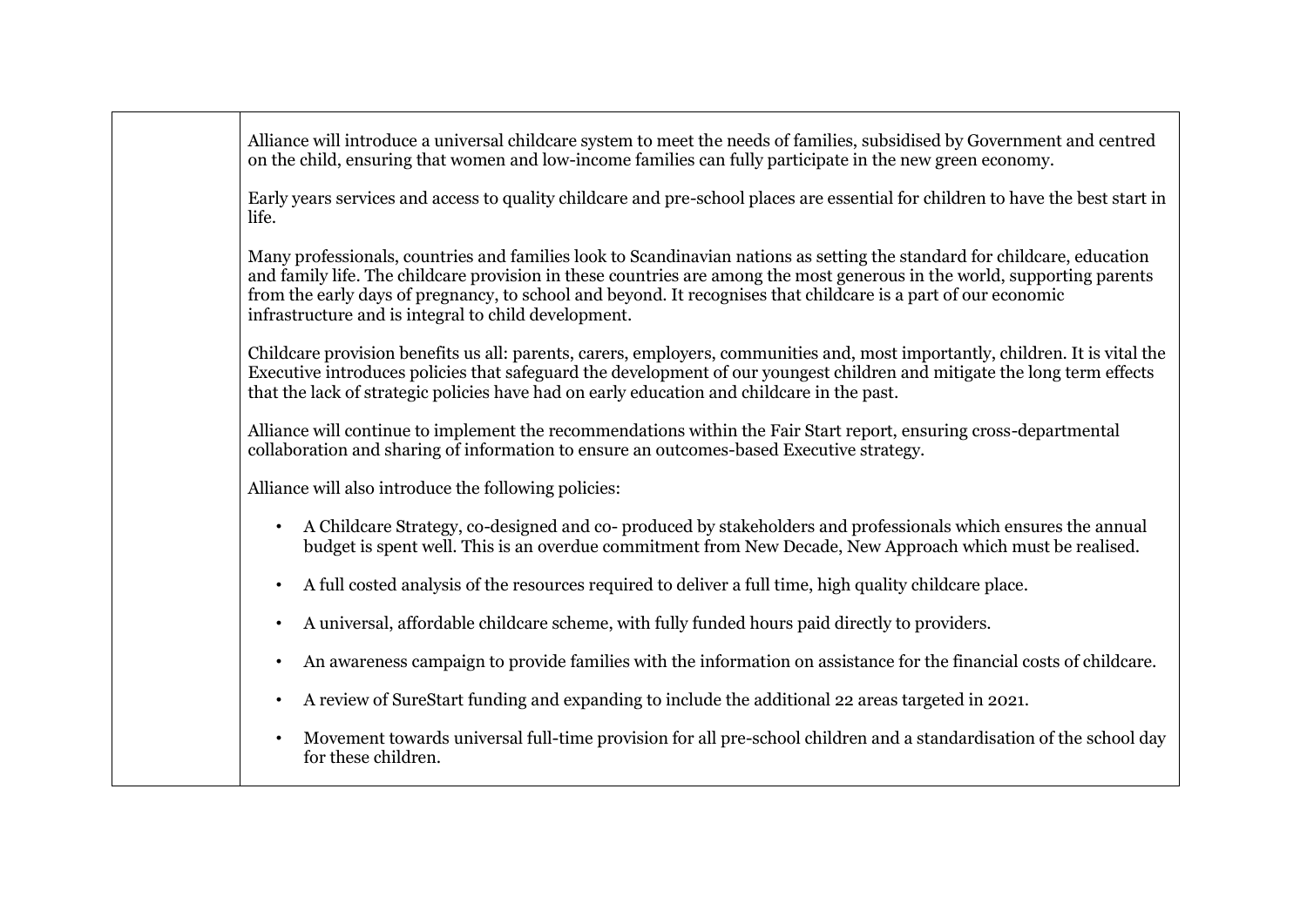| | |
|---|---|
| | Alliance will introduce a universal childcare system to meet the needs of families, subsidised by Government and centred on the child, ensuring that women and low-income families can fully participate in the new green economy.<br><br>Early years services and access to quality childcare and pre-school places are essential for children to have the best start in life.<br><br>Many professionals, countries and families look to Scandinavian nations as setting the standard for childcare, education and family life. The childcare provision in these countries are among the most generous in the world, supporting parents from the early days of pregnancy, to school and beyond. It recognises that childcare is a part of our economic infrastructure and is integral to child development.<br><br>Childcare provision benefits us all: parents, carers, employers, communities and, most importantly, children. It is vital the Executive introduces policies that safeguard the development of our youngest children and mitigate the long term effects that the lack of strategic policies have had on early education and childcare in the past.<br><br>Alliance will continue to implement the recommendations within the Fair Start report, ensuring cross-departmental collaboration and sharing of information to ensure an outcomes-based Executive strategy.<br><br>Alliance will also introduce the following policies:<br><br>• A Childcare Strategy, co-designed and co- produced by stakeholders and professionals which ensures the annual budget is spent well. This is an overdue commitment from New Decade, New Approach which must be realised.<br><br>• A full costed analysis of the resources required to deliver a full time, high quality childcare place.<br><br>• A universal, affordable childcare scheme, with fully funded hours paid directly to providers.<br><br>• An awareness campaign to provide families with the information on assistance for the financial costs of childcare.<br><br>• A review of SureStart funding and expanding to include the additional 22 areas targeted in 2021.<br><br>• Movement towards universal full-time provision for all pre-school children and a standardisation of the school day for these children. |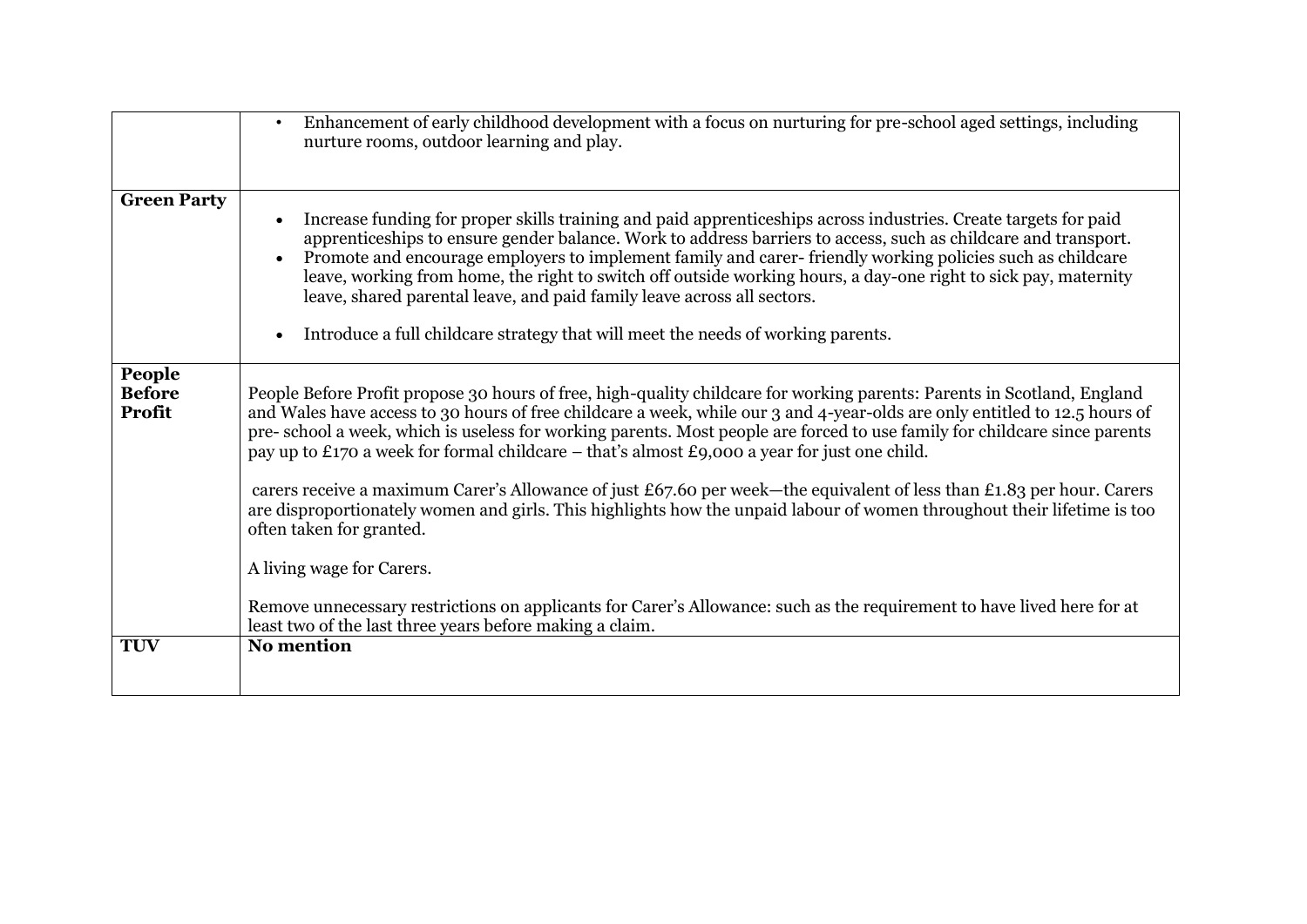| | |
|---|---|
| | • Enhancement of early childhood development with a focus on nurturing for pre-school aged settings, including nurture rooms, outdoor learning and play. |
| **Green Party** | • Increase funding for proper skills training and paid apprenticeships across industries. Create targets for paid apprenticeships to ensure gender balance. Work to address barriers to access, such as childcare and transport.<br>• Promote and encourage employers to implement family and carer- friendly working policies such as childcare leave, working from home, the right to switch off outside working hours, a day-one right to sick pay, maternity leave, shared parental leave, and paid family leave across all sectors.<br>• Introduce a full childcare strategy that will meet the needs of working parents. |
| **People Before Profit** | People Before Profit propose 30 hours of free, high-quality childcare for working parents: Parents in Scotland, England and Wales have access to 30 hours of free childcare a week, while our 3 and 4-year-olds are only entitled to 12.5 hours of pre- school a week, which is useless for working parents. Most people are forced to use family for childcare since parents pay up to £170 a week for formal childcare – that's almost £9,000 a year for just one child.<br><br>carers receive a maximum Carer's Allowance of just £67.60 per week—the equivalent of less than £1.83 per hour. Carers are disproportionately women and girls. This highlights how the unpaid labour of women throughout their lifetime is too often taken for granted.<br><br>A living wage for Carers.<br><br>Remove unnecessary restrictions on applicants for Carer's Allowance: such as the requirement to have lived here for at least two of the last three years before making a claim. |
| **TUV** | **No mention** |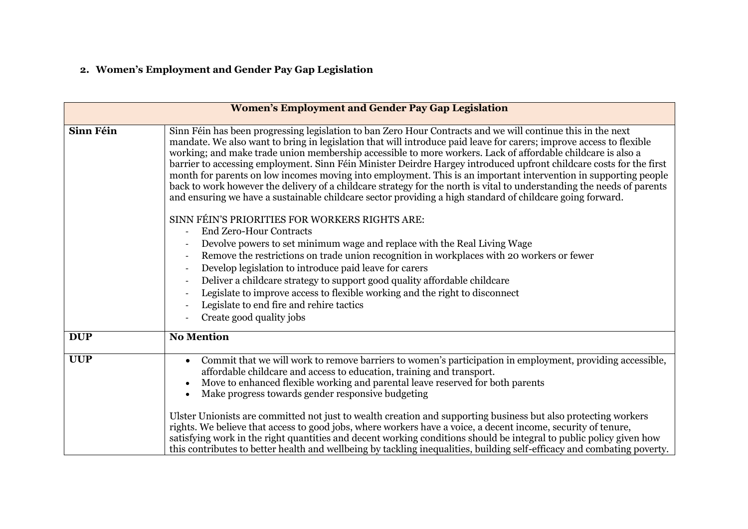## 2. Women's Employment and Gender Pay Gap Legislation

| Women's Employment and Gender Pay Gap Legislation | |
|---|---|
| **Sinn Féin** | Sinn Féin has been progressing legislation to ban Zero Hour Contracts and we will continue this in the next mandate. We also want to bring in legislation that will introduce paid leave for carers; improve access to flexible working; and make trade union membership accessible to more workers. Lack of affordable childcare is also a barrier to accessing employment. Sinn Féin Minister Deirdre Hargey introduced upfront childcare costs for the first month for parents on low incomes moving into employment. This is an important intervention in supporting people back to work however the delivery of a childcare strategy for the north is vital to understanding the needs of parents and ensuring we have a sustainable childcare sector providing a high standard of childcare going forward.<br><br>SINN FÉIN'S PRIORITIES FOR WORKERS RIGHTS ARE:<br>- End Zero-Hour Contracts<br>- Devolve powers to set minimum wage and replace with the Real Living Wage<br>- Remove the restrictions on trade union recognition in workplaces with 20 workers or fewer<br>- Develop legislation to introduce paid leave for carers<br>- Deliver a childcare strategy to support good quality affordable childcare<br>- Legislate to improve access to flexible working and the right to disconnect<br>- Legislate to end fire and rehire tactics<br>- Create good quality jobs |
| **DUP** | **No Mention** |
| **UUP** | • Commit that we will work to remove barriers to women's participation in employment, providing accessible, affordable childcare and access to education, training and transport.<br>• Move to enhanced flexible working and parental leave reserved for both parents<br>• Make progress towards gender responsive budgeting<br><br>Ulster Unionists are committed not just to wealth creation and supporting business but also protecting workers rights. We believe that access to good jobs, where workers have a voice, a decent income, security of tenure, satisfying work in the right quantities and decent working conditions should be integral to public policy given how this contributes to better health and wellbeing by tackling inequalities, building self-efficacy and combating poverty. |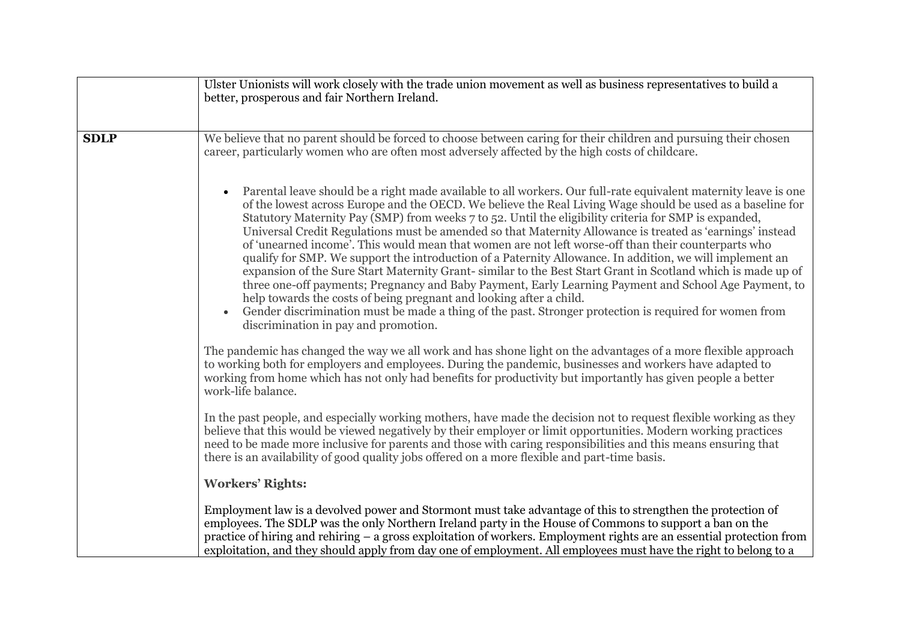| | |
|---|---|
| | Ulster Unionists will work closely with the trade union movement as well as business representatives to build a better, prosperous and fair Northern Ireland. |
| **SDLP** | We believe that no parent should be forced to choose between caring for their children and pursuing their chosen career, particularly women who are often most adversely affected by the high costs of childcare.<br><br>• Parental leave should be a right made available to all workers. Our full-rate equivalent maternity leave is one of the lowest across Europe and the OECD. We believe the Real Living Wage should be used as a baseline for Statutory Maternity Pay (SMP) from weeks 7 to 52. Until the eligibility criteria for SMP is expanded, Universal Credit Regulations must be amended so that Maternity Allowance is treated as 'earnings' instead of 'unearned income'. This would mean that women are not left worse-off than their counterparts who qualify for SMP. We support the introduction of a Paternity Allowance. In addition, we will implement an expansion of the Sure Start Maternity Grant- similar to the Best Start Grant in Scotland which is made up of three one-off payments; Pregnancy and Baby Payment, Early Learning Payment and School Age Payment, to help towards the costs of being pregnant and looking after a child.<br>• Gender discrimination must be made a thing of the past. Stronger protection is required for women from discrimination in pay and promotion.<br><br>The pandemic has changed the way we all work and has shone light on the advantages of a more flexible approach to working both for employers and employees. During the pandemic, businesses and workers have adapted to working from home which has not only had benefits for productivity but importantly has given people a better work-life balance.<br><br>In the past people, and especially working mothers, have made the decision not to request flexible working as they believe that this would be viewed negatively by their employer or limit opportunities. Modern working practices need to be made more inclusive for parents and those with caring responsibilities and this means ensuring that there is an availability of good quality jobs offered on a more flexible and part-time basis.<br><br>**Workers' Rights:**<br><br>Employment law is a devolved power and Stormont must take advantage of this to strengthen the protection of employees. The SDLP was the only Northern Ireland party in the House of Commons to support a ban on the practice of hiring and rehiring – a gross exploitation of workers. Employment rights are an essential protection from exploitation, and they should apply from day one of employment. All employees must have the right to belong to a |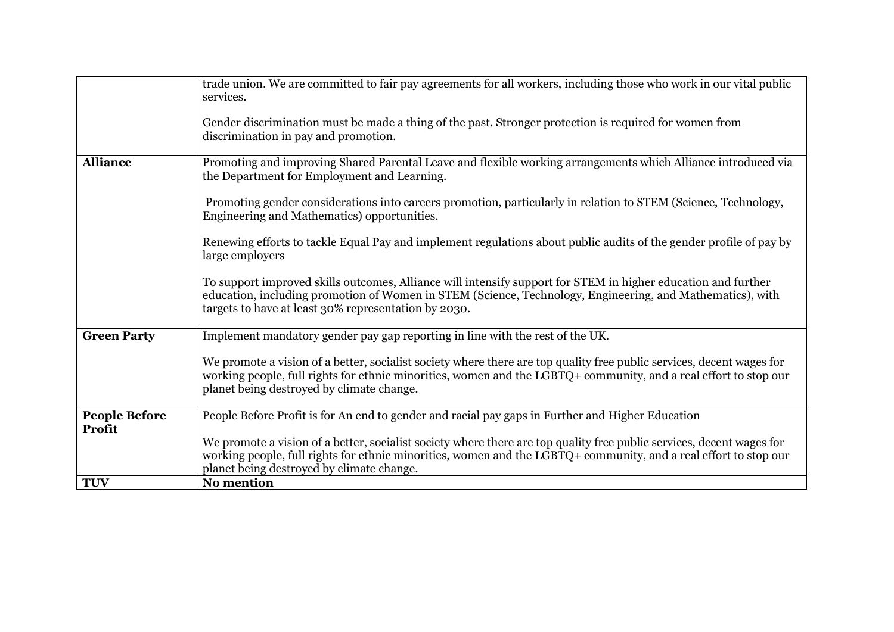| | |
|---|---|
| | trade union. We are committed to fair pay agreements for all workers, including those who work in our vital public services.<br><br>Gender discrimination must be made a thing of the past. Stronger protection is required for women from discrimination in pay and promotion. |
| **Alliance** | Promoting and improving Shared Parental Leave and flexible working arrangements which Alliance introduced via the Department for Employment and Learning.<br><br>Promoting gender considerations into careers promotion, particularly in relation to STEM (Science, Technology, Engineering and Mathematics) opportunities.<br><br>Renewing efforts to tackle Equal Pay and implement regulations about public audits of the gender profile of pay by large employers<br><br>To support improved skills outcomes, Alliance will intensify support for STEM in higher education and further education, including promotion of Women in STEM (Science, Technology, Engineering, and Mathematics), with targets to have at least 30% representation by 2030. |
| **Green Party** | Implement mandatory gender pay gap reporting in line with the rest of the UK.<br><br>We promote a vision of a better, socialist society where there are top quality free public services, decent wages for working people, full rights for ethnic minorities, women and the LGBTQ+ community, and a real effort to stop our planet being destroyed by climate change. |
| **People Before Profit** | People Before Profit is for An end to gender and racial pay gaps in Further and Higher Education<br><br>We promote a vision of a better, socialist society where there are top quality free public services, decent wages for working people, full rights for ethnic minorities, women and the LGBTQ+ community, and a real effort to stop our planet being destroyed by climate change. |
| **TUV** | **No mention** |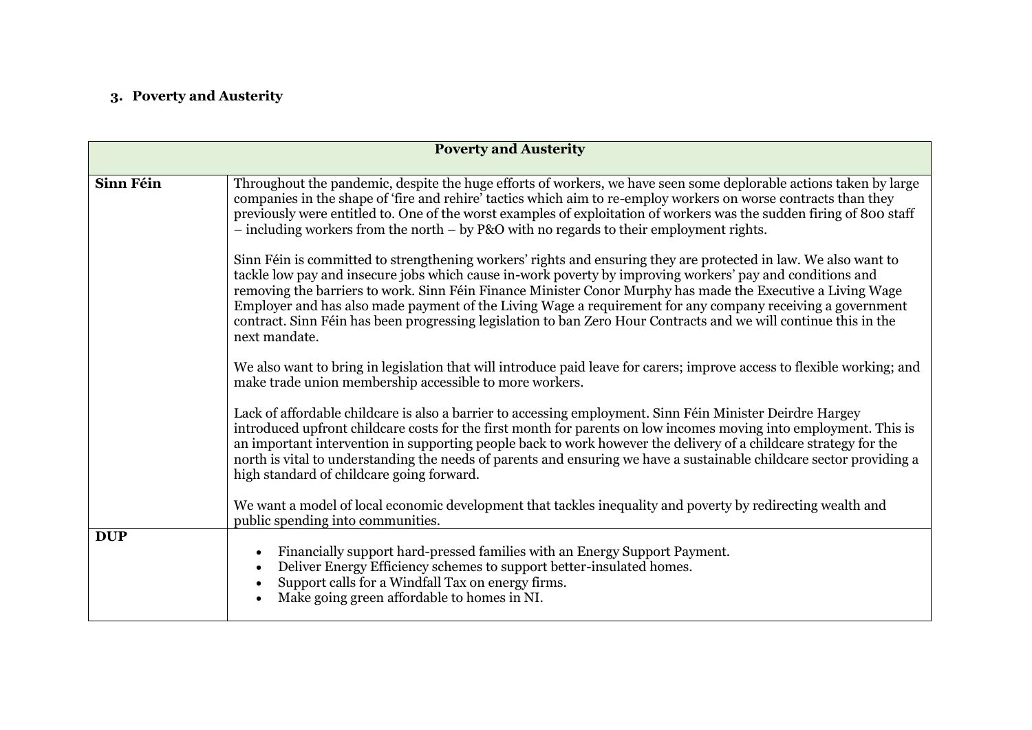### 3. Poverty and Austerity

| Poverty and Austerity | |
|---|---|
| **Sinn Féin** | Throughout the pandemic, despite the huge efforts of workers, we have seen some deplorable actions taken by large companies in the shape of 'fire and rehire' tactics which aim to re-employ workers on worse contracts than they previously were entitled to. One of the worst examples of exploitation of workers was the sudden firing of 800 staff – including workers from the north – by P&O with no regards to their employment rights.<br><br>Sinn Féin is committed to strengthening workers' rights and ensuring they are protected in law. We also want to tackle low pay and insecure jobs which cause in-work poverty by improving workers' pay and conditions and removing the barriers to work. Sinn Féin Finance Minister Conor Murphy has made the Executive a Living Wage Employer and has also made payment of the Living Wage a requirement for any company receiving a government contract. Sinn Féin has been progressing legislation to ban Zero Hour Contracts and we will continue this in the next mandate.<br><br>We also want to bring in legislation that will introduce paid leave for carers; improve access to flexible working; and make trade union membership accessible to more workers.<br><br>Lack of affordable childcare is also a barrier to accessing employment. Sinn Féin Minister Deirdre Hargey introduced upfront childcare costs for the first month for parents on low incomes moving into employment. This is an important intervention in supporting people back to work however the delivery of a childcare strategy for the north is vital to understanding the needs of parents and ensuring we have a sustainable childcare sector providing a high standard of childcare going forward.<br><br>We want a model of local economic development that tackles inequality and poverty by redirecting wealth and public spending into communities. |
| **DUP** | • Financially support hard-pressed families with an Energy Support Payment.<br>• Deliver Energy Efficiency schemes to support better-insulated homes.<br>• Support calls for a Windfall Tax on energy firms.<br>• Make going green affordable to homes in NI. |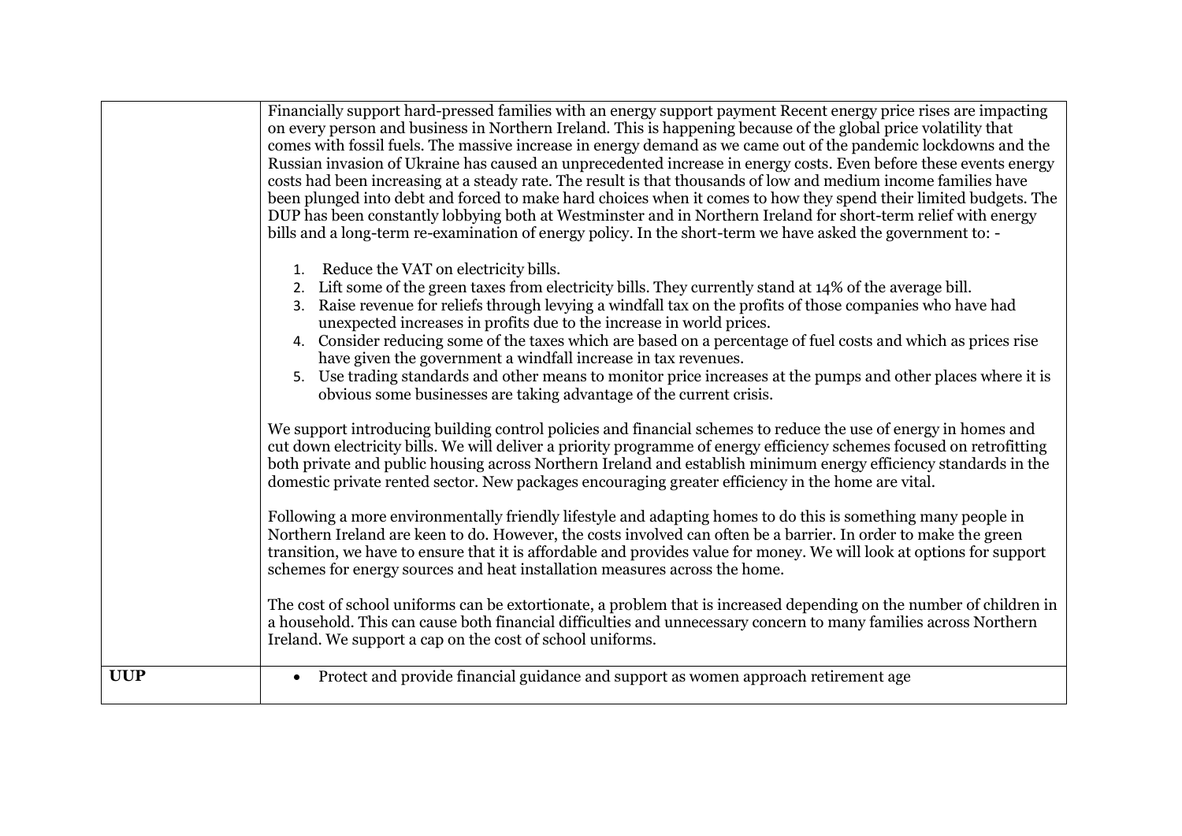| | |
|---|---|
| | Financially support hard-pressed families with an energy support payment Recent energy price rises are impacting on every person and business in Northern Ireland. This is happening because of the global price volatility that comes with fossil fuels. The massive increase in energy demand as we came out of the pandemic lockdowns and the Russian invasion of Ukraine has caused an unprecedented increase in energy costs. Even before these events energy costs had been increasing at a steady rate. The result is that thousands of low and medium income families have been plunged into debt and forced to make hard choices when it comes to how they spend their limited budgets. The DUP has been constantly lobbying both at Westminster and in Northern Ireland for short-term relief with energy bills and a long-term re-examination of energy policy. In the short-term we have asked the government to: -<br><br>1. Reduce the VAT on electricity bills.<br>2. Lift some of the green taxes from electricity bills. They currently stand at 14% of the average bill.<br>3. Raise revenue for reliefs through levying a windfall tax on the profits of those companies who have had unexpected increases in profits due to the increase in world prices.<br>4. Consider reducing some of the taxes which are based on a percentage of fuel costs and which as prices rise have given the government a windfall increase in tax revenues.<br>5. Use trading standards and other means to monitor price increases at the pumps and other places where it is obvious some businesses are taking advantage of the current crisis.<br><br>We support introducing building control policies and financial schemes to reduce the use of energy in homes and cut down electricity bills. We will deliver a priority programme of energy efficiency schemes focused on retrofitting both private and public housing across Northern Ireland and establish minimum energy efficiency standards in the domestic private rented sector. New packages encouraging greater efficiency in the home are vital.<br><br>Following a more environmentally friendly lifestyle and adapting homes to do this is something many people in Northern Ireland are keen to do. However, the costs involved can often be a barrier. In order to make the green transition, we have to ensure that it is affordable and provides value for money. We will look at options for support schemes for energy sources and heat installation measures across the home.<br><br>The cost of school uniforms can be extortionate, a problem that is increased depending on the number of children in a household. This can cause both financial difficulties and unnecessary concern to many families across Northern Ireland. We support a cap on the cost of school uniforms. |
| **UUP** | • Protect and provide financial guidance and support as women approach retirement age |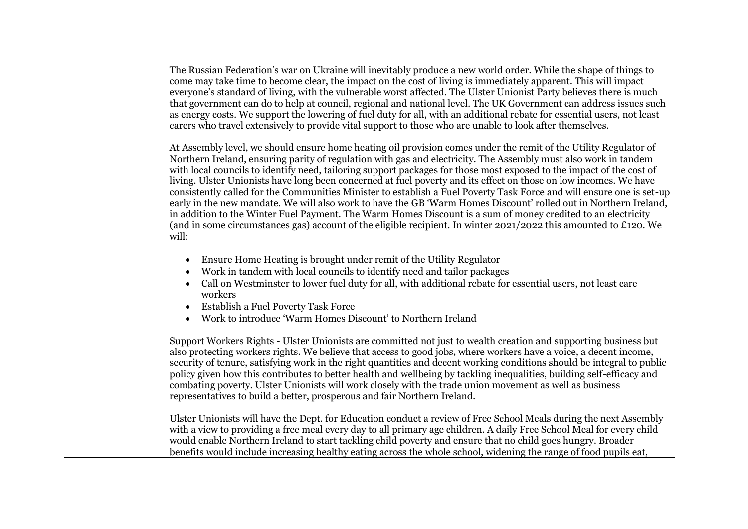The Russian Federation's war on Ukraine will inevitably produce a new world order. While the shape of things to come may take time to become clear, the impact on the cost of living is immediately apparent. This will impact everyone's standard of living, with the vulnerable worst affected. The Ulster Unionist Party believes there is much that government can do to help at council, regional and national level. The UK Government can address issues such as energy costs. We support the lowering of fuel duty for all, with an additional rebate for essential users, not least carers who travel extensively to provide vital support to those who are unable to look after themselves.

At Assembly level, we should ensure home heating oil provision comes under the remit of the Utility Regulator of Northern Ireland, ensuring parity of regulation with gas and electricity. The Assembly must also work in tandem with local councils to identify need, tailoring support packages for those most exposed to the impact of the cost of living. Ulster Unionists have long been concerned at fuel poverty and its effect on those on low incomes. We have consistently called for the Communities Minister to establish a Fuel Poverty Task Force and will ensure one is set-up early in the new mandate. We will also work to have the GB 'Warm Homes Discount' rolled out in Northern Ireland, in addition to the Winter Fuel Payment. The Warm Homes Discount is a sum of money credited to an electricity (and in some circumstances gas) account of the eligible recipient. In winter 2021/2022 this amounted to £120. We will:

- Ensure Home Heating is brought under remit of the Utility Regulator
- Work in tandem with local councils to identify need and tailor packages
- Call on Westminster to lower fuel duty for all, with additional rebate for essential users, not least care workers
- Establish a Fuel Poverty Task Force
- Work to introduce 'Warm Homes Discount' to Northern Ireland

Support Workers Rights - Ulster Unionists are committed not just to wealth creation and supporting business but also protecting workers rights. We believe that access to good jobs, where workers have a voice, a decent income, security of tenure, satisfying work in the right quantities and decent working conditions should be integral to public policy given how this contributes to better health and wellbeing by tackling inequalities, building self-efficacy and combating poverty. Ulster Unionists will work closely with the trade union movement as well as business representatives to build a better, prosperous and fair Northern Ireland.

Ulster Unionists will have the Dept. for Education conduct a review of Free School Meals during the next Assembly with a view to providing a free meal every day to all primary age children. A daily Free School Meal for every child would enable Northern Ireland to start tackling child poverty and ensure that no child goes hungry. Broader benefits would include increasing healthy eating across the whole school, widening the range of food pupils eat,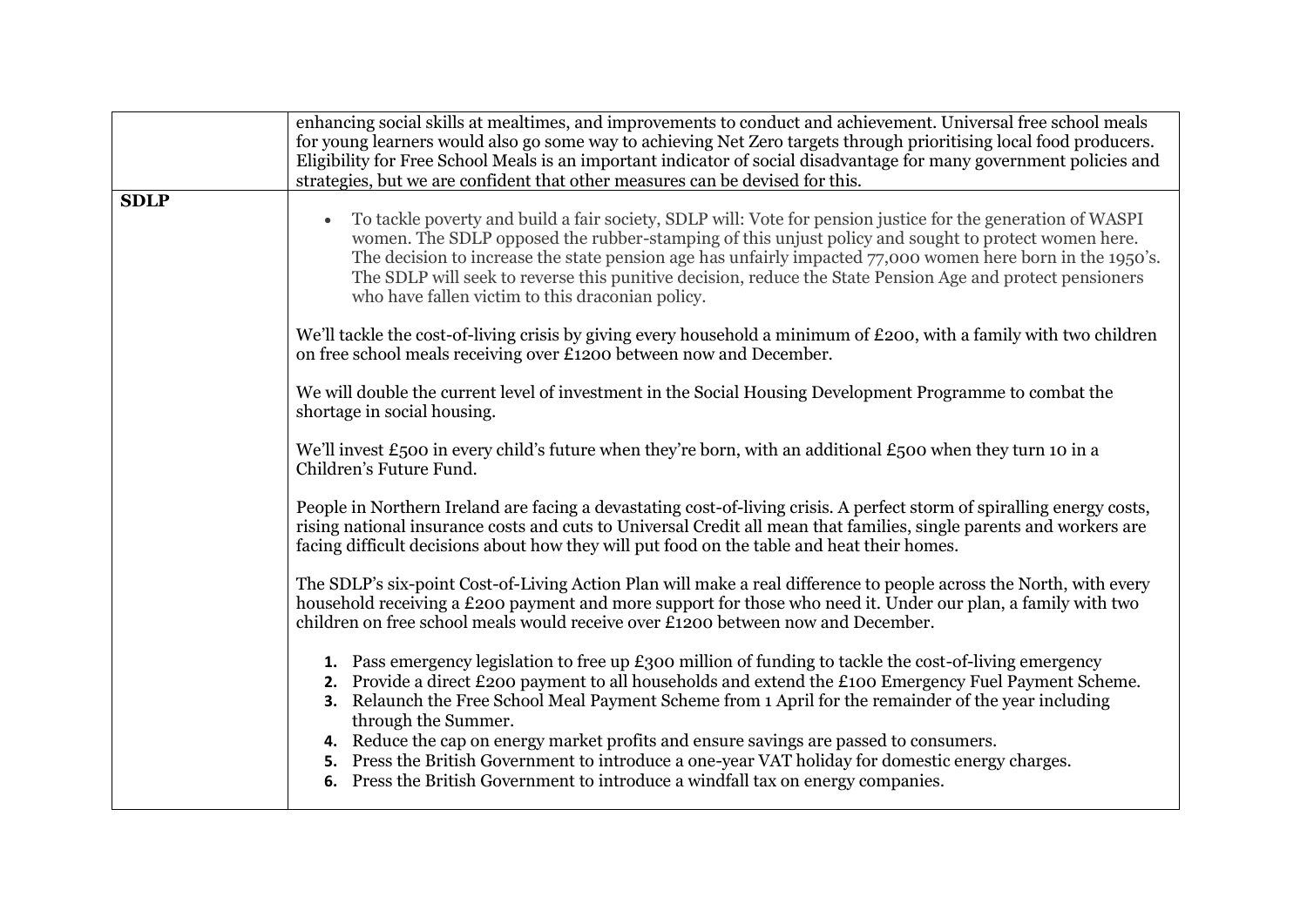| | |
|---|---|
| | enhancing social skills at mealtimes, and improvements to conduct and achievement. Universal free school meals for young learners would also go some way to achieving Net Zero targets through prioritising local food producers. Eligibility for Free School Meals is an important indicator of social disadvantage for many government policies and strategies, but we are confident that other measures can be devised for this. |
| **SDLP** | • To tackle poverty and build a fair society, SDLP will: Vote for pension justice for the generation of WASPI women. The SDLP opposed the rubber-stamping of this unjust policy and sought to protect women here. The decision to increase the state pension age has unfairly impacted 77,000 women here born in the 1950's. The SDLP will seek to reverse this punitive decision, reduce the State Pension Age and protect pensioners who have fallen victim to this draconian policy.<br><br>We'll tackle the cost-of-living crisis by giving every household a minimum of £200, with a family with two children on free school meals receiving over £1200 between now and December.<br><br>We will double the current level of investment in the Social Housing Development Programme to combat the shortage in social housing.<br><br>We'll invest £500 in every child's future when they're born, with an additional £500 when they turn 10 in a Children's Future Fund.<br><br>People in Northern Ireland are facing a devastating cost-of-living crisis. A perfect storm of spiralling energy costs, rising national insurance costs and cuts to Universal Credit all mean that families, single parents and workers are facing difficult decisions about how they will put food on the table and heat their homes.<br><br>The SDLP's six-point Cost-of-Living Action Plan will make a real difference to people across the North, with every household receiving a £200 payment and more support for those who need it. Under our plan, a family with two children on free school meals would receive over £1200 between now and December.<br><br>1. Pass emergency legislation to free up £300 million of funding to tackle the cost-of-living emergency<br>2. Provide a direct £200 payment to all households and extend the £100 Emergency Fuel Payment Scheme.<br>3. Relaunch the Free School Meal Payment Scheme from 1 April for the remainder of the year including through the Summer.<br>4. Reduce the cap on energy market profits and ensure savings are passed to consumers.<br>5. Press the British Government to introduce a one-year VAT holiday for domestic energy charges.<br>6. Press the British Government to introduce a windfall tax on energy companies. |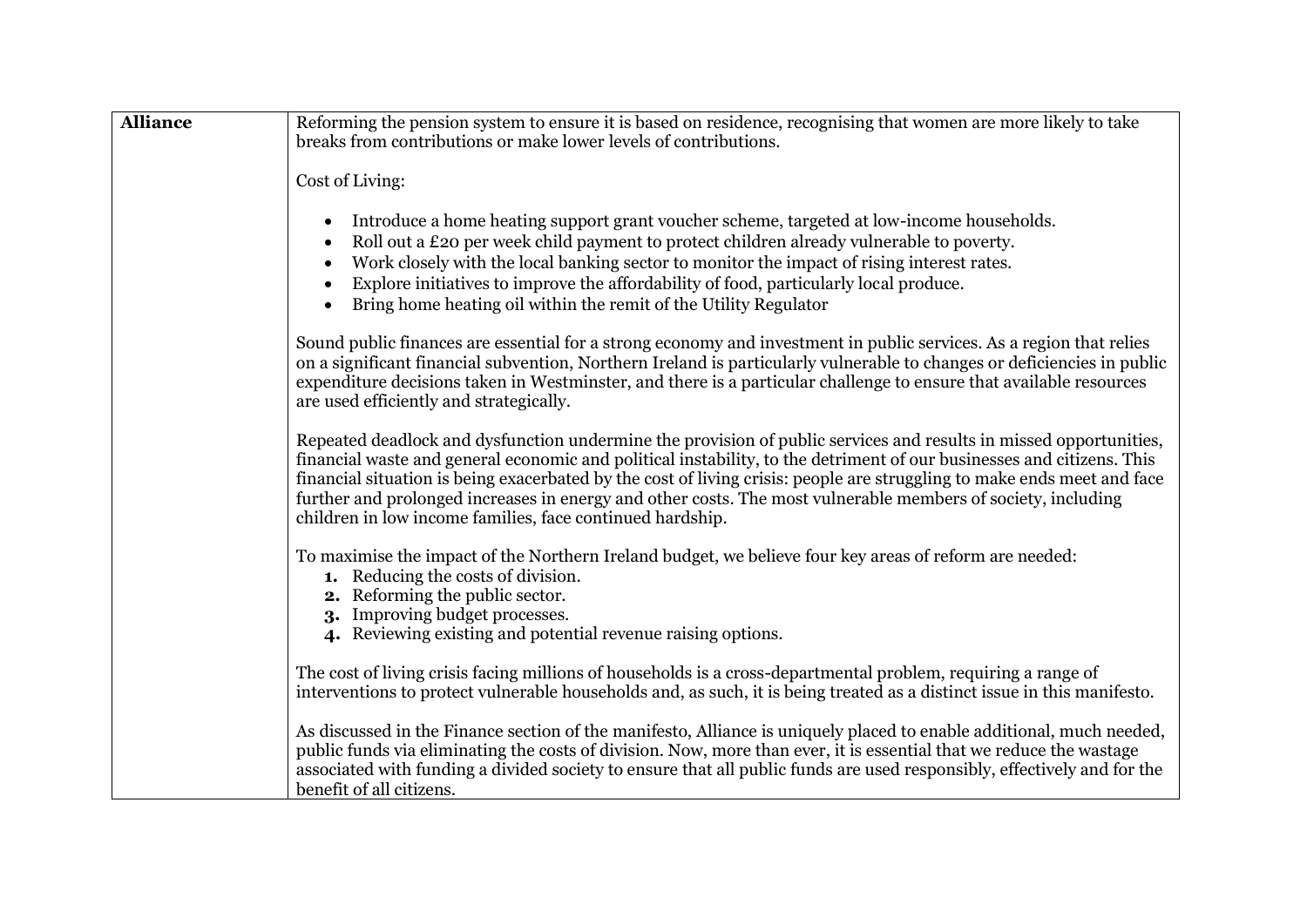| | |
|---|---|
| **Alliance** | Reforming the pension system to ensure it is based on residence, recognising that women are more likely to take breaks from contributions or make lower levels of contributions.<br><br>Cost of Living:<br><br>• Introduce a home heating support grant voucher scheme, targeted at low-income households.<br>• Roll out a £20 per week child payment to protect children already vulnerable to poverty.<br>• Work closely with the local banking sector to monitor the impact of rising interest rates.<br>• Explore initiatives to improve the affordability of food, particularly local produce.<br>• Bring home heating oil within the remit of the Utility Regulator<br><br>Sound public finances are essential for a strong economy and investment in public services. As a region that relies on a significant financial subvention, Northern Ireland is particularly vulnerable to changes or deficiencies in public expenditure decisions taken in Westminster, and there is a particular challenge to ensure that available resources are used efficiently and strategically.<br><br>Repeated deadlock and dysfunction undermine the provision of public services and results in missed opportunities, financial waste and general economic and political instability, to the detriment of our businesses and citizens. This financial situation is being exacerbated by the cost of living crisis: people are struggling to make ends meet and face further and prolonged increases in energy and other costs. The most vulnerable members of society, including children in low income families, face continued hardship.<br><br>To maximise the impact of the Northern Ireland budget, we believe four key areas of reform are needed:<br>**1.** Reducing the costs of division.<br>**2.** Reforming the public sector.<br>**3.** Improving budget processes.<br>**4.** Reviewing existing and potential revenue raising options.<br><br>The cost of living crisis facing millions of households is a cross-departmental problem, requiring a range of interventions to protect vulnerable households and, as such, it is being treated as a distinct issue in this manifesto.<br><br>As discussed in the Finance section of the manifesto, Alliance is uniquely placed to enable additional, much needed, public funds via eliminating the costs of division. Now, more than ever, it is essential that we reduce the wastage associated with funding a divided society to ensure that all public funds are used responsibly, effectively and for the benefit of all citizens. |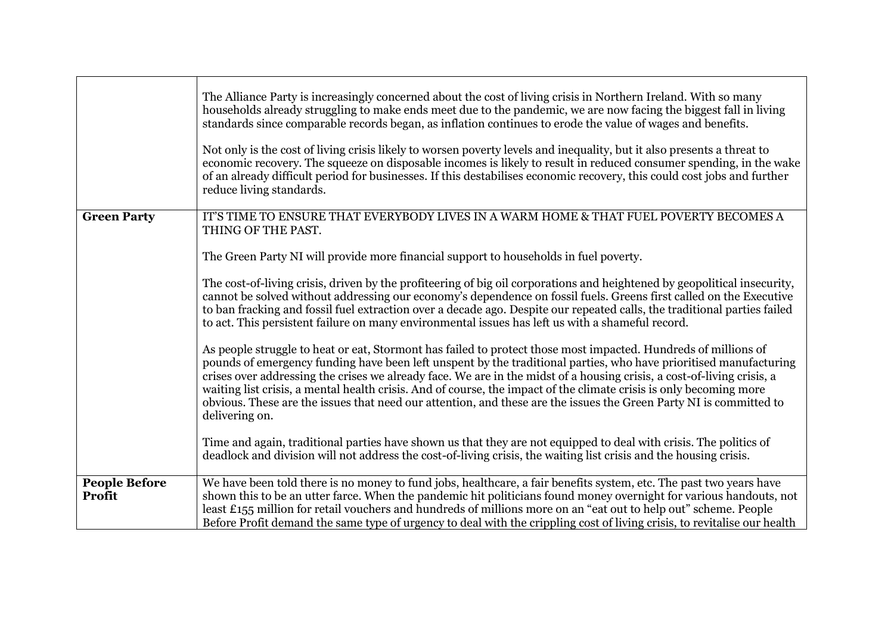| | |
|---|---|
| | The Alliance Party is increasingly concerned about the cost of living crisis in Northern Ireland. With so many households already struggling to make ends meet due to the pandemic, we are now facing the biggest fall in living standards since comparable records began, as inflation continues to erode the value of wages and benefits.<br><br>Not only is the cost of living crisis likely to worsen poverty levels and inequality, but it also presents a threat to economic recovery. The squeeze on disposable incomes is likely to result in reduced consumer spending, in the wake of an already difficult period for businesses. If this destabilises economic recovery, this could cost jobs and further reduce living standards. |
| **Green Party** | IT'S TIME TO ENSURE THAT EVERYBODY LIVES IN A WARM HOME & THAT FUEL POVERTY BECOMES A THING OF THE PAST.<br><br>The Green Party NI will provide more financial support to households in fuel poverty.<br><br>The cost-of-living crisis, driven by the profiteering of big oil corporations and heightened by geopolitical insecurity, cannot be solved without addressing our economy's dependence on fossil fuels. Greens first called on the Executive to ban fracking and fossil fuel extraction over a decade ago. Despite our repeated calls, the traditional parties failed to act. This persistent failure on many environmental issues has left us with a shameful record.<br><br>As people struggle to heat or eat, Stormont has failed to protect those most impacted. Hundreds of millions of pounds of emergency funding have been left unspent by the traditional parties, who have prioritised manufacturing crises over addressing the crises we already face. We are in the midst of a housing crisis, a cost-of-living crisis, a waiting list crisis, a mental health crisis. And of course, the impact of the climate crisis is only becoming more obvious. These are the issues that need our attention, and these are the issues the Green Party NI is committed to delivering on.<br><br>Time and again, traditional parties have shown us that they are not equipped to deal with crisis. The politics of deadlock and division will not address the cost-of-living crisis, the waiting list crisis and the housing crisis. |
| **People Before Profit** | We have been told there is no money to fund jobs, healthcare, a fair benefits system, etc. The past two years have shown this to be an utter farce. When the pandemic hit politicians found money overnight for various handouts, not least £155 million for retail vouchers and hundreds of millions more on an "eat out to help out" scheme. People Before Profit demand the same type of urgency to deal with the crippling cost of living crisis, to revitalise our health |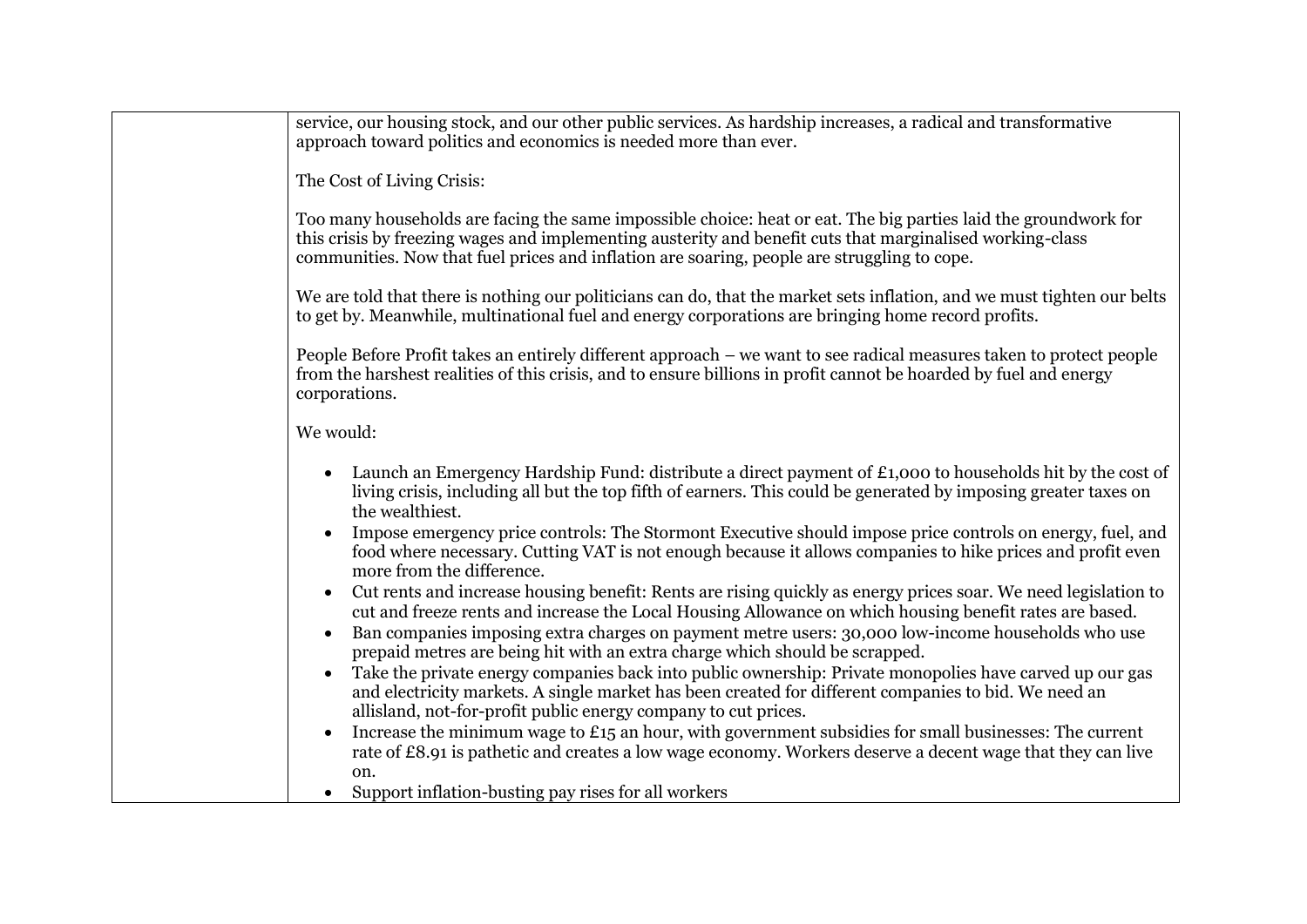service, our housing stock, and our other public services. As hardship increases, a radical and transformative approach toward politics and economics is needed more than ever.

The Cost of Living Crisis:

Too many households are facing the same impossible choice: heat or eat. The big parties laid the groundwork for this crisis by freezing wages and implementing austerity and benefit cuts that marginalised working-class communities. Now that fuel prices and inflation are soaring, people are struggling to cope.

We are told that there is nothing our politicians can do, that the market sets inflation, and we must tighten our belts to get by. Meanwhile, multinational fuel and energy corporations are bringing home record profits.

People Before Profit takes an entirely different approach – we want to see radical measures taken to protect people from the harshest realities of this crisis, and to ensure billions in profit cannot be hoarded by fuel and energy corporations.

We would:

- Launch an Emergency Hardship Fund: distribute a direct payment of £1,000 to households hit by the cost of living crisis, including all but the top fifth of earners. This could be generated by imposing greater taxes on the wealthiest.
- Impose emergency price controls: The Stormont Executive should impose price controls on energy, fuel, and food where necessary. Cutting VAT is not enough because it allows companies to hike prices and profit even more from the difference.
- Cut rents and increase housing benefit: Rents are rising quickly as energy prices soar. We need legislation to cut and freeze rents and increase the Local Housing Allowance on which housing benefit rates are based.
- Ban companies imposing extra charges on payment metre users: 30,000 low-income households who use prepaid metres are being hit with an extra charge which should be scrapped.
- Take the private energy companies back into public ownership: Private monopolies have carved up our gas and electricity markets. A single market has been created for different companies to bid. We need an allisland, not-for-profit public energy company to cut prices.
- Increase the minimum wage to £15 an hour, with government subsidies for small businesses: The current rate of £8.91 is pathetic and creates a low wage economy. Workers deserve a decent wage that they can live on.
- Support inflation-busting pay rises for all workers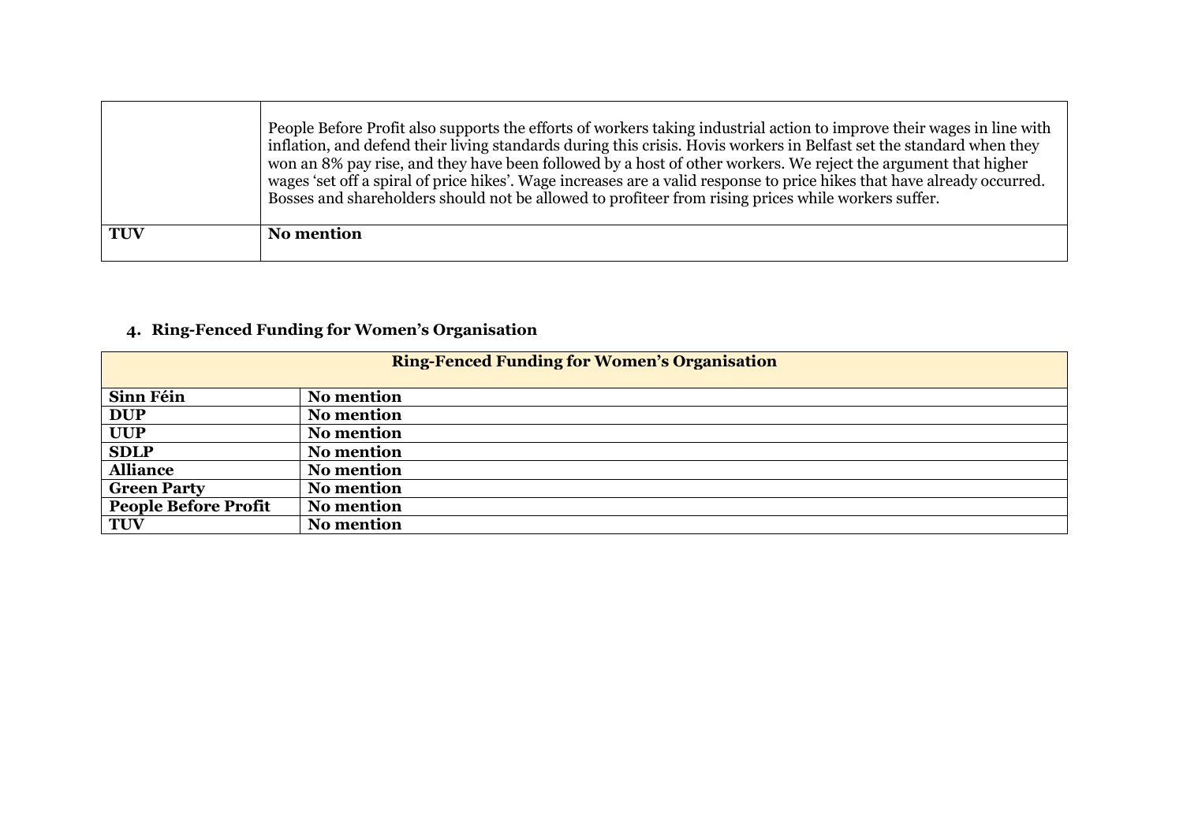|  |  |
|---|---|
|  | People Before Profit also supports the efforts of workers taking industrial action to improve their wages in line with inflation, and defend their living standards during this crisis. Hovis workers in Belfast set the standard when they won an 8% pay rise, and they have been followed by a host of other workers. We reject the argument that higher wages 'set off a spiral of price hikes'. Wage increases are a valid response to price hikes that have already occurred. Bosses and shareholders should not be allowed to profiteer from rising prices while workers suffer. |
| **TUV** | **No mention** |

#### 4. Ring-Fenced Funding for Women's Organisation

| **Ring-Fenced Funding for Women's Organisation** | |
|---|---|
| **Sinn Féin** | **No mention** |
| **DUP** | **No mention** |
| **UUP** | **No mention** |
| **SDLP** | **No mention** |
| **Alliance** | **No mention** |
| **Green Party** | **No mention** |
| **People Before Profit** | **No mention** |
| **TUV** | **No mention** |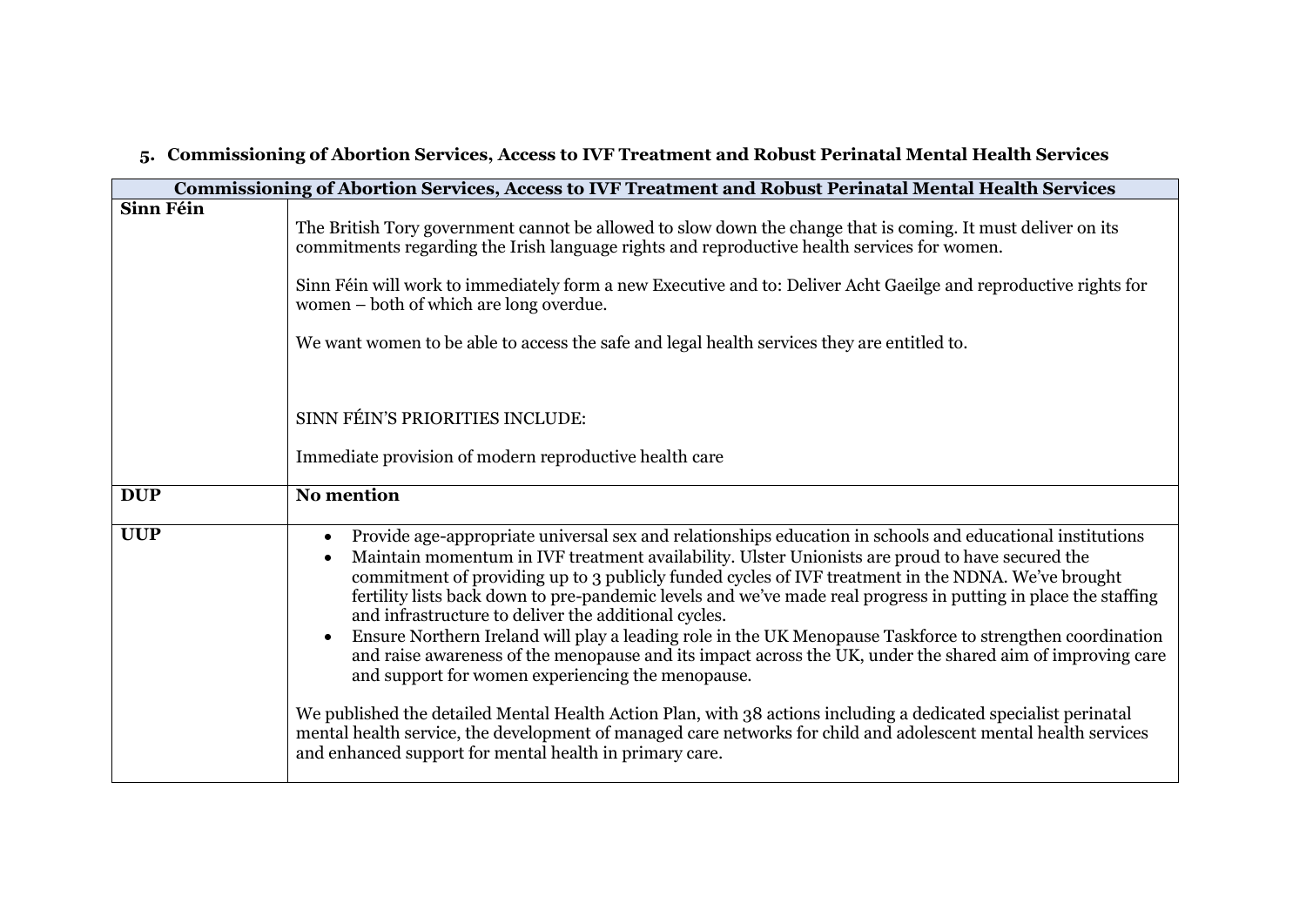## 5. Commissioning of Abortion Services, Access to IVF Treatment and Robust Perinatal Mental Health Services

| Commissioning of Abortion Services, Access to IVF Treatment and Robust Perinatal Mental Health Services | |
|---|---|
| **Sinn Féin** | The British Tory government cannot be allowed to slow down the change that is coming. It must deliver on its commitments regarding the Irish language rights and reproductive health services for women.<br><br>Sinn Féin will work to immediately form a new Executive and to: Deliver Acht Gaeilge and reproductive rights for women – both of which are long overdue.<br><br>We want women to be able to access the safe and legal health services they are entitled to.<br><br>SINN FÉIN'S PRIORITIES INCLUDE:<br><br>Immediate provision of modern reproductive health care |
| **DUP** | **No mention** |
| **UUP** | • Provide age-appropriate universal sex and relationships education in schools and educational institutions<br>• Maintain momentum in IVF treatment availability. Ulster Unionists are proud to have secured the commitment of providing up to 3 publicly funded cycles of IVF treatment in the NDNA. We've brought fertility lists back down to pre-pandemic levels and we've made real progress in putting in place the staffing and infrastructure to deliver the additional cycles.<br>• Ensure Northern Ireland will play a leading role in the UK Menopause Taskforce to strengthen coordination and raise awareness of the menopause and its impact across the UK, under the shared aim of improving care and support for women experiencing the menopause.<br><br>We published the detailed Mental Health Action Plan, with 38 actions including a dedicated specialist perinatal mental health service, the development of managed care networks for child and adolescent mental health services and enhanced support for mental health in primary care. |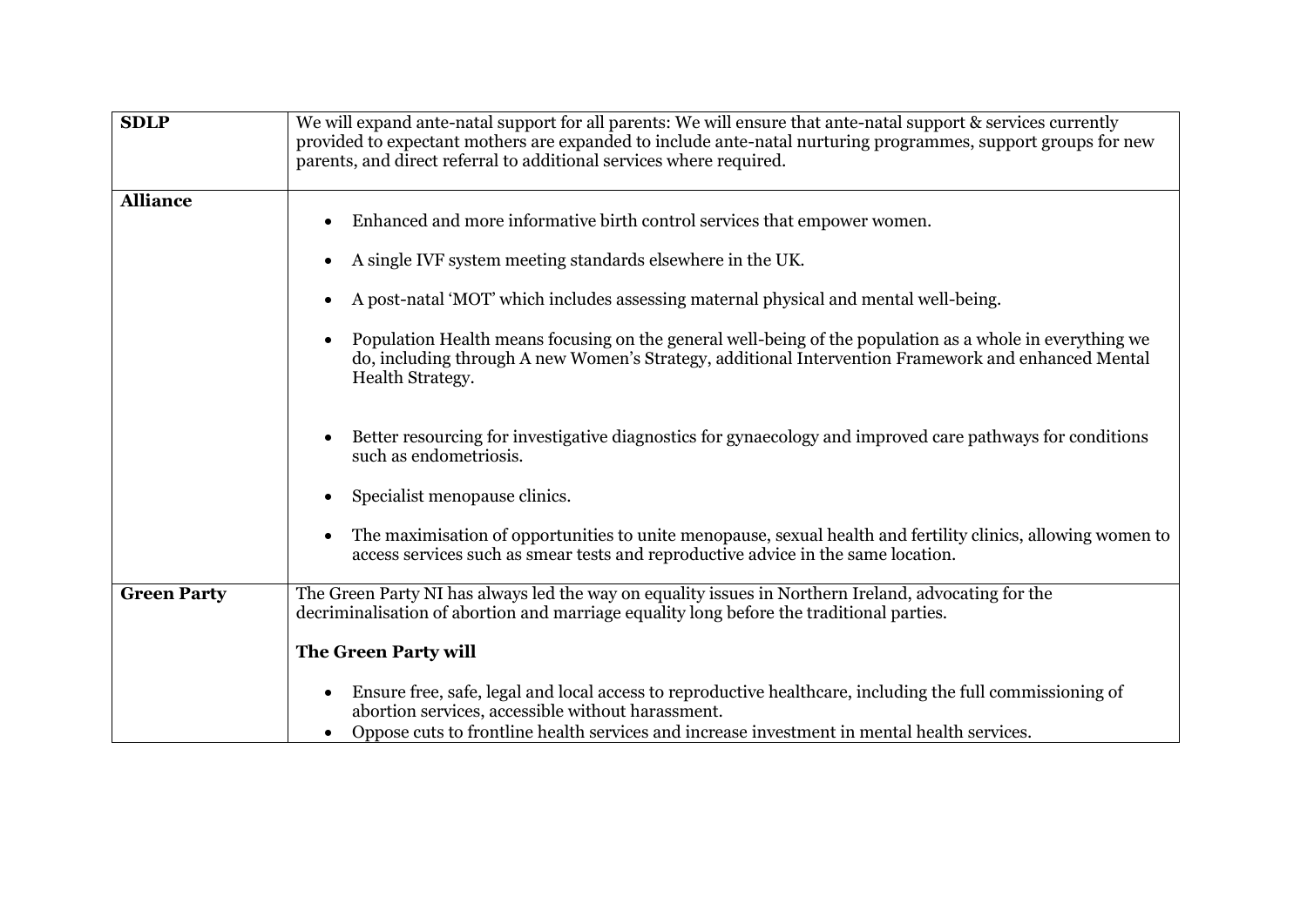| | |
|---|---|
| **SDLP** | We will expand ante-natal support for all parents: We will ensure that ante-natal support & services currently provided to expectant mothers are expanded to include ante-natal nurturing programmes, support groups for new parents, and direct referral to additional services where required. |
| **Alliance** | • Enhanced and more informative birth control services that empower women.<br><br>• A single IVF system meeting standards elsewhere in the UK.<br><br>• A post-natal 'MOT' which includes assessing maternal physical and mental well-being.<br><br>• Population Health means focusing on the general well-being of the population as a whole in everything we do, including through A new Women's Strategy, additional Intervention Framework and enhanced Mental Health Strategy.<br><br>• Better resourcing for investigative diagnostics for gynaecology and improved care pathways for conditions such as endometriosis.<br><br>• Specialist menopause clinics.<br><br>• The maximisation of opportunities to unite menopause, sexual health and fertility clinics, allowing women to access services such as smear tests and reproductive advice in the same location. |
| **Green Party** | The Green Party NI has always led the way on equality issues in Northern Ireland, advocating for the decriminalisation of abortion and marriage equality long before the traditional parties.<br><br>**The Green Party will**<br><br>• Ensure free, safe, legal and local access to reproductive healthcare, including the full commissioning of abortion services, accessible without harassment.<br>• Oppose cuts to frontline health services and increase investment in mental health services. |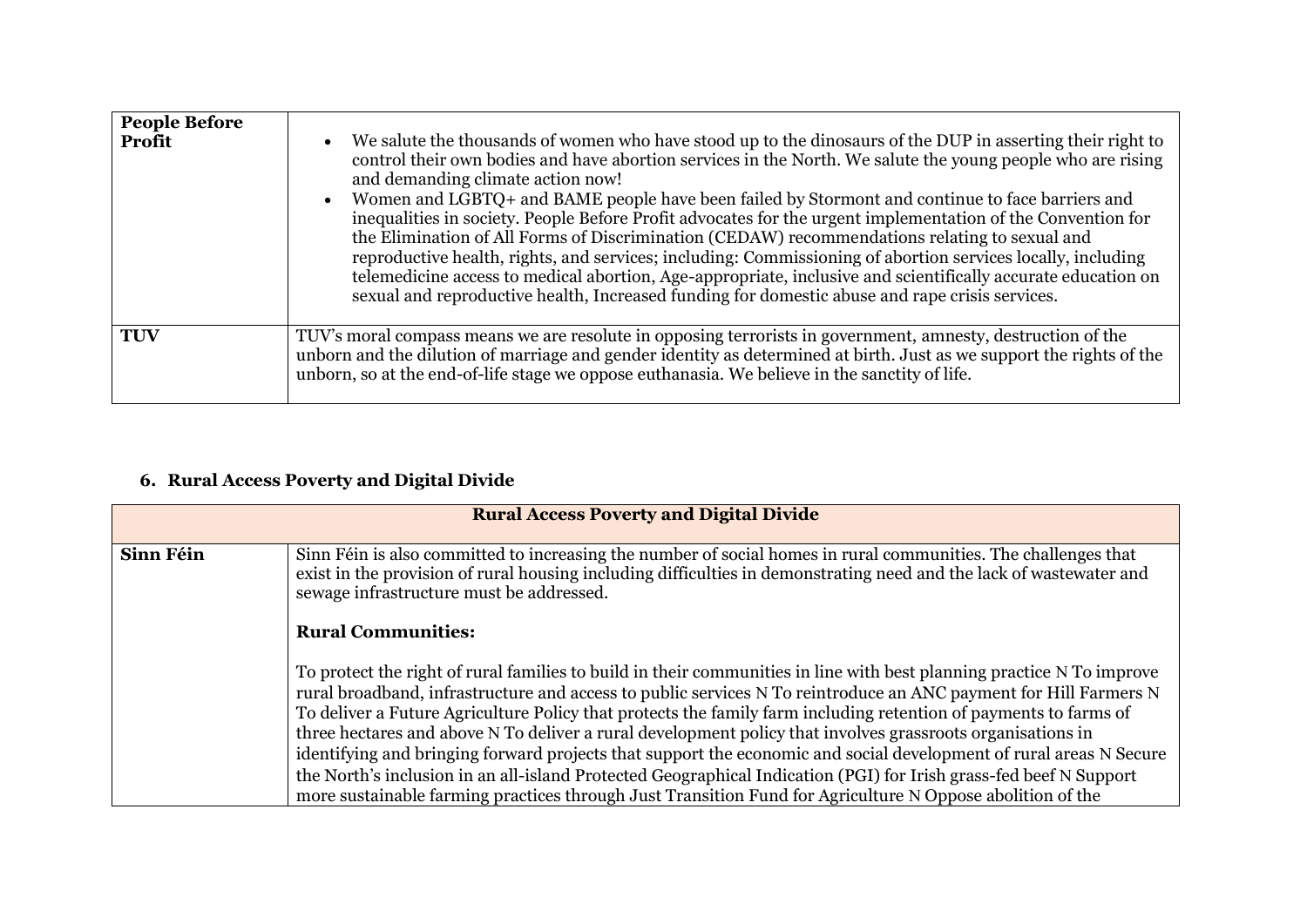| People Before Profit | • We salute the thousands of women who have stood up to the dinosaurs of the DUP in asserting their right to control their own bodies and have abortion services in the North. We salute the young people who are rising and demanding climate action now!<br>• Women and LGBTQ+ and BAME people have been failed by Stormont and continue to face barriers and inequalities in society. People Before Profit advocates for the urgent implementation of the Convention for the Elimination of All Forms of Discrimination (CEDAW) recommendations relating to sexual and reproductive health, rights, and services; including: Commissioning of abortion services locally, including telemedicine access to medical abortion, Age-appropriate, inclusive and scientifically accurate education on sexual and reproductive health, Increased funding for domestic abuse and rape crisis services. |
|---|---|
| **TUV** | TUV's moral compass means we are resolute in opposing terrorists in government, amnesty, destruction of the unborn and the dilution of marriage and gender identity as determined at birth. Just as we support the rights of the unborn, so at the end-of-life stage we oppose euthanasia. We believe in the sanctity of life. |

### 6. Rural Access Poverty and Digital Divide

| Rural Access Poverty and Digital Divide | |
|---|---|
| **Sinn Féin** | Sinn Féin is also committed to increasing the number of social homes in rural communities. The challenges that exist in the provision of rural housing including difficulties in demonstrating need and the lack of wastewater and sewage infrastructure must be addressed.<br><br>**Rural Communities:**<br><br>To protect the right of rural families to build in their communities in line with best planning practice N To improve rural broadband, infrastructure and access to public services N To reintroduce an ANC payment for Hill Farmers N To deliver a Future Agriculture Policy that protects the family farm including retention of payments to farms of three hectares and above N To deliver a rural development policy that involves grassroots organisations in identifying and bringing forward projects that support the economic and social development of rural areas N Secure the North's inclusion in an all-island Protected Geographical Indication (PGI) for Irish grass-fed beef N Support more sustainable farming practices through Just Transition Fund for Agriculture N Oppose abolition of the |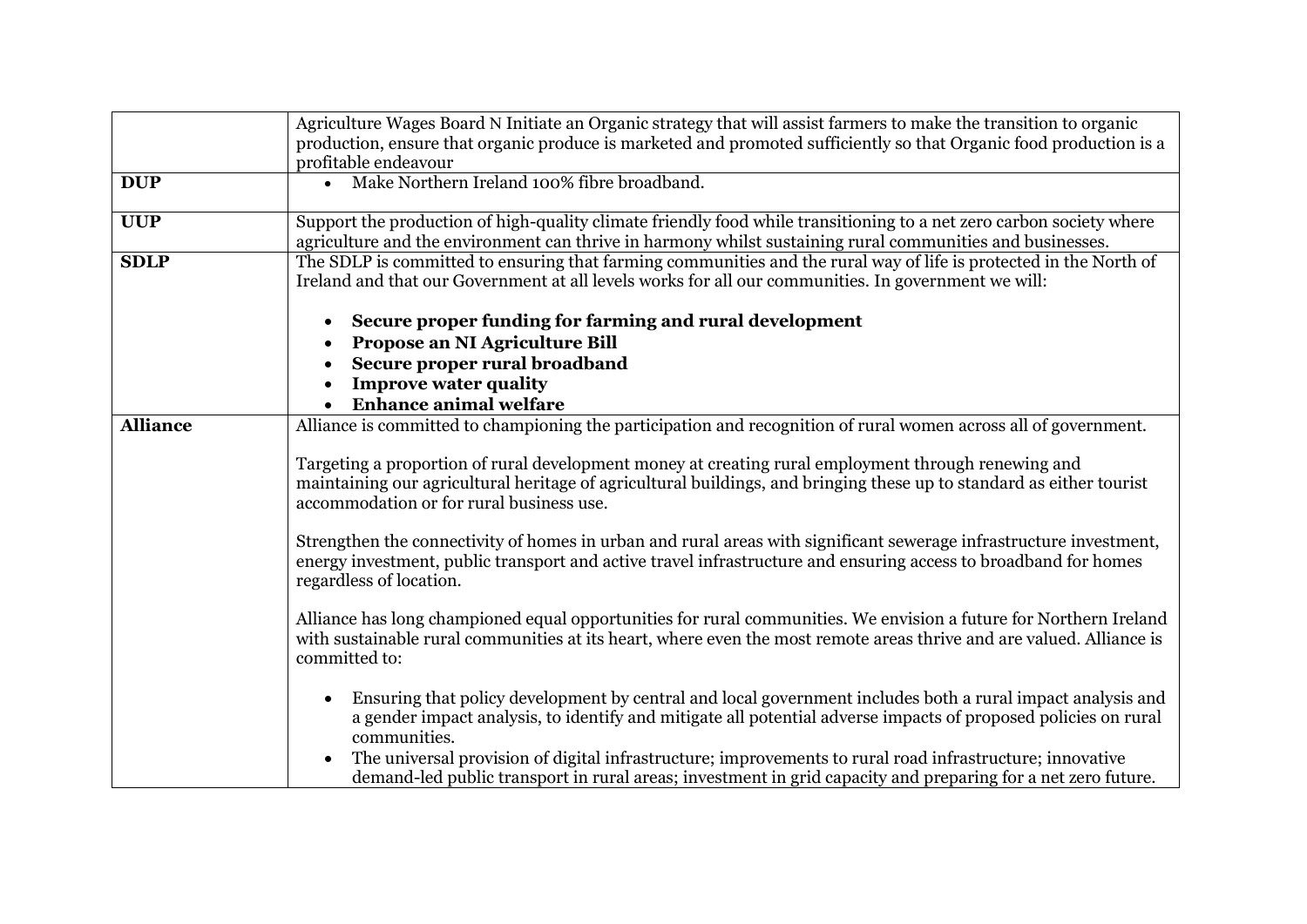| | |
|---|---|
| | Agriculture Wages Board N Initiate an Organic strategy that will assist farmers to make the transition to organic production, ensure that organic produce is marketed and promoted sufficiently so that Organic food production is a profitable endeavour |
| **DUP** | • Make Northern Ireland 100% fibre broadband. |
| **UUP** | Support the production of high-quality climate friendly food while transitioning to a net zero carbon society where agriculture and the environment can thrive in harmony whilst sustaining rural communities and businesses. |
| **SDLP** | The SDLP is committed to ensuring that farming communities and the rural way of life is protected in the North of Ireland and that our Government at all levels works for all our communities. In government we will:<br><br>• **Secure proper funding for farming and rural development**<br>• **Propose an NI Agriculture Bill**<br>• **Secure proper rural broadband**<br>• **Improve water quality**<br>• **Enhance animal welfare** |
| **Alliance** | Alliance is committed to championing the participation and recognition of rural women across all of government.<br><br>Targeting a proportion of rural development money at creating rural employment through renewing and maintaining our agricultural heritage of agricultural buildings, and bringing these up to standard as either tourist accommodation or for rural business use.<br><br>Strengthen the connectivity of homes in urban and rural areas with significant sewerage infrastructure investment, energy investment, public transport and active travel infrastructure and ensuring access to broadband for homes regardless of location.<br><br>Alliance has long championed equal opportunities for rural communities. We envision a future for Northern Ireland with sustainable rural communities at its heart, where even the most remote areas thrive and are valued. Alliance is committed to:<br><br>• Ensuring that policy development by central and local government includes both a rural impact analysis and a gender impact analysis, to identify and mitigate all potential adverse impacts of proposed policies on rural communities.<br>• The universal provision of digital infrastructure; improvements to rural road infrastructure; innovative demand-led public transport in rural areas; investment in grid capacity and preparing for a net zero future. |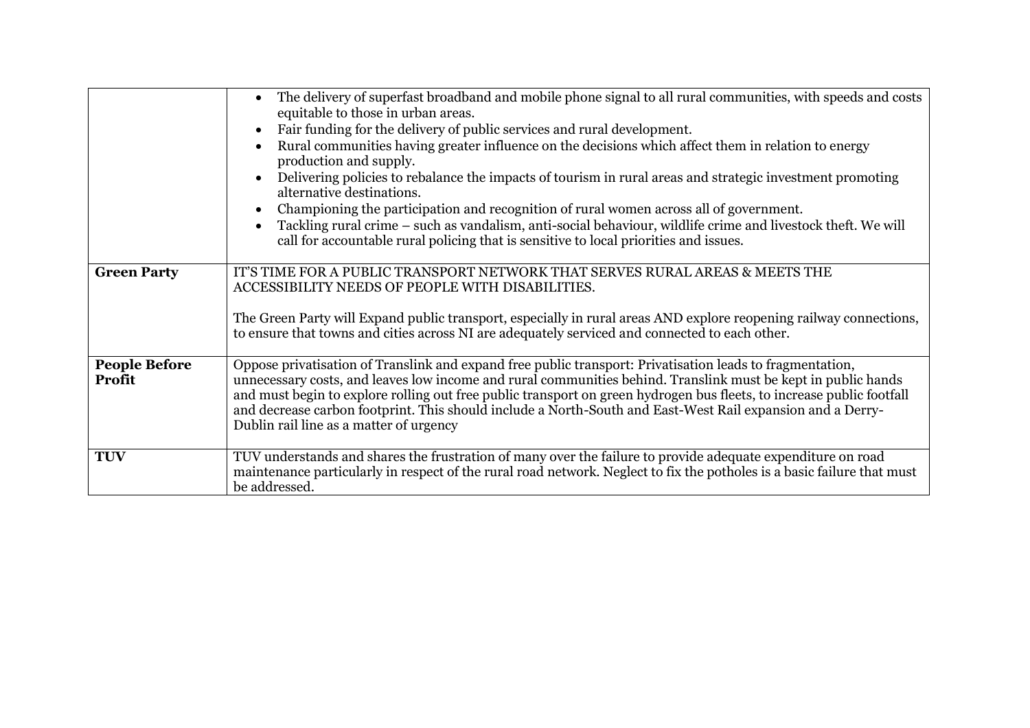| | |
|---|---|
| | • The delivery of superfast broadband and mobile phone signal to all rural communities, with speeds and costs equitable to those in urban areas.<br>• Fair funding for the delivery of public services and rural development.<br>• Rural communities having greater influence on the decisions which affect them in relation to energy production and supply.<br>• Delivering policies to rebalance the impacts of tourism in rural areas and strategic investment promoting alternative destinations.<br>• Championing the participation and recognition of rural women across all of government.<br>• Tackling rural crime – such as vandalism, anti-social behaviour, wildlife crime and livestock theft. We will call for accountable rural policing that is sensitive to local priorities and issues. |
| **Green Party** | IT'S TIME FOR A PUBLIC TRANSPORT NETWORK THAT SERVES RURAL AREAS & MEETS THE ACCESSIBILITY NEEDS OF PEOPLE WITH DISABILITIES.<br><br>The Green Party will Expand public transport, especially in rural areas AND explore reopening railway connections, to ensure that towns and cities across NI are adequately serviced and connected to each other. |
| **People Before Profit** | Oppose privatisation of Translink and expand free public transport: Privatisation leads to fragmentation, unnecessary costs, and leaves low income and rural communities behind. Translink must be kept in public hands and must begin to explore rolling out free public transport on green hydrogen bus fleets, to increase public footfall and decrease carbon footprint. This should include a North-South and East-West Rail expansion and a Derry-Dublin rail line as a matter of urgency |
| **TUV** | TUV understands and shares the frustration of many over the failure to provide adequate expenditure on road maintenance particularly in respect of the rural road network. Neglect to fix the potholes is a basic failure that must be addressed. |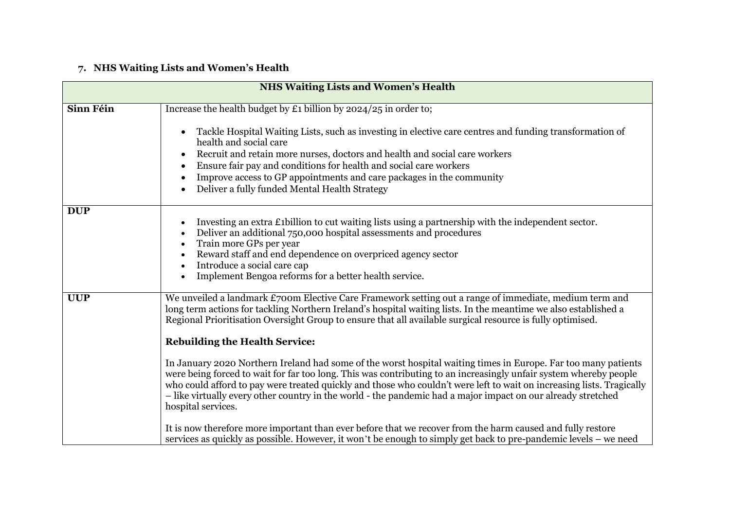### 7. NHS Waiting Lists and Women's Health

| NHS Waiting Lists and Women's Health | |
|---|---|
| **Sinn Féin** | Increase the health budget by £1 billion by 2024/25 in order to; <br><br> • Tackle Hospital Waiting Lists, such as investing in elective care centres and funding transformation of health and social care <br> • Recruit and retain more nurses, doctors and health and social care workers <br> • Ensure fair pay and conditions for health and social care workers <br> • Improve access to GP appointments and care packages in the community <br> • Deliver a fully funded Mental Health Strategy |
| **DUP** | • Investing an extra £1billion to cut waiting lists using a partnership with the independent sector. <br> • Deliver an additional 750,000 hospital assessments and procedures <br> • Train more GPs per year <br> • Reward staff and end dependence on overpriced agency sector <br> • Introduce a social care cap <br> • Implement Bengoa reforms for a better health service. |
| **UUP** | We unveiled a landmark £700m Elective Care Framework setting out a range of immediate, medium term and long term actions for tackling Northern Ireland's hospital waiting lists. In the meantime we also established a Regional Prioritisation Oversight Group to ensure that all available surgical resource is fully optimised. <br><br> **Rebuilding the Health Service:** <br><br> In January 2020 Northern Ireland had some of the worst hospital waiting times in Europe. Far too many patients were being forced to wait for far too long. This was contributing to an increasingly unfair system whereby people who could afford to pay were treated quickly and those who couldn't were left to wait on increasing lists. Tragically – like virtually every other country in the world - the pandemic had a major impact on our already stretched hospital services. <br><br> It is now therefore more important than ever before that we recover from the harm caused and fully restore services as quickly as possible. However, it won't be enough to simply get back to pre-pandemic levels – we need |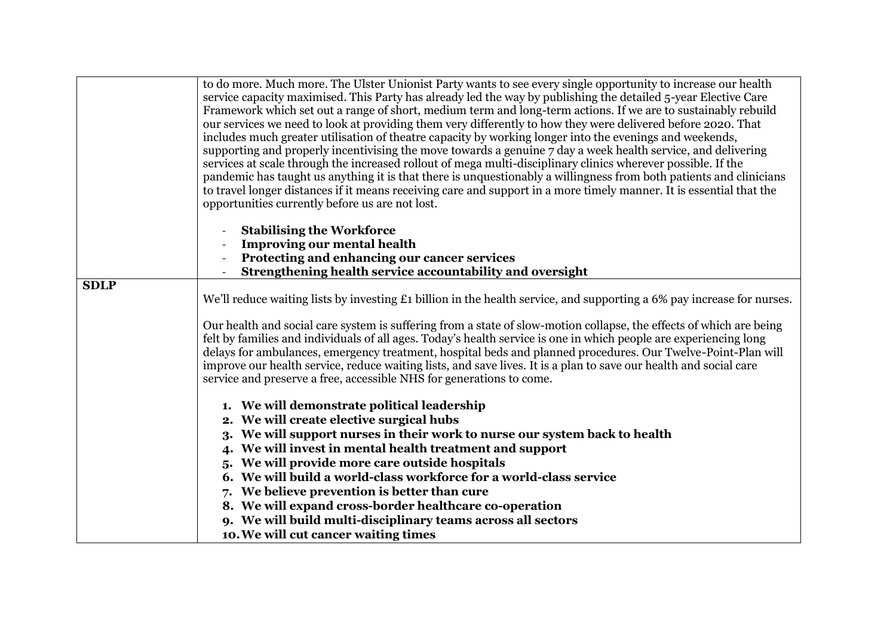| | |
|---|---|
| | to do more. Much more. The Ulster Unionist Party wants to see every single opportunity to increase our health service capacity maximised. This Party has already led the way by publishing the detailed 5-year Elective Care Framework which set out a range of short, medium term and long-term actions. If we are to sustainably rebuild our services we need to look at providing them very differently to how they were delivered before 2020. That includes much greater utilisation of theatre capacity by working longer into the evenings and weekends, supporting and properly incentivising the move towards a genuine 7 day a week health service, and delivering services at scale through the increased rollout of mega multi-disciplinary clinics wherever possible. If the pandemic has taught us anything it is that there is unquestionably a willingness from both patients and clinicians to travel longer distances if it means receiving care and support in a more timely manner. It is essential that the opportunities currently before us are not lost.<br><br>- **Stabilising the Workforce**<br>- **Improving our mental health**<br>- **Protecting and enhancing our cancer services**<br>- **Strengthening health service accountability and oversight** |
| **SDLP** | We'll reduce waiting lists by investing £1 billion in the health service, and supporting a 6% pay increase for nurses.<br><br>Our health and social care system is suffering from a state of slow-motion collapse, the effects of which are being felt by families and individuals of all ages. Today's health service is one in which people are experiencing long delays for ambulances, emergency treatment, hospital beds and planned procedures. Our Twelve-Point-Plan will improve our health service, reduce waiting lists, and save lives. It is a plan to save our health and social care service and preserve a free, accessible NHS for generations to come.<br><br>1. **We will demonstrate political leadership**<br>2. **We will create elective surgical hubs**<br>3. **We will support nurses in their work to nurse our system back to health**<br>4. **We will invest in mental health treatment and support**<br>5. **We will provide more care outside hospitals**<br>6. **We will build a world-class workforce for a world-class service**<br>7. **We believe prevention is better than cure**<br>8. **We will expand cross-border healthcare co-operation**<br>9. **We will build multi-disciplinary teams across all sectors**<br>10. **We will cut cancer waiting times** |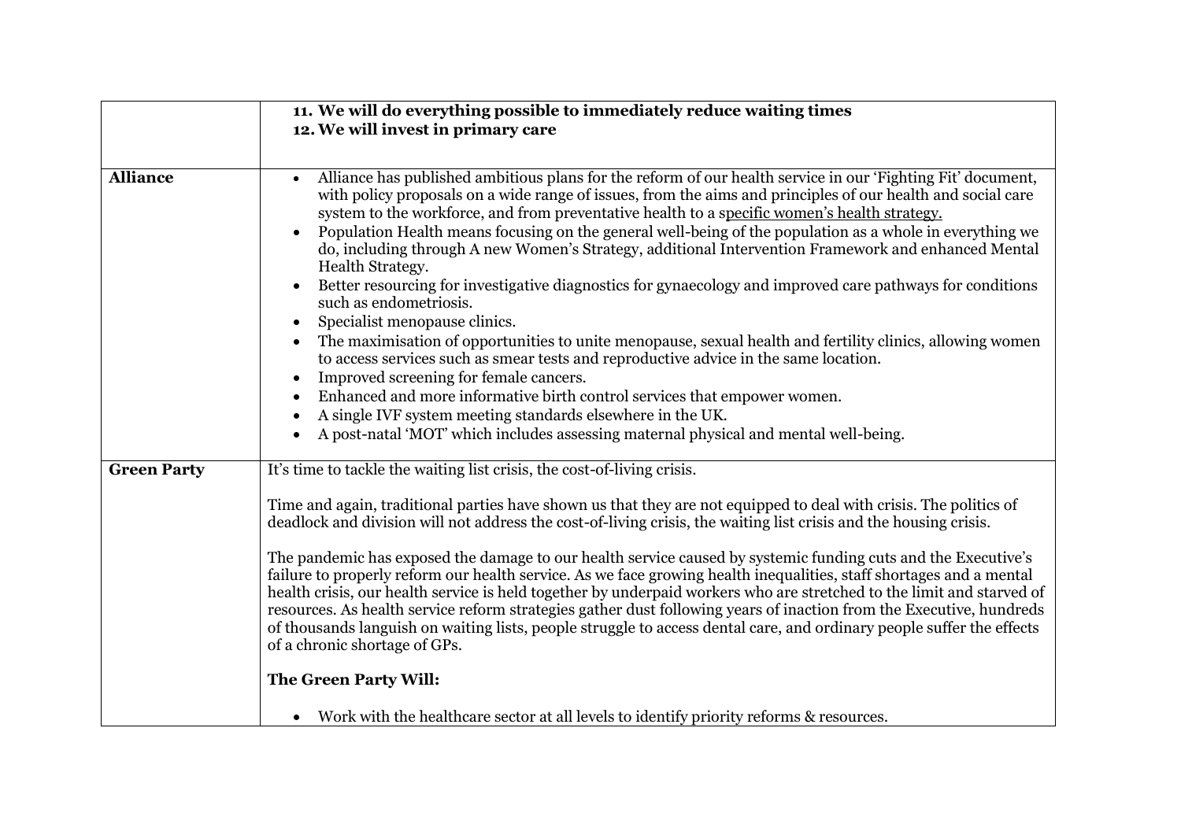| | |
|---|---|
| | **11. We will do everything possible to immediately reduce waiting times**<br>**12. We will invest in primary care** |
| **Alliance** | • Alliance has published ambitious plans for the reform of our health service in our 'Fighting Fit' document, with policy proposals on a wide range of issues, from the aims and principles of our health and social care system to the workforce, and from preventative health to a specific women's health strategy.<br>• Population Health means focusing on the general well-being of the population as a whole in everything we do, including through A new Women's Strategy, additional Intervention Framework and enhanced Mental Health Strategy.<br>• Better resourcing for investigative diagnostics for gynaecology and improved care pathways for conditions such as endometriosis.<br>• Specialist menopause clinics.<br>• The maximisation of opportunities to unite menopause, sexual health and fertility clinics, allowing women to access services such as smear tests and reproductive advice in the same location.<br>• Improved screening for female cancers.<br>• Enhanced and more informative birth control services that empower women.<br>• A single IVF system meeting standards elsewhere in the UK.<br>• A post-natal 'MOT' which includes assessing maternal physical and mental well-being. |
| **Green Party** | It's time to tackle the waiting list crisis, the cost-of-living crisis.<br><br>Time and again, traditional parties have shown us that they are not equipped to deal with crisis. The politics of deadlock and division will not address the cost-of-living crisis, the waiting list crisis and the housing crisis.<br><br>The pandemic has exposed the damage to our health service caused by systemic funding cuts and the Executive's failure to properly reform our health service. As we face growing health inequalities, staff shortages and a mental health crisis, our health service is held together by underpaid workers who are stretched to the limit and starved of resources. As health service reform strategies gather dust following years of inaction from the Executive, hundreds of thousands languish on waiting lists, people struggle to access dental care, and ordinary people suffer the effects of a chronic shortage of GPs.<br><br>**The Green Party Will:**<br><br>• Work with the healthcare sector at all levels to identify priority reforms & resources. |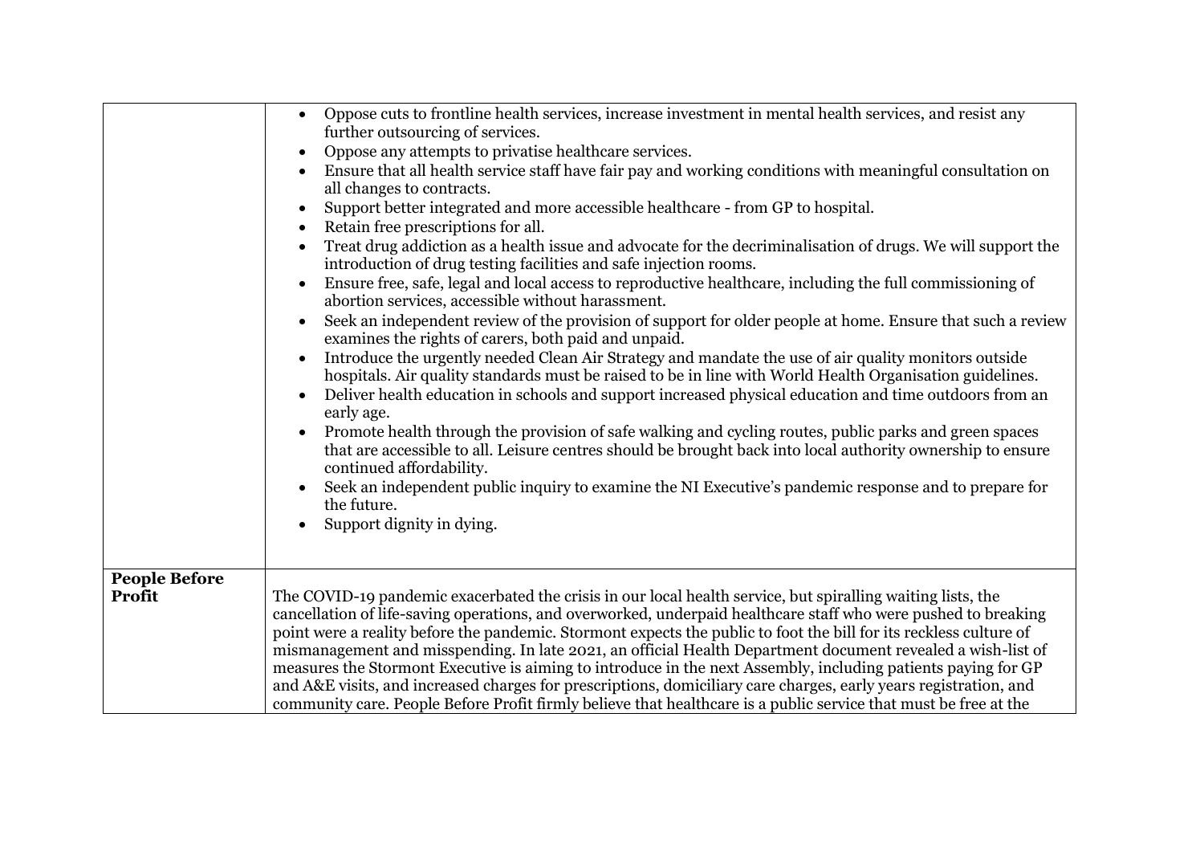| | |
|---|---|
| | • Oppose cuts to frontline health services, increase investment in mental health services, and resist any further outsourcing of services.<br>• Oppose any attempts to privatise healthcare services.<br>• Ensure that all health service staff have fair pay and working conditions with meaningful consultation on all changes to contracts.<br>• Support better integrated and more accessible healthcare - from GP to hospital.<br>• Retain free prescriptions for all.<br>• Treat drug addiction as a health issue and advocate for the decriminalisation of drugs. We will support the introduction of drug testing facilities and safe injection rooms.<br>• Ensure free, safe, legal and local access to reproductive healthcare, including the full commissioning of abortion services, accessible without harassment.<br>• Seek an independent review of the provision of support for older people at home. Ensure that such a review examines the rights of carers, both paid and unpaid.<br>• Introduce the urgently needed Clean Air Strategy and mandate the use of air quality monitors outside hospitals. Air quality standards must be raised to be in line with World Health Organisation guidelines.<br>• Deliver health education in schools and support increased physical education and time outdoors from an early age.<br>• Promote health through the provision of safe walking and cycling routes, public parks and green spaces that are accessible to all. Leisure centres should be brought back into local authority ownership to ensure continued affordability.<br>• Seek an independent public inquiry to examine the NI Executive's pandemic response and to prepare for the future.<br>• Support dignity in dying. |
| **People Before Profit** | The COVID-19 pandemic exacerbated the crisis in our local health service, but spiralling waiting lists, the cancellation of life-saving operations, and overworked, underpaid healthcare staff who were pushed to breaking point were a reality before the pandemic. Stormont expects the public to foot the bill for its reckless culture of mismanagement and misspending. In late 2021, an official Health Department document revealed a wish-list of measures the Stormont Executive is aiming to introduce in the next Assembly, including patients paying for GP and A&E visits, and increased charges for prescriptions, domiciliary care charges, early years registration, and community care. People Before Profit firmly believe that healthcare is a public service that must be free at the |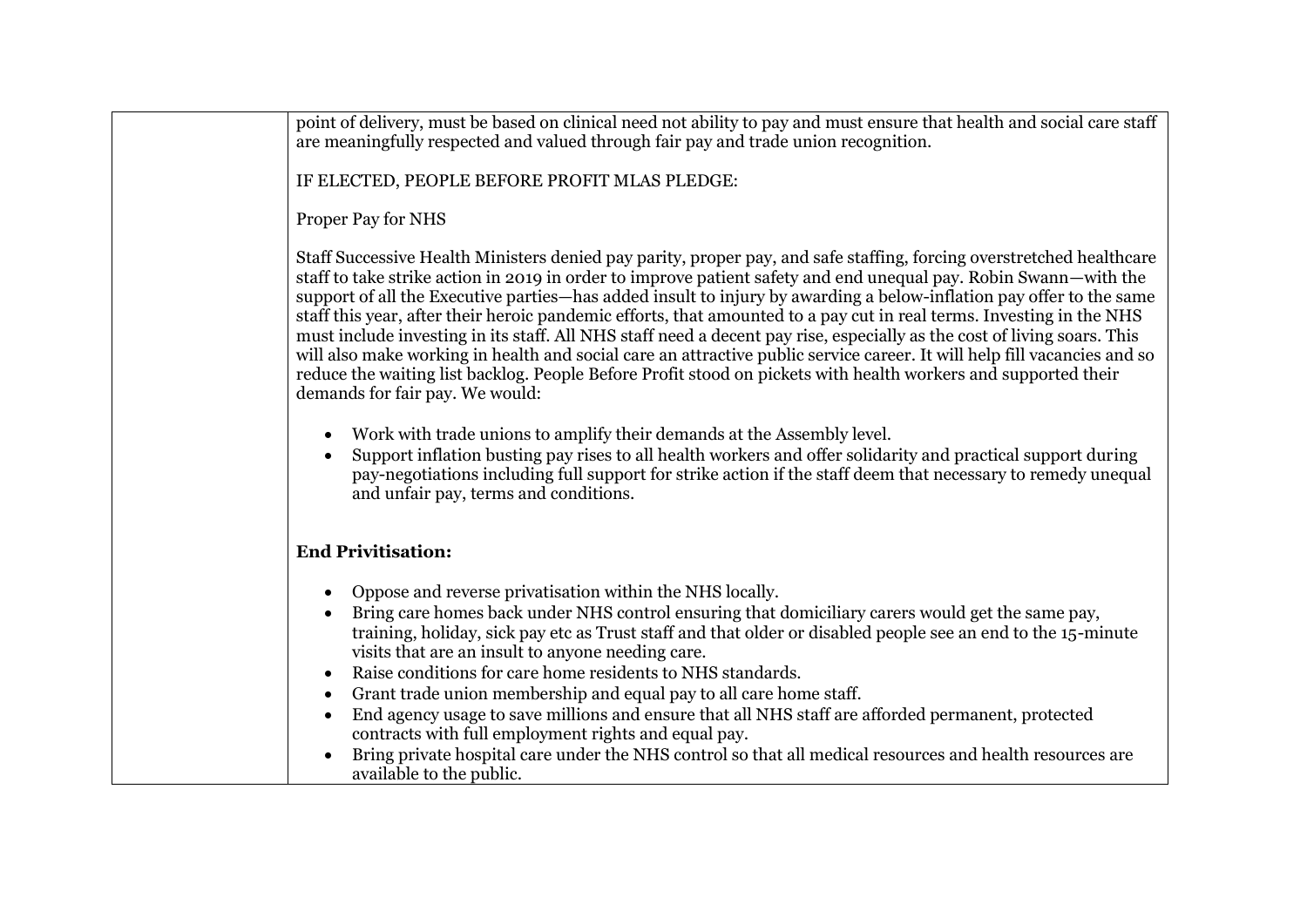point of delivery, must be based on clinical need not ability to pay and must ensure that health and social care staff are meaningfully respected and valued through fair pay and trade union recognition.

IF ELECTED, PEOPLE BEFORE PROFIT MLAS PLEDGE:

Proper Pay for NHS

Staff Successive Health Ministers denied pay parity, proper pay, and safe staffing, forcing overstretched healthcare staff to take strike action in 2019 in order to improve patient safety and end unequal pay. Robin Swann—with the support of all the Executive parties—has added insult to injury by awarding a below-inflation pay offer to the same staff this year, after their heroic pandemic efforts, that amounted to a pay cut in real terms. Investing in the NHS must include investing in its staff. All NHS staff need a decent pay rise, especially as the cost of living soars. This will also make working in health and social care an attractive public service career. It will help fill vacancies and so reduce the waiting list backlog. People Before Profit stood on pickets with health workers and supported their demands for fair pay. We would:

- Work with trade unions to amplify their demands at the Assembly level.
- Support inflation busting pay rises to all health workers and offer solidarity and practical support during pay-negotiations including full support for strike action if the staff deem that necessary to remedy unequal and unfair pay, terms and conditions.

**End Privitisation:**

- Oppose and reverse privatisation within the NHS locally.
- Bring care homes back under NHS control ensuring that domiciliary carers would get the same pay, training, holiday, sick pay etc as Trust staff and that older or disabled people see an end to the 15-minute visits that are an insult to anyone needing care.
- Raise conditions for care home residents to NHS standards.
- Grant trade union membership and equal pay to all care home staff.
- End agency usage to save millions and ensure that all NHS staff are afforded permanent, protected contracts with full employment rights and equal pay.
- Bring private hospital care under the NHS control so that all medical resources and health resources are available to the public.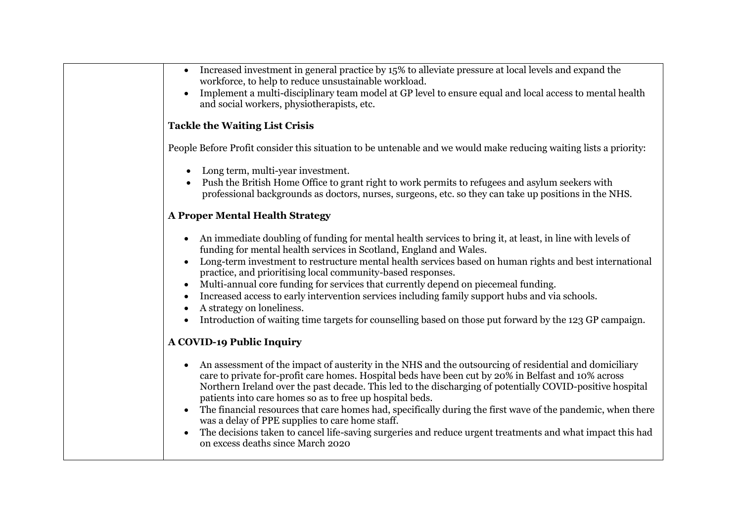| | • Increased investment in general practice by 15% to alleviate pressure at local levels and expand the workforce, to help to reduce unsustainable workload.<br>• Implement a multi-disciplinary team model at GP level to ensure equal and local access to mental health and social workers, physiotherapists, etc.<br><br>**Tackle the Waiting List Crisis**<br><br>People Before Profit consider this situation to be untenable and we would make reducing waiting lists a priority:<br><br>• Long term, multi-year investment.<br>• Push the British Home Office to grant right to work permits to refugees and asylum seekers with professional backgrounds as doctors, nurses, surgeons, etc. so they can take up positions in the NHS.<br><br>**A Proper Mental Health Strategy**<br><br>• An immediate doubling of funding for mental health services to bring it, at least, in line with levels of funding for mental health services in Scotland, England and Wales.<br>• Long-term investment to restructure mental health services based on human rights and best international practice, and prioritising local community-based responses.<br>• Multi-annual core funding for services that currently depend on piecemeal funding.<br>• Increased access to early intervention services including family support hubs and via schools.<br>• A strategy on loneliness.<br>• Introduction of waiting time targets for counselling based on those put forward by the 123 GP campaign.<br><br>**A COVID-19 Public Inquiry**<br><br>• An assessment of the impact of austerity in the NHS and the outsourcing of residential and domiciliary care to private for-profit care homes. Hospital beds have been cut by 20% in Belfast and 10% across Northern Ireland over the past decade. This led to the discharging of potentially COVID-positive hospital patients into care homes so as to free up hospital beds.<br>• The financial resources that care homes had, specifically during the first wave of the pandemic, when there was a delay of PPE supplies to care home staff.<br>• The decisions taken to cancel life-saving surgeries and reduce urgent treatments and what impact this had on excess deaths since March 2020 |
|---|---|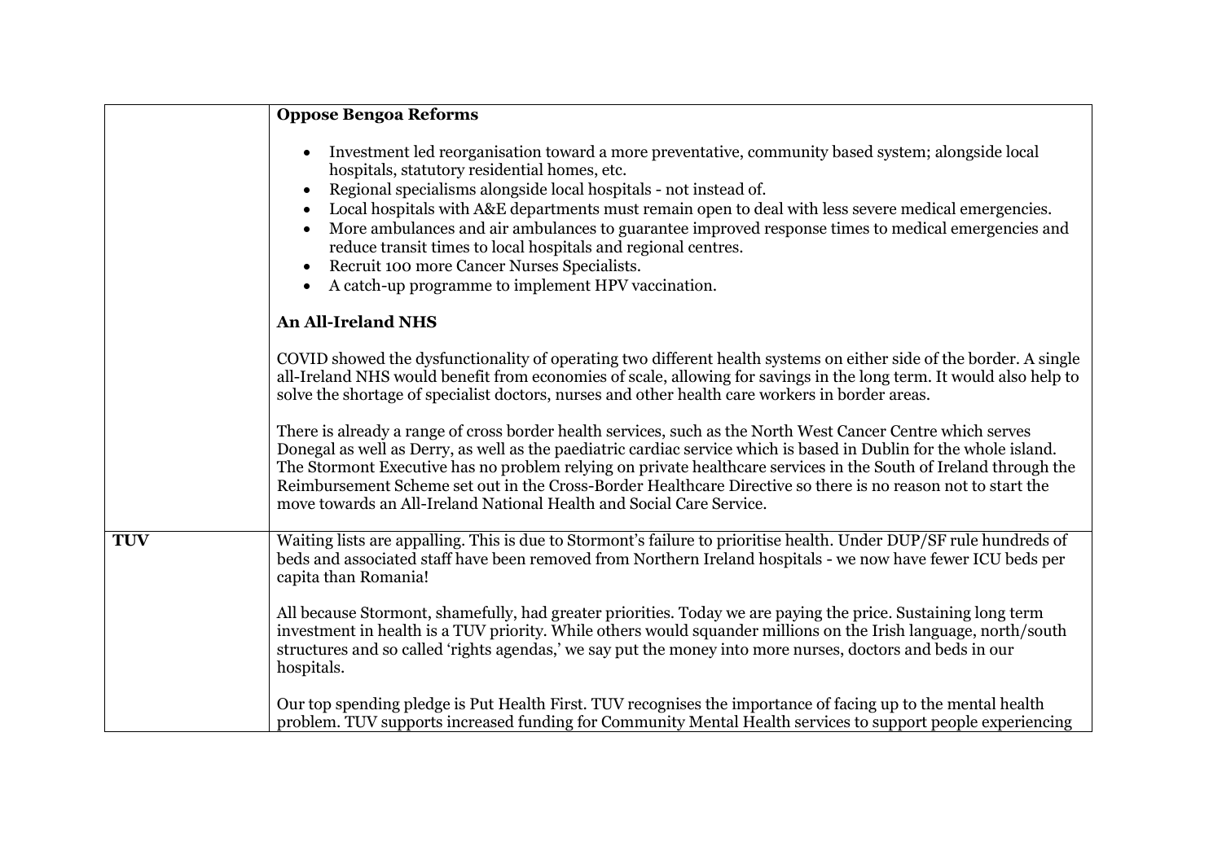| | |
|---|---|
| | **Oppose Bengoa Reforms**<br><br>• Investment led reorganisation toward a more preventative, community based system; alongside local hospitals, statutory residential homes, etc.<br>• Regional specialisms alongside local hospitals - not instead of.<br>• Local hospitals with A&E departments must remain open to deal with less severe medical emergencies.<br>• More ambulances and air ambulances to guarantee improved response times to medical emergencies and reduce transit times to local hospitals and regional centres.<br>• Recruit 100 more Cancer Nurses Specialists.<br>• A catch-up programme to implement HPV vaccination.<br><br>**An All-Ireland NHS**<br><br>COVID showed the dysfunctionality of operating two different health systems on either side of the border. A single all-Ireland NHS would benefit from economies of scale, allowing for savings in the long term. It would also help to solve the shortage of specialist doctors, nurses and other health care workers in border areas.<br><br>There is already a range of cross border health services, such as the North West Cancer Centre which serves Donegal as well as Derry, as well as the paediatric cardiac service which is based in Dublin for the whole island. The Stormont Executive has no problem relying on private healthcare services in the South of Ireland through the Reimbursement Scheme set out in the Cross-Border Healthcare Directive so there is no reason not to start the move towards an All-Ireland National Health and Social Care Service. |
| **TUV** | Waiting lists are appalling. This is due to Stormont's failure to prioritise health. Under DUP/SF rule hundreds of beds and associated staff have been removed from Northern Ireland hospitals - we now have fewer ICU beds per capita than Romania!<br><br>All because Stormont, shamefully, had greater priorities. Today we are paying the price. Sustaining long term investment in health is a TUV priority. While others would squander millions on the Irish language, north/south structures and so called 'rights agendas,' we say put the money into more nurses, doctors and beds in our hospitals.<br><br>Our top spending pledge is Put Health First. TUV recognises the importance of facing up to the mental health problem. TUV supports increased funding for Community Mental Health services to support people experiencing |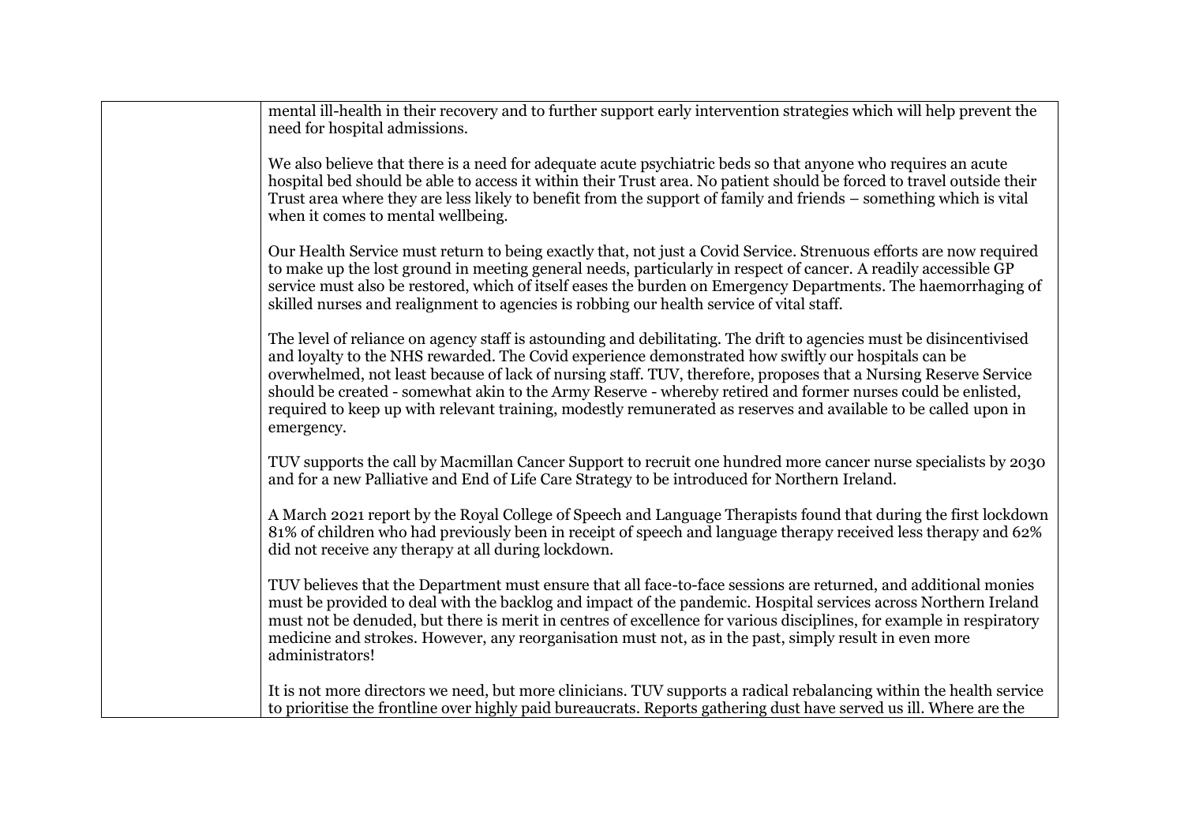| | |
|---|---|
| | mental ill-health in their recovery and to further support early intervention strategies which will help prevent the need for hospital admissions.<br><br>We also believe that there is a need for adequate acute psychiatric beds so that anyone who requires an acute hospital bed should be able to access it within their Trust area. No patient should be forced to travel outside their Trust area where they are less likely to benefit from the support of family and friends – something which is vital when it comes to mental wellbeing.<br><br>Our Health Service must return to being exactly that, not just a Covid Service. Strenuous efforts are now required to make up the lost ground in meeting general needs, particularly in respect of cancer. A readily accessible GP service must also be restored, which of itself eases the burden on Emergency Departments. The haemorrhaging of skilled nurses and realignment to agencies is robbing our health service of vital staff.<br><br>The level of reliance on agency staff is astounding and debilitating. The drift to agencies must be disincentivised and loyalty to the NHS rewarded. The Covid experience demonstrated how swiftly our hospitals can be overwhelmed, not least because of lack of nursing staff. TUV, therefore, proposes that a Nursing Reserve Service should be created - somewhat akin to the Army Reserve - whereby retired and former nurses could be enlisted, required to keep up with relevant training, modestly remunerated as reserves and available to be called upon in emergency.<br><br>TUV supports the call by Macmillan Cancer Support to recruit one hundred more cancer nurse specialists by 2030 and for a new Palliative and End of Life Care Strategy to be introduced for Northern Ireland.<br><br>A March 2021 report by the Royal College of Speech and Language Therapists found that during the first lockdown 81% of children who had previously been in receipt of speech and language therapy received less therapy and 62% did not receive any therapy at all during lockdown.<br><br>TUV believes that the Department must ensure that all face-to-face sessions are returned, and additional monies must be provided to deal with the backlog and impact of the pandemic. Hospital services across Northern Ireland must not be denuded, but there is merit in centres of excellence for various disciplines, for example in respiratory medicine and strokes. However, any reorganisation must not, as in the past, simply result in even more administrators!<br><br>It is not more directors we need, but more clinicians. TUV supports a radical rebalancing within the health service to prioritise the frontline over highly paid bureaucrats. Reports gathering dust have served us ill. Where are the |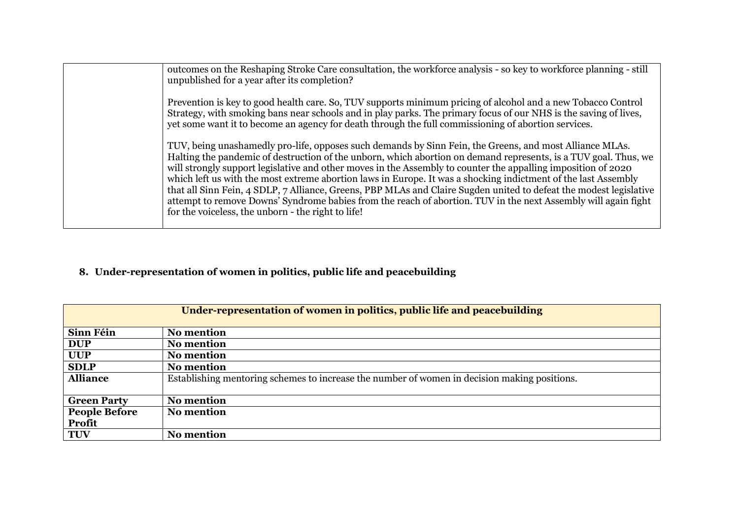| | |
|---|---|
| | outcomes on the Reshaping Stroke Care consultation, the workforce analysis - so key to workforce planning - still unpublished for a year after its completion?<br><br>Prevention is key to good health care. So, TUV supports minimum pricing of alcohol and a new Tobacco Control Strategy, with smoking bans near schools and in play parks. The primary focus of our NHS is the saving of lives, yet some want it to become an agency for death through the full commissioning of abortion services.<br><br>TUV, being unashamedly pro-life, opposes such demands by Sinn Fein, the Greens, and most Alliance MLAs. Halting the pandemic of destruction of the unborn, which abortion on demand represents, is a TUV goal. Thus, we will strongly support legislative and other moves in the Assembly to counter the appalling imposition of 2020 which left us with the most extreme abortion laws in Europe. It was a shocking indictment of the last Assembly that all Sinn Fein, 4 SDLP, 7 Alliance, Greens, PBP MLAs and Claire Sugden united to defeat the modest legislative attempt to remove Downs' Syndrome babies from the reach of abortion. TUV in the next Assembly will again fight for the voiceless, the unborn - the right to life! |

## 8. Under-representation of women in politics, public life and peacebuilding

| **Under-representation of women in politics, public life and peacebuilding** | |
|---|---|
| **Sinn Féin** | **No mention** |
| **DUP** | **No mention** |
| **UUP** | **No mention** |
| **SDLP** | **No mention** |
| **Alliance** | Establishing mentoring schemes to increase the number of women in decision making positions. |
| **Green Party** | **No mention** |
| **People Before Profit** | **No mention** |
| **TUV** | **No mention** |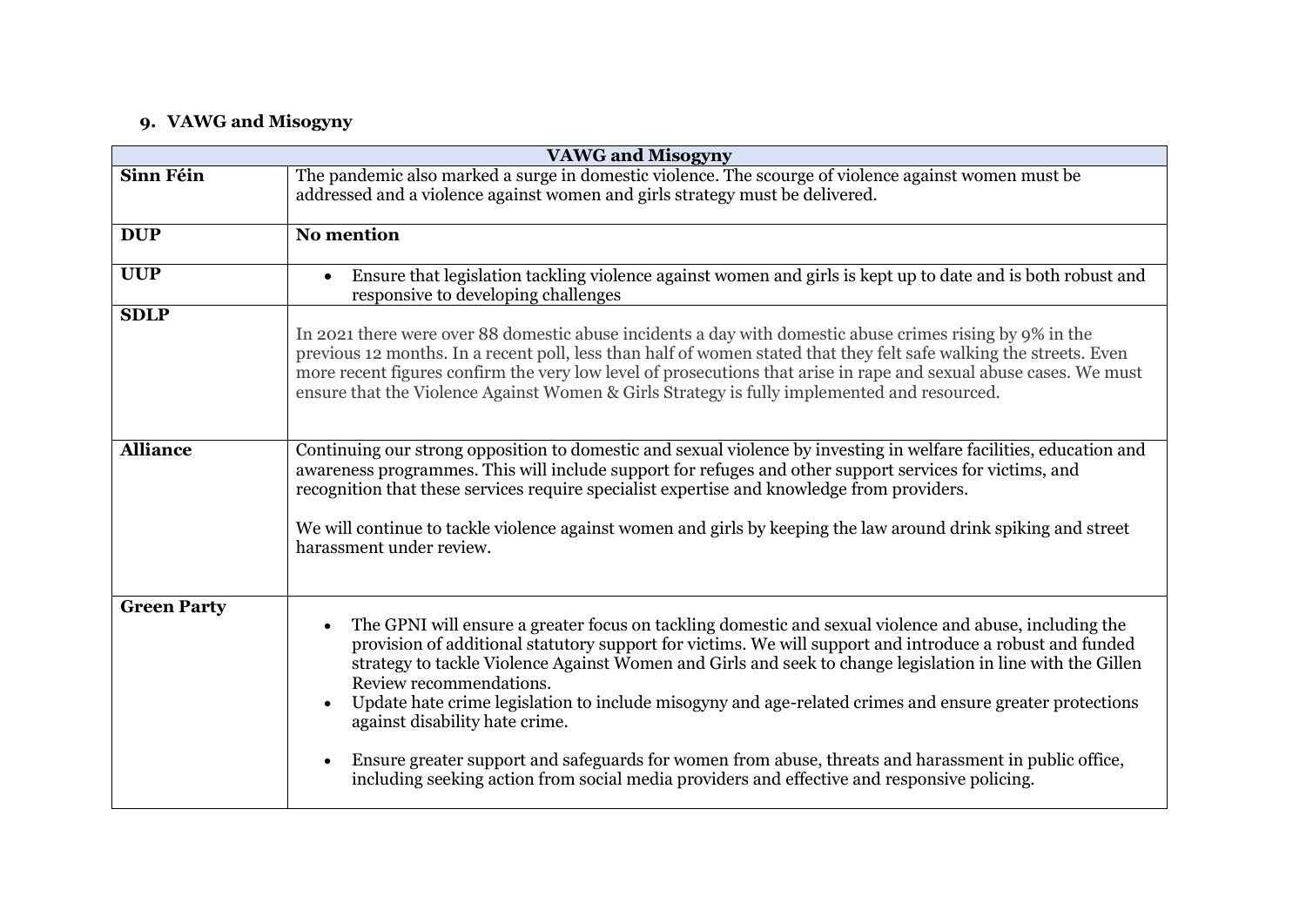## 9. VAWG and Misogyny

| VAWG and Misogyny | |
|---|---|
| **Sinn Féin** | The pandemic also marked a surge in domestic violence. The scourge of violence against women must be addressed and a violence against women and girls strategy must be delivered. |
| **DUP** | **No mention** |
| **UUP** | • Ensure that legislation tackling violence against women and girls is kept up to date and is both robust and responsive to developing challenges |
| **SDLP** | In 2021 there were over 88 domestic abuse incidents a day with domestic abuse crimes rising by 9% in the previous 12 months. In a recent poll, less than half of women stated that they felt safe walking the streets. Even more recent figures confirm the very low level of prosecutions that arise in rape and sexual abuse cases. We must ensure that the Violence Against Women & Girls Strategy is fully implemented and resourced. |
| **Alliance** | Continuing our strong opposition to domestic and sexual violence by investing in welfare facilities, education and awareness programmes. This will include support for refuges and other support services for victims, and recognition that these services require specialist expertise and knowledge from providers.<br><br>We will continue to tackle violence against women and girls by keeping the law around drink spiking and street harassment under review. |
| **Green Party** | • The GPNI will ensure a greater focus on tackling domestic and sexual violence and abuse, including the provision of additional statutory support for victims. We will support and introduce a robust and funded strategy to tackle Violence Against Women and Girls and seek to change legislation in line with the Gillen Review recommendations.<br>• Update hate crime legislation to include misogyny and age-related crimes and ensure greater protections against disability hate crime.<br>• Ensure greater support and safeguards for women from abuse, threats and harassment in public office, including seeking action from social media providers and effective and responsive policing. |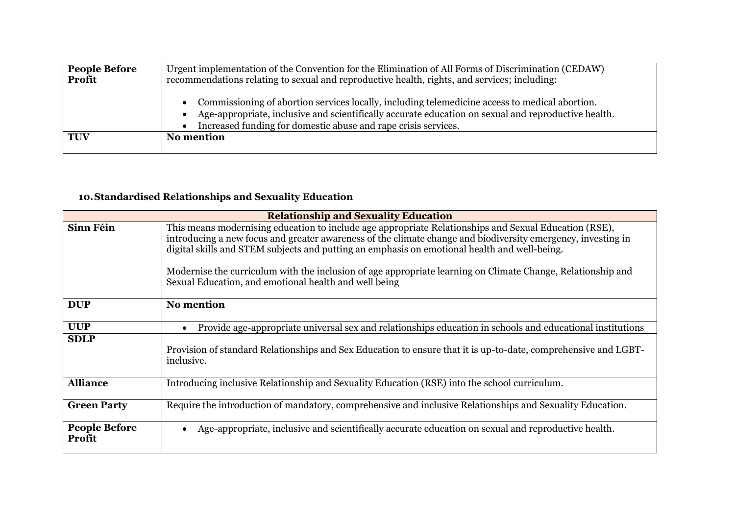| | |
|---|---|
| **People Before Profit** | Urgent implementation of the Convention for the Elimination of All Forms of Discrimination (CEDAW) recommendations relating to sexual and reproductive health, rights, and services; including:<br><br>• Commissioning of abortion services locally, including telemedicine access to medical abortion.<br>• Age-appropriate, inclusive and scientifically accurate education on sexual and reproductive health.<br>• Increased funding for domestic abuse and rape crisis services. |
| **TUV** | **No mention** |

### 10. Standardised Relationships and Sexuality Education

| **Relationship and Sexuality Education** | |
|---|---|
| **Sinn Féin** | This means modernising education to include age appropriate Relationships and Sexual Education (RSE), introducing a new focus and greater awareness of the climate change and biodiversity emergency, investing in digital skills and STEM subjects and putting an emphasis on emotional health and well-being.<br><br>Modernise the curriculum with the inclusion of age appropriate learning on Climate Change, Relationship and Sexual Education, and emotional health and well being |
| **DUP** | **No mention** |
| **UUP** | • Provide age-appropriate universal sex and relationships education in schools and educational institutions |
| **SDLP** | Provision of standard Relationships and Sex Education to ensure that it is up-to-date, comprehensive and LGBT-inclusive. |
| **Alliance** | Introducing inclusive Relationship and Sexuality Education (RSE) into the school curriculum. |
| **Green Party** | Require the introduction of mandatory, comprehensive and inclusive Relationships and Sexuality Education. |
| **People Before Profit** | • Age-appropriate, inclusive and scientifically accurate education on sexual and reproductive health. |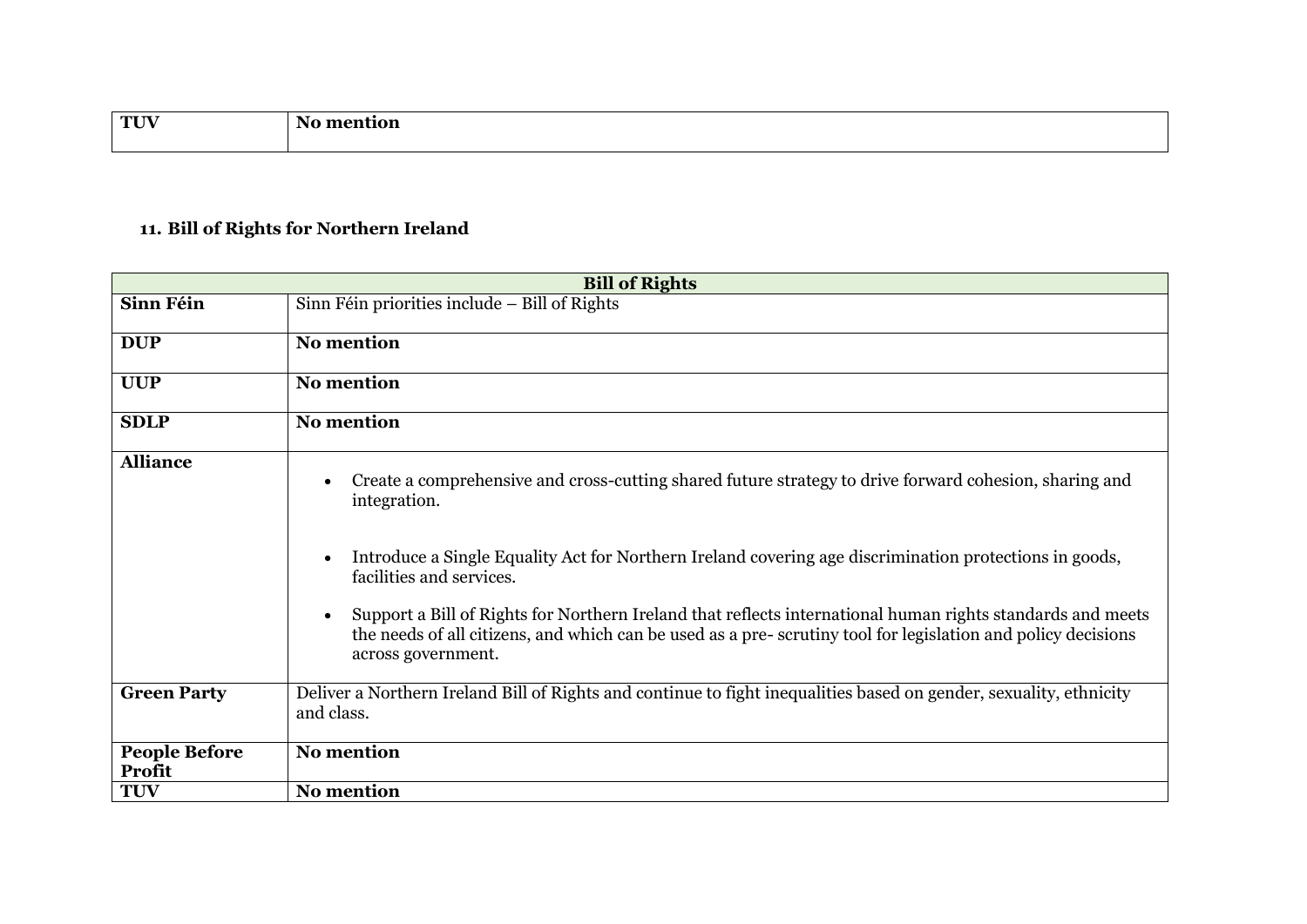| TUV | **No mention** |
|---|---|

## 11. Bill of Rights for Northern Ireland

| **Bill of Rights** | |
|---|---|
| **Sinn Féin** | Sinn Féin priorities include – Bill of Rights |
| **DUP** | **No mention** |
| **UUP** | **No mention** |
| **SDLP** | **No mention** |
| **Alliance** | • Create a comprehensive and cross-cutting shared future strategy to drive forward cohesion, sharing and integration. <br> • Introduce a Single Equality Act for Northern Ireland covering age discrimination protections in goods, facilities and services. <br> • Support a Bill of Rights for Northern Ireland that reflects international human rights standards and meets the needs of all citizens, and which can be used as a pre- scrutiny tool for legislation and policy decisions across government. |
| **Green Party** | Deliver a Northern Ireland Bill of Rights and continue to fight inequalities based on gender, sexuality, ethnicity and class. |
| **People Before Profit** | **No mention** |
| **TUV** | **No mention** |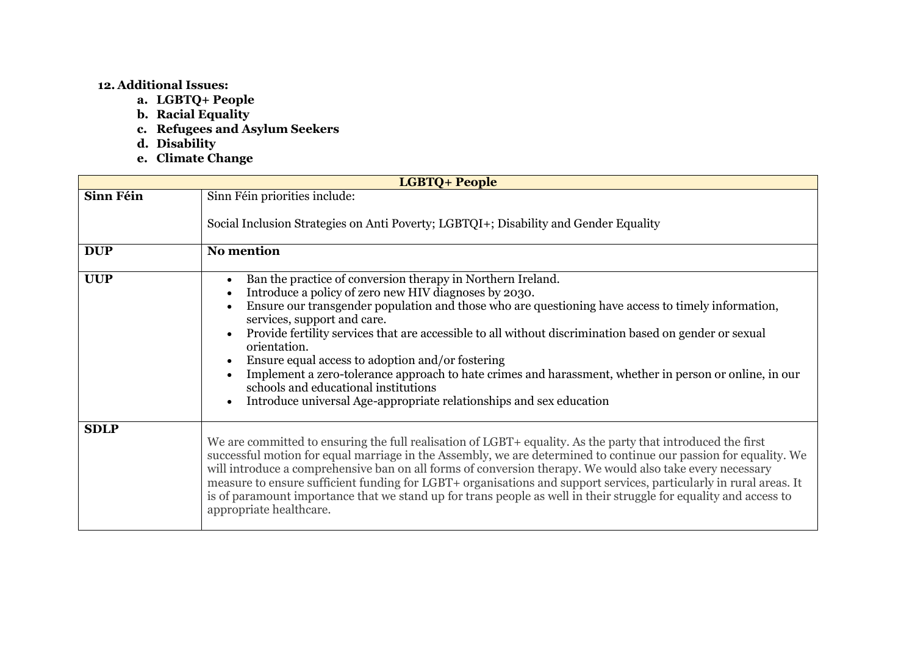**12. Additional Issues:**

a. **LGBTQ+ People**
b. **Racial Equality**
c. **Refugees and Asylum Seekers**
d. **Disability**
e. **Climate Change**

| LGBTQ+ People | |
|---|---|
| **Sinn Féin** | Sinn Féin priorities include:<br><br>Social Inclusion Strategies on Anti Poverty; LGBTQI+; Disability and Gender Equality |
| **DUP** | **No mention** |
| **UUP** | • Ban the practice of conversion therapy in Northern Ireland.<br>• Introduce a policy of zero new HIV diagnoses by 2030.<br>• Ensure our transgender population and those who are questioning have access to timely information, services, support and care.<br>• Provide fertility services that are accessible to all without discrimination based on gender or sexual orientation.<br>• Ensure equal access to adoption and/or fostering<br>• Implement a zero-tolerance approach to hate crimes and harassment, whether in person or online, in our schools and educational institutions<br>• Introduce universal Age-appropriate relationships and sex education |
| **SDLP** | We are committed to ensuring the full realisation of LGBT+ equality. As the party that introduced the first successful motion for equal marriage in the Assembly, we are determined to continue our passion for equality. We will introduce a comprehensive ban on all forms of conversion therapy. We would also take every necessary measure to ensure sufficient funding for LGBT+ organisations and support services, particularly in rural areas. It is of paramount importance that we stand up for trans people as well in their struggle for equality and access to appropriate healthcare. |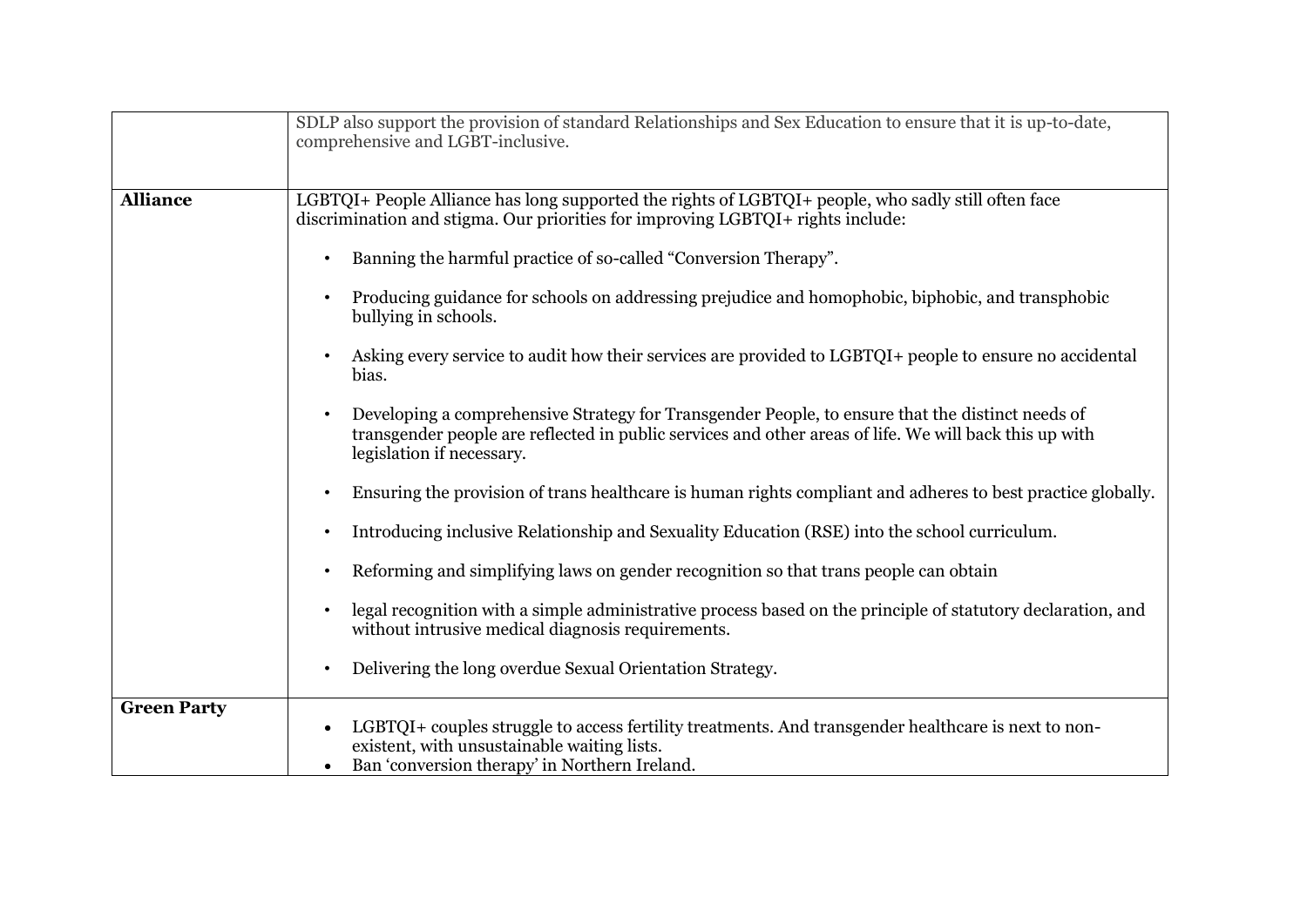| | |
|---|---|
| | SDLP also support the provision of standard Relationships and Sex Education to ensure that it is up-to-date, comprehensive and LGBT-inclusive. |
| **Alliance** | LGBTQI+ People Alliance has long supported the rights of LGBTQI+ people, who sadly still often face discrimination and stigma. Our priorities for improving LGBTQI+ rights include:<br><br>• Banning the harmful practice of so-called "Conversion Therapy".<br><br>• Producing guidance for schools on addressing prejudice and homophobic, biphobic, and transphobic bullying in schools.<br><br>• Asking every service to audit how their services are provided to LGBTQI+ people to ensure no accidental bias.<br><br>• Developing a comprehensive Strategy for Transgender People, to ensure that the distinct needs of transgender people are reflected in public services and other areas of life. We will back this up with legislation if necessary.<br><br>• Ensuring the provision of trans healthcare is human rights compliant and adheres to best practice globally.<br><br>• Introducing inclusive Relationship and Sexuality Education (RSE) into the school curriculum.<br><br>• Reforming and simplifying laws on gender recognition so that trans people can obtain<br><br>• legal recognition with a simple administrative process based on the principle of statutory declaration, and without intrusive medical diagnosis requirements.<br><br>• Delivering the long overdue Sexual Orientation Strategy. |
| **Green Party** | • LGBTQI+ couples struggle to access fertility treatments. And transgender healthcare is next to non-existent, with unsustainable waiting lists.<br>• Ban 'conversion therapy' in Northern Ireland. |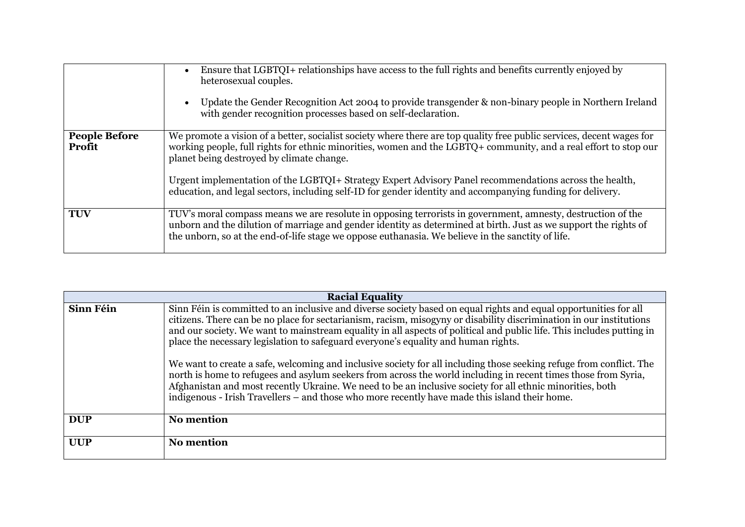| | |
|---|---|
| | • Ensure that LGBTQI+ relationships have access to the full rights and benefits currently enjoyed by heterosexual couples.<br><br>• Update the Gender Recognition Act 2004 to provide transgender & non-binary people in Northern Ireland with gender recognition processes based on self-declaration. |
| **People Before Profit** | We promote a vision of a better, socialist society where there are top quality free public services, decent wages for working people, full rights for ethnic minorities, women and the LGBTQ+ community, and a real effort to stop our planet being destroyed by climate change.<br><br>Urgent implementation of the LGBTQI+ Strategy Expert Advisory Panel recommendations across the health, education, and legal sectors, including self-ID for gender identity and accompanying funding for delivery. |
| **TUV** | TUV's moral compass means we are resolute in opposing terrorists in government, amnesty, destruction of the unborn and the dilution of marriage and gender identity as determined at birth. Just as we support the rights of the unborn, so at the end-of-life stage we oppose euthanasia. We believe in the sanctity of life. |

| **Racial Equality** | |
|---|---|
| **Sinn Féin** | Sinn Féin is committed to an inclusive and diverse society based on equal rights and equal opportunities for all citizens. There can be no place for sectarianism, racism, misogyny or disability discrimination in our institutions and our society. We want to mainstream equality in all aspects of political and public life. This includes putting in place the necessary legislation to safeguard everyone's equality and human rights.<br><br>We want to create a safe, welcoming and inclusive society for all including those seeking refuge from conflict. The north is home to refugees and asylum seekers from across the world including in recent times those from Syria, Afghanistan and most recently Ukraine. We need to be an inclusive society for all ethnic minorities, both indigenous - Irish Travellers – and those who more recently have made this island their home. |
| **DUP** | **No mention** |
| **UUP** | **No mention** |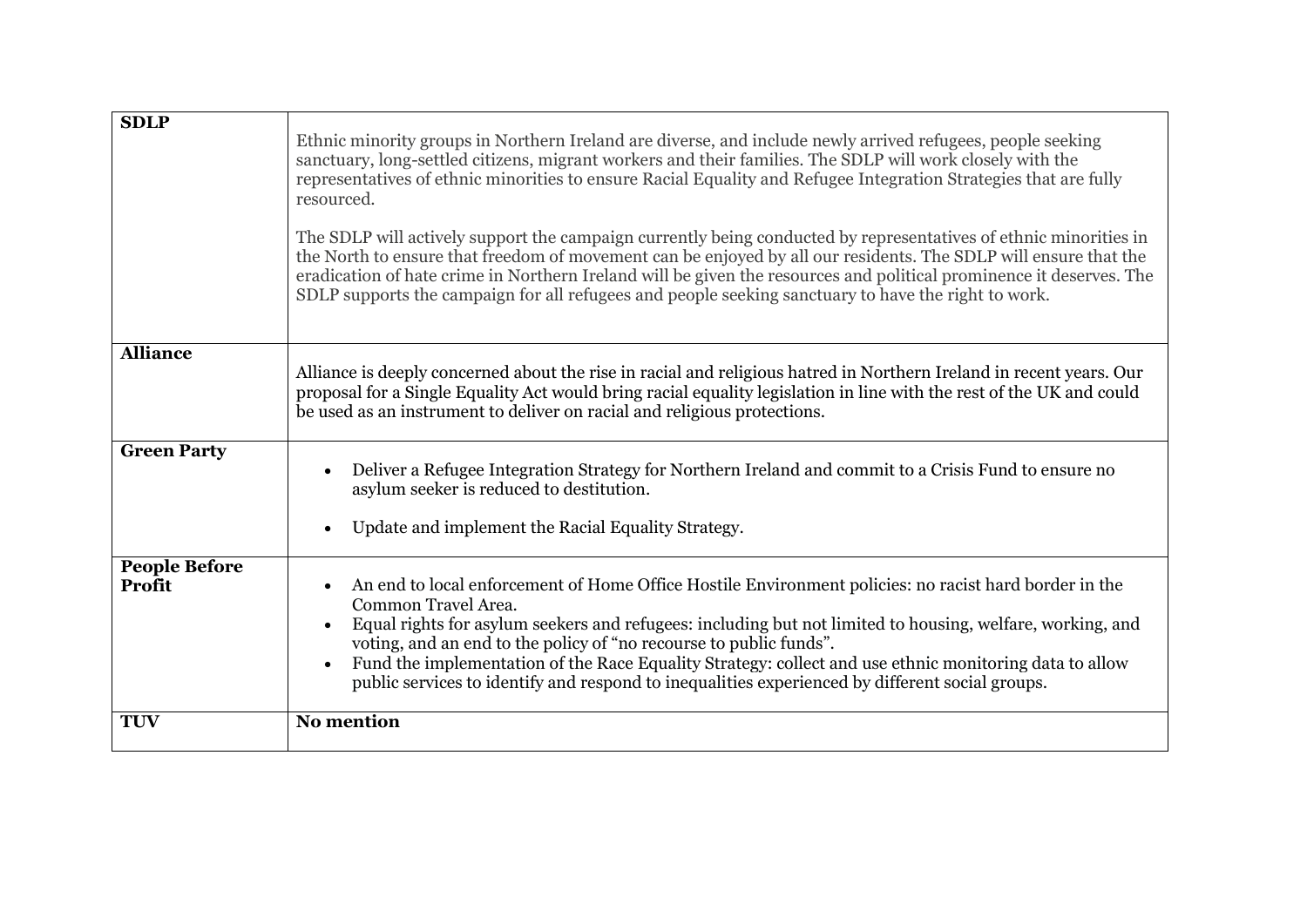| | |
|---|---|
| **SDLP** | Ethnic minority groups in Northern Ireland are diverse, and include newly arrived refugees, people seeking sanctuary, long-settled citizens, migrant workers and their families. The SDLP will work closely with the representatives of ethnic minorities to ensure Racial Equality and Refugee Integration Strategies that are fully resourced.<br><br>The SDLP will actively support the campaign currently being conducted by representatives of ethnic minorities in the North to ensure that freedom of movement can be enjoyed by all our residents. The SDLP will ensure that the eradication of hate crime in Northern Ireland will be given the resources and political prominence it deserves. The SDLP supports the campaign for all refugees and people seeking sanctuary to have the right to work. |
| **Alliance** | Alliance is deeply concerned about the rise in racial and religious hatred in Northern Ireland in recent years. Our proposal for a Single Equality Act would bring racial equality legislation in line with the rest of the UK and could be used as an instrument to deliver on racial and religious protections. |
| **Green Party** | • Deliver a Refugee Integration Strategy for Northern Ireland and commit to a Crisis Fund to ensure no asylum seeker is reduced to destitution.<br><br>• Update and implement the Racial Equality Strategy. |
| **People Before Profit** | • An end to local enforcement of Home Office Hostile Environment policies: no racist hard border in the Common Travel Area.<br>• Equal rights for asylum seekers and refugees: including but not limited to housing, welfare, working, and voting, and an end to the policy of "no recourse to public funds".<br>• Fund the implementation of the Race Equality Strategy: collect and use ethnic monitoring data to allow public services to identify and respond to inequalities experienced by different social groups. |
| **TUV** | **No mention** |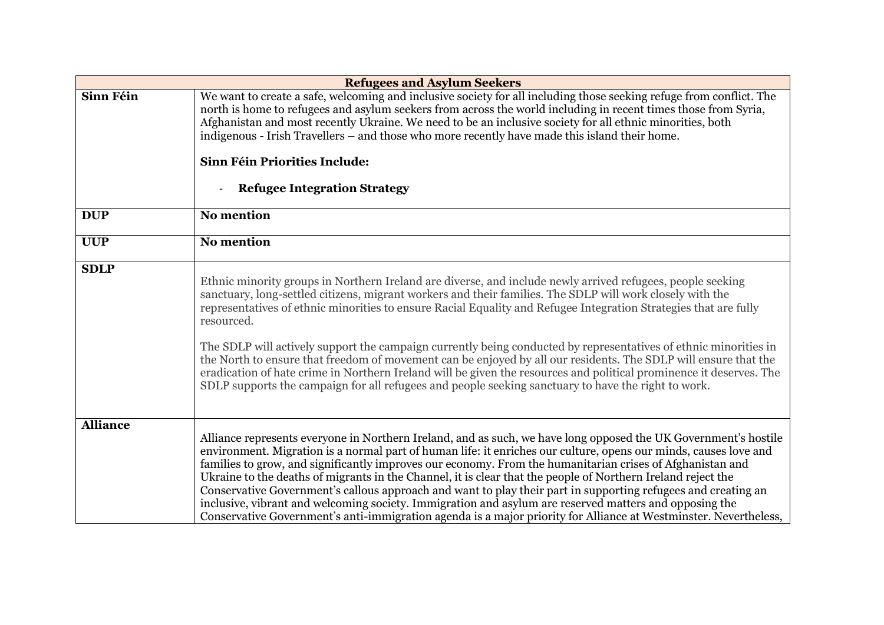| Refugees and Asylum Seekers | |
|---|---|
| **Sinn Féin** | We want to create a safe, welcoming and inclusive society for all including those seeking refuge from conflict. The north is home to refugees and asylum seekers from across the world including in recent times those from Syria, Afghanistan and most recently Ukraine. We need to be an inclusive society for all ethnic minorities, both indigenous - Irish Travellers – and those who more recently have made this island their home.<br><br>**Sinn Féin Priorities Include:**<br><br>- **Refugee Integration Strategy** |
| **DUP** | **No mention** |
| **UUP** | **No mention** |
| **SDLP** | Ethnic minority groups in Northern Ireland are diverse, and include newly arrived refugees, people seeking sanctuary, long-settled citizens, migrant workers and their families. The SDLP will work closely with the representatives of ethnic minorities to ensure Racial Equality and Refugee Integration Strategies that are fully resourced.<br><br>The SDLP will actively support the campaign currently being conducted by representatives of ethnic minorities in the North to ensure that freedom of movement can be enjoyed by all our residents. The SDLP will ensure that the eradication of hate crime in Northern Ireland will be given the resources and political prominence it deserves. The SDLP supports the campaign for all refugees and people seeking sanctuary to have the right to work. |
| **Alliance** | Alliance represents everyone in Northern Ireland, and as such, we have long opposed the UK Government's hostile environment. Migration is a normal part of human life: it enriches our culture, opens our minds, causes love and families to grow, and significantly improves our economy. From the humanitarian crises of Afghanistan and Ukraine to the deaths of migrants in the Channel, it is clear that the people of Northern Ireland reject the Conservative Government's callous approach and want to play their part in supporting refugees and creating an inclusive, vibrant and welcoming society. Immigration and asylum are reserved matters and opposing the Conservative Government's anti-immigration agenda is a major priority for Alliance at Westminster. Nevertheless, |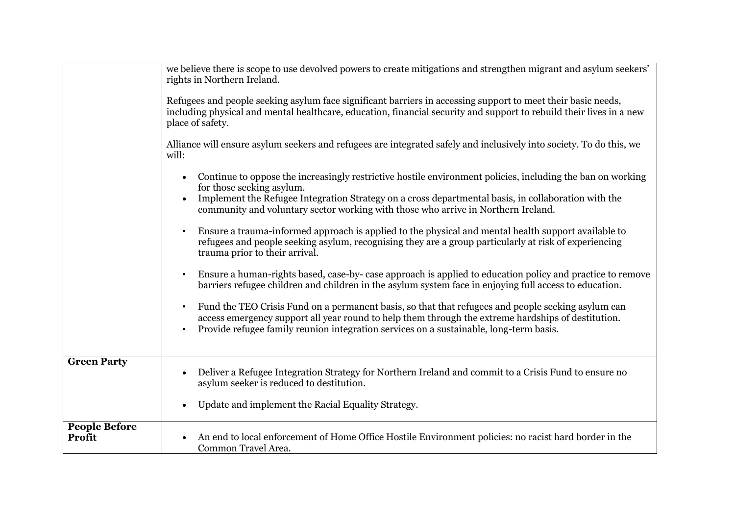| | |
|---|---|
| | we believe there is scope to use devolved powers to create mitigations and strengthen migrant and asylum seekers' rights in Northern Ireland.<br><br>Refugees and people seeking asylum face significant barriers in accessing support to meet their basic needs, including physical and mental healthcare, education, financial security and support to rebuild their lives in a new place of safety.<br><br>Alliance will ensure asylum seekers and refugees are integrated safely and inclusively into society. To do this, we will:<br><br>• Continue to oppose the increasingly restrictive hostile environment policies, including the ban on working for those seeking asylum.<br>• Implement the Refugee Integration Strategy on a cross departmental basis, in collaboration with the community and voluntary sector working with those who arrive in Northern Ireland.<br>• Ensure a trauma-informed approach is applied to the physical and mental health support available to refugees and people seeking asylum, recognising they are a group particularly at risk of experiencing trauma prior to their arrival.<br>• Ensure a human-rights based, case-by- case approach is applied to education policy and practice to remove barriers refugee children and children in the asylum system face in enjoying full access to education.<br>• Fund the TEO Crisis Fund on a permanent basis, so that that refugees and people seeking asylum can access emergency support all year round to help them through the extreme hardships of destitution.<br>• Provide refugee family reunion integration services on a sustainable, long-term basis. |
| **Green Party** | • Deliver a Refugee Integration Strategy for Northern Ireland and commit to a Crisis Fund to ensure no asylum seeker is reduced to destitution.<br>• Update and implement the Racial Equality Strategy. |
| **People Before Profit** | • An end to local enforcement of Home Office Hostile Environment policies: no racist hard border in the Common Travel Area. |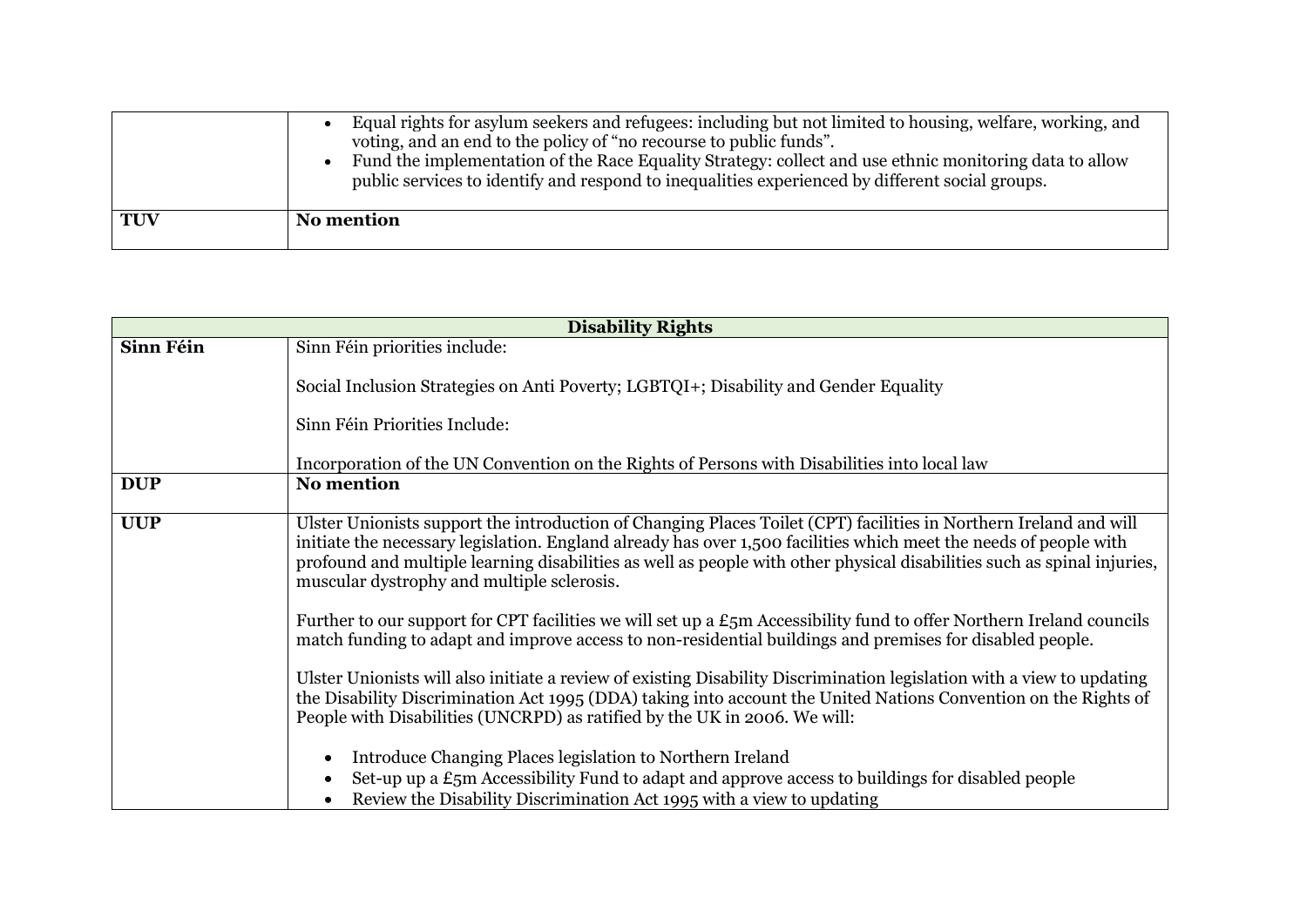| | |
|---|---|
| | • Equal rights for asylum seekers and refugees: including but not limited to housing, welfare, working, and voting, and an end to the policy of "no recourse to public funds".<br>• Fund the implementation of the Race Equality Strategy: collect and use ethnic monitoring data to allow public services to identify and respond to inequalities experienced by different social groups. |
| **TUV** | **No mention** |

| **Disability Rights** | |
|---|---|
| **Sinn Féin** | Sinn Féin priorities include:<br><br>Social Inclusion Strategies on Anti Poverty; LGBTQI+; Disability and Gender Equality<br><br>Sinn Féin Priorities Include:<br><br>Incorporation of the UN Convention on the Rights of Persons with Disabilities into local law |
| **DUP** | **No mention** |
| **UUP** | Ulster Unionists support the introduction of Changing Places Toilet (CPT) facilities in Northern Ireland and will initiate the necessary legislation. England already has over 1,500 facilities which meet the needs of people with profound and multiple learning disabilities as well as people with other physical disabilities such as spinal injuries, muscular dystrophy and multiple sclerosis.<br><br>Further to our support for CPT facilities we will set up a £5m Accessibility fund to offer Northern Ireland councils match funding to adapt and improve access to non-residential buildings and premises for disabled people.<br><br>Ulster Unionists will also initiate a review of existing Disability Discrimination legislation with a view to updating the Disability Discrimination Act 1995 (DDA) taking into account the United Nations Convention on the Rights of People with Disabilities (UNCRPD) as ratified by the UK in 2006. We will:<br><br>• Introduce Changing Places legislation to Northern Ireland<br>• Set-up up a £5m Accessibility Fund to adapt and approve access to buildings for disabled people<br>• Review the Disability Discrimination Act 1995 with a view to updating |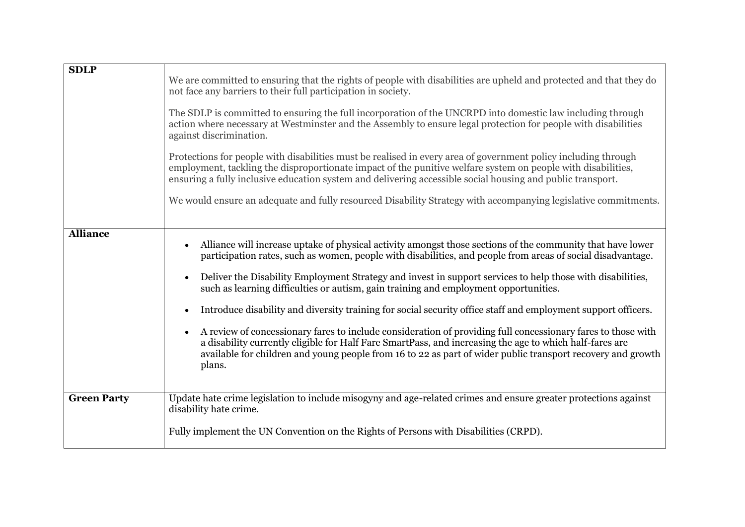| | |
|---|---|
| **SDLP** | We are committed to ensuring that the rights of people with disabilities are upheld and protected and that they do not face any barriers to their full participation in society.<br><br>The SDLP is committed to ensuring the full incorporation of the UNCRPD into domestic law including through action where necessary at Westminster and the Assembly to ensure legal protection for people with disabilities against discrimination.<br><br>Protections for people with disabilities must be realised in every area of government policy including through employment, tackling the disproportionate impact of the punitive welfare system on people with disabilities, ensuring a fully inclusive education system and delivering accessible social housing and public transport.<br><br>We would ensure an adequate and fully resourced Disability Strategy with accompanying legislative commitments. |
| **Alliance** | • Alliance will increase uptake of physical activity amongst those sections of the community that have lower participation rates, such as women, people with disabilities, and people from areas of social disadvantage.<br><br>• Deliver the Disability Employment Strategy and invest in support services to help those with disabilities, such as learning difficulties or autism, gain training and employment opportunities.<br><br>• Introduce disability and diversity training for social security office staff and employment support officers.<br><br>• A review of concessionary fares to include consideration of providing full concessionary fares to those with a disability currently eligible for Half Fare SmartPass, and increasing the age to which half-fares are available for children and young people from 16 to 22 as part of wider public transport recovery and growth plans. |
| **Green Party** | Update hate crime legislation to include misogyny and age-related crimes and ensure greater protections against disability hate crime.<br><br>Fully implement the UN Convention on the Rights of Persons with Disabilities (CRPD). |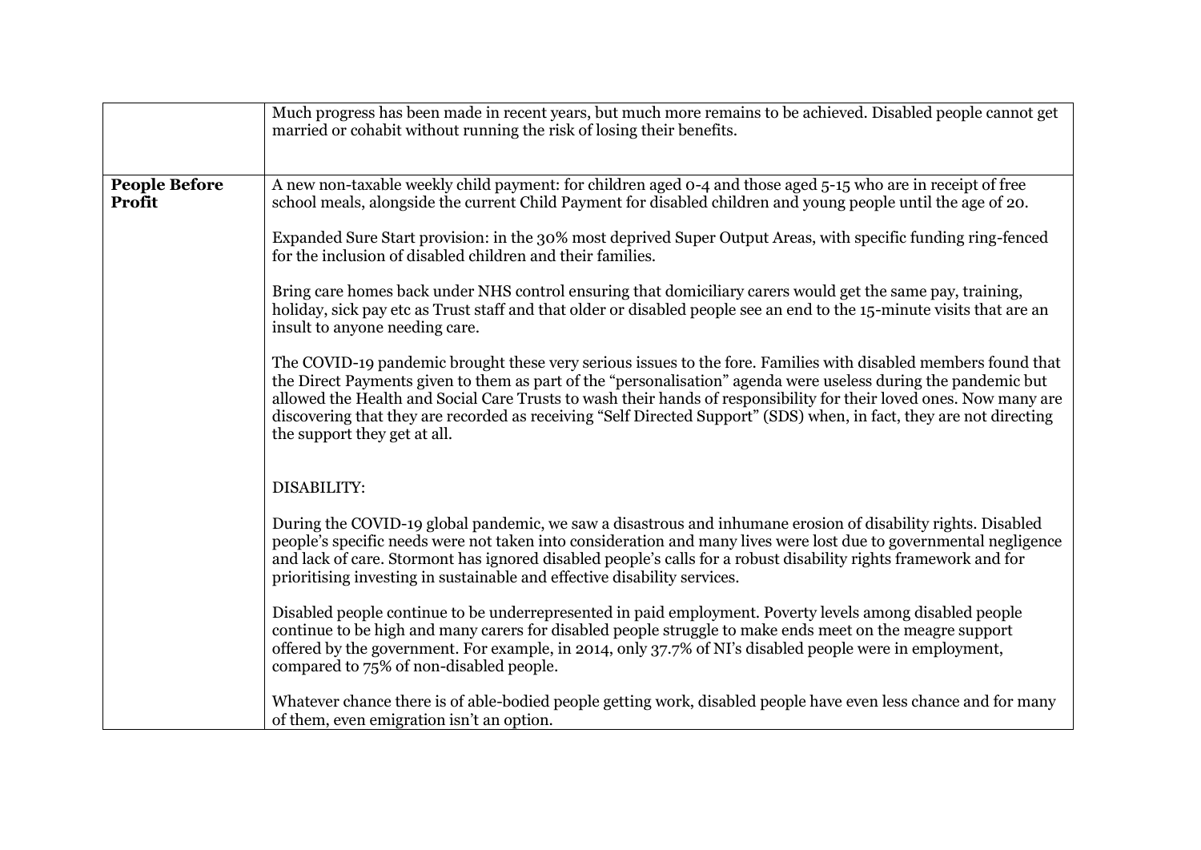| | |
|---|---|
| | Much progress has been made in recent years, but much more remains to be achieved. Disabled people cannot get married or cohabit without running the risk of losing their benefits. |
| **People Before Profit** | A new non-taxable weekly child payment: for children aged 0-4 and those aged 5-15 who are in receipt of free school meals, alongside the current Child Payment for disabled children and young people until the age of 20.<br><br>Expanded Sure Start provision: in the 30% most deprived Super Output Areas, with specific funding ring-fenced for the inclusion of disabled children and their families.<br><br>Bring care homes back under NHS control ensuring that domiciliary carers would get the same pay, training, holiday, sick pay etc as Trust staff and that older or disabled people see an end to the 15-minute visits that are an insult to anyone needing care.<br><br>The COVID-19 pandemic brought these very serious issues to the fore. Families with disabled members found that the Direct Payments given to them as part of the "personalisation" agenda were useless during the pandemic but allowed the Health and Social Care Trusts to wash their hands of responsibility for their loved ones. Now many are discovering that they are recorded as receiving "Self Directed Support" (SDS) when, in fact, they are not directing the support they get at all.<br><br>DISABILITY:<br><br>During the COVID-19 global pandemic, we saw a disastrous and inhumane erosion of disability rights. Disabled people's specific needs were not taken into consideration and many lives were lost due to governmental negligence and lack of care. Stormont has ignored disabled people's calls for a robust disability rights framework and for prioritising investing in sustainable and effective disability services.<br><br>Disabled people continue to be underrepresented in paid employment. Poverty levels among disabled people continue to be high and many carers for disabled people struggle to make ends meet on the meagre support offered by the government. For example, in 2014, only 37.7% of NI's disabled people were in employment, compared to 75% of non-disabled people.<br><br>Whatever chance there is of able-bodied people getting work, disabled people have even less chance and for many of them, even emigration isn't an option. |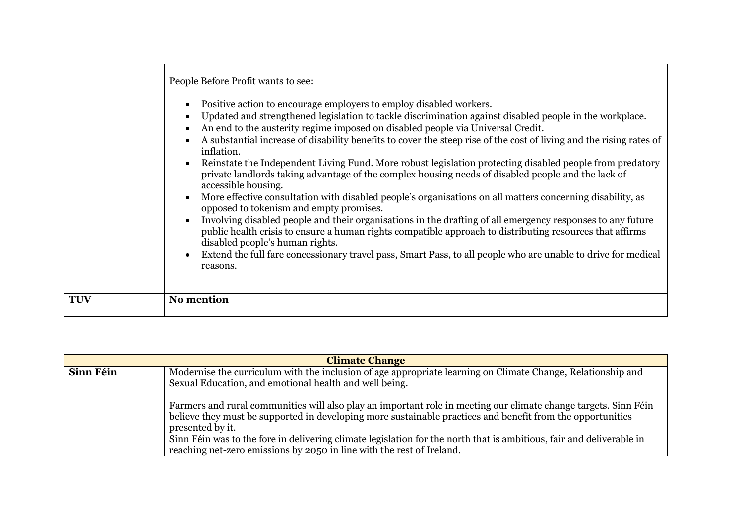| | |
|---|---|
| | People Before Profit wants to see:<br><br>• Positive action to encourage employers to employ disabled workers.<br>• Updated and strengthened legislation to tackle discrimination against disabled people in the workplace.<br>• An end to the austerity regime imposed on disabled people via Universal Credit.<br>• A substantial increase of disability benefits to cover the steep rise of the cost of living and the rising rates of inflation.<br>• Reinstate the Independent Living Fund. More robust legislation protecting disabled people from predatory private landlords taking advantage of the complex housing needs of disabled people and the lack of accessible housing.<br>• More effective consultation with disabled people's organisations on all matters concerning disability, as opposed to tokenism and empty promises.<br>• Involving disabled people and their organisations in the drafting of all emergency responses to any future public health crisis to ensure a human rights compatible approach to distributing resources that affirms disabled people's human rights.<br>• Extend the full fare concessionary travel pass, Smart Pass, to all people who are unable to drive for medical reasons. |
| **TUV** | **No mention** |

| **Climate Change** | |
|---|---|
| **Sinn Féin** | Modernise the curriculum with the inclusion of age appropriate learning on Climate Change, Relationship and Sexual Education, and emotional health and well being.<br><br>Farmers and rural communities will also play an important role in meeting our climate change targets. Sinn Féin believe they must be supported in developing more sustainable practices and benefit from the opportunities presented by it.<br>Sinn Féin was to the fore in delivering climate legislation for the north that is ambitious, fair and deliverable in reaching net-zero emissions by 2050 in line with the rest of Ireland. |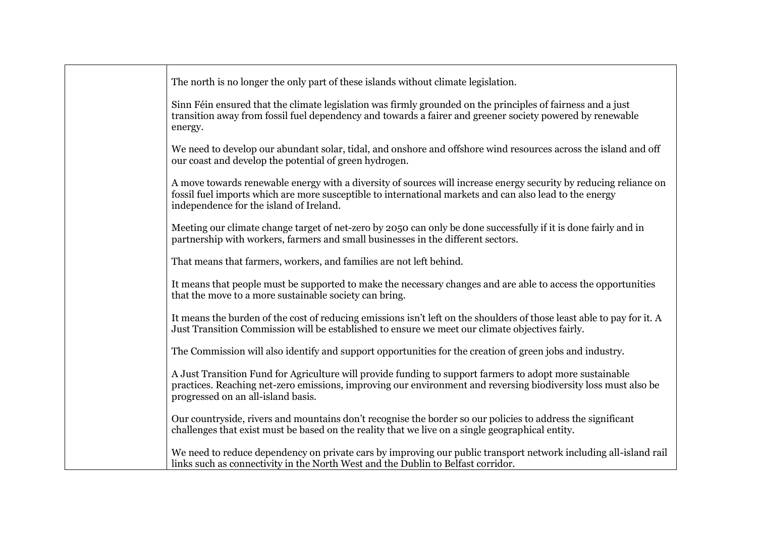| | |
|---|---|
| | The north is no longer the only part of these islands without climate legislation.<br><br>Sinn Féin ensured that the climate legislation was firmly grounded on the principles of fairness and a just transition away from fossil fuel dependency and towards a fairer and greener society powered by renewable energy.<br><br>We need to develop our abundant solar, tidal, and onshore and offshore wind resources across the island and off our coast and develop the potential of green hydrogen.<br><br>A move towards renewable energy with a diversity of sources will increase energy security by reducing reliance on fossil fuel imports which are more susceptible to international markets and can also lead to the energy independence for the island of Ireland.<br><br>Meeting our climate change target of net-zero by 2050 can only be done successfully if it is done fairly and in partnership with workers, farmers and small businesses in the different sectors.<br><br>That means that farmers, workers, and families are not left behind.<br><br>It means that people must be supported to make the necessary changes and are able to access the opportunities that the move to a more sustainable society can bring.<br><br>It means the burden of the cost of reducing emissions isn't left on the shoulders of those least able to pay for it. A Just Transition Commission will be established to ensure we meet our climate objectives fairly.<br><br>The Commission will also identify and support opportunities for the creation of green jobs and industry.<br><br>A Just Transition Fund for Agriculture will provide funding to support farmers to adopt more sustainable practices. Reaching net-zero emissions, improving our environment and reversing biodiversity loss must also be progressed on an all-island basis.<br><br>Our countryside, rivers and mountains don't recognise the border so our policies to address the significant challenges that exist must be based on the reality that we live on a single geographical entity.<br><br>We need to reduce dependency on private cars by improving our public transport network including all-island rail links such as connectivity in the North West and the Dublin to Belfast corridor. |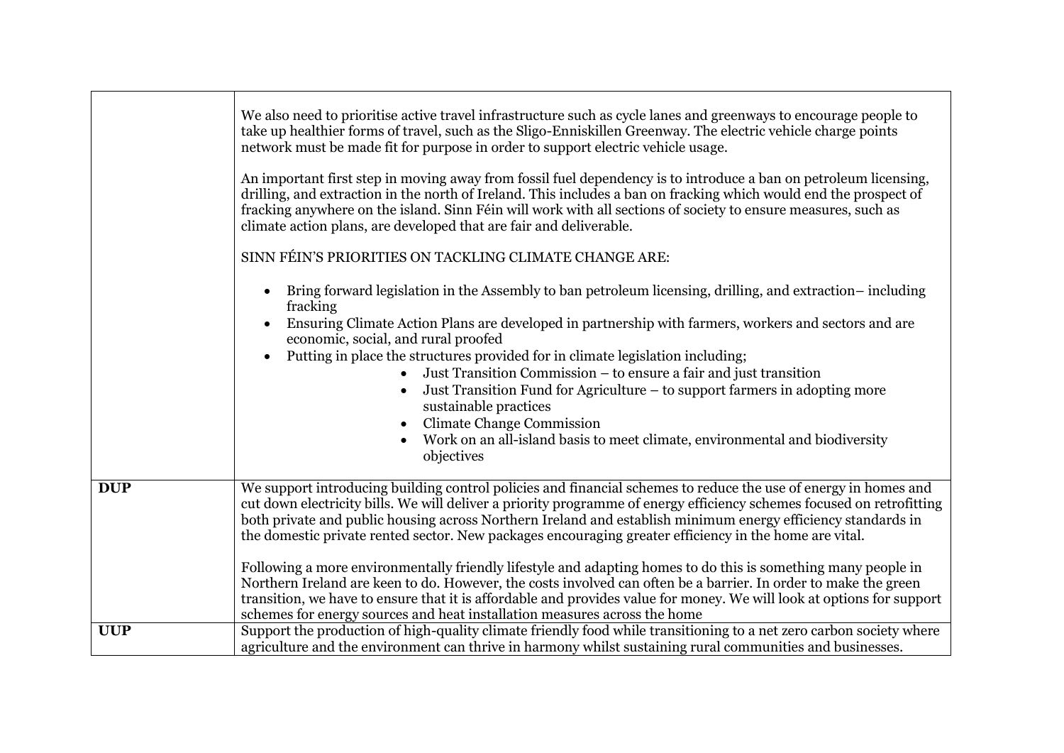| | |
|---|---|
| | We also need to prioritise active travel infrastructure such as cycle lanes and greenways to encourage people to take up healthier forms of travel, such as the Sligo-Enniskillen Greenway. The electric vehicle charge points network must be made fit for purpose in order to support electric vehicle usage.<br><br>An important first step in moving away from fossil fuel dependency is to introduce a ban on petroleum licensing, drilling, and extraction in the north of Ireland. This includes a ban on fracking which would end the prospect of fracking anywhere on the island. Sinn Féin will work with all sections of society to ensure measures, such as climate action plans, are developed that are fair and deliverable.<br><br>SINN FÉIN'S PRIORITIES ON TACKLING CLIMATE CHANGE ARE:<br><br>• Bring forward legislation in the Assembly to ban petroleum licensing, drilling, and extraction– including fracking<br>• Ensuring Climate Action Plans are developed in partnership with farmers, workers and sectors and are economic, social, and rural proofed<br>• Putting in place the structures provided for in climate legislation including;<br>&nbsp;&nbsp;&nbsp;&nbsp;• Just Transition Commission – to ensure a fair and just transition<br>&nbsp;&nbsp;&nbsp;&nbsp;• Just Transition Fund for Agriculture – to support farmers in adopting more sustainable practices<br>&nbsp;&nbsp;&nbsp;&nbsp;• Climate Change Commission<br>&nbsp;&nbsp;&nbsp;&nbsp;• Work on an all-island basis to meet climate, environmental and biodiversity objectives |
| **DUP** | We support introducing building control policies and financial schemes to reduce the use of energy in homes and cut down electricity bills. We will deliver a priority programme of energy efficiency schemes focused on retrofitting both private and public housing across Northern Ireland and establish minimum energy efficiency standards in the domestic private rented sector. New packages encouraging greater efficiency in the home are vital.<br><br>Following a more environmentally friendly lifestyle and adapting homes to do this is something many people in Northern Ireland are keen to do. However, the costs involved can often be a barrier. In order to make the green transition, we have to ensure that it is affordable and provides value for money. We will look at options for support schemes for energy sources and heat installation measures across the home |
| **UUP** | Support the production of high-quality climate friendly food while transitioning to a net zero carbon society where agriculture and the environment can thrive in harmony whilst sustaining rural communities and businesses. |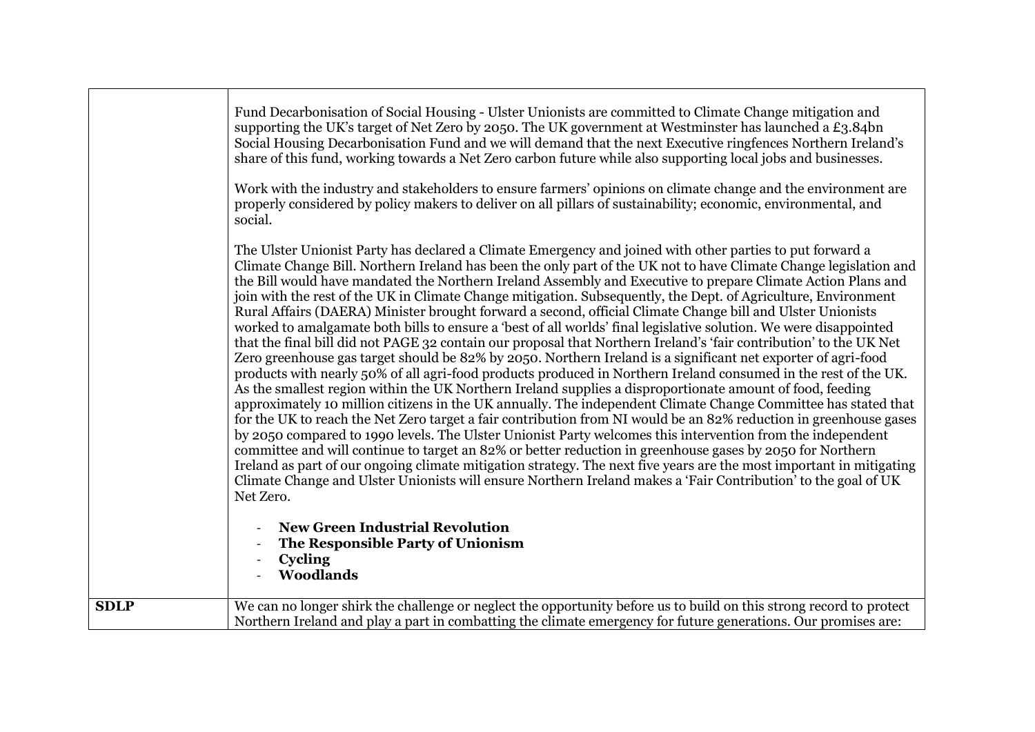| | |
|---|---|
| | Fund Decarbonisation of Social Housing - Ulster Unionists are committed to Climate Change mitigation and supporting the UK's target of Net Zero by 2050. The UK government at Westminster has launched a £3.84bn Social Housing Decarbonisation Fund and we will demand that the next Executive ringfences Northern Ireland's share of this fund, working towards a Net Zero carbon future while also supporting local jobs and businesses.<br><br>Work with the industry and stakeholders to ensure farmers' opinions on climate change and the environment are properly considered by policy makers to deliver on all pillars of sustainability; economic, environmental, and social.<br><br>The Ulster Unionist Party has declared a Climate Emergency and joined with other parties to put forward a Climate Change Bill. Northern Ireland has been the only part of the UK not to have Climate Change legislation and the Bill would have mandated the Northern Ireland Assembly and Executive to prepare Climate Action Plans and join with the rest of the UK in Climate Change mitigation. Subsequently, the Dept. of Agriculture, Environment Rural Affairs (DAERA) Minister brought forward a second, official Climate Change bill and Ulster Unionists worked to amalgamate both bills to ensure a 'best of all worlds' final legislative solution. We were disappointed that the final bill did not PAGE 32 contain our proposal that Northern Ireland's 'fair contribution' to the UK Net Zero greenhouse gas target should be 82% by 2050. Northern Ireland is a significant net exporter of agri-food products with nearly 50% of all agri-food products produced in Northern Ireland consumed in the rest of the UK. As the smallest region within the UK Northern Ireland supplies a disproportionate amount of food, feeding approximately 10 million citizens in the UK annually. The independent Climate Change Committee has stated that for the UK to reach the Net Zero target a fair contribution from NI would be an 82% reduction in greenhouse gases by 2050 compared to 1990 levels. The Ulster Unionist Party welcomes this intervention from the independent committee and will continue to target an 82% or better reduction in greenhouse gases by 2050 for Northern Ireland as part of our ongoing climate mitigation strategy. The next five years are the most important in mitigating Climate Change and Ulster Unionists will ensure Northern Ireland makes a 'Fair Contribution' to the goal of UK Net Zero.<br><br>- **New Green Industrial Revolution**<br>- **The Responsible Party of Unionism**<br>- **Cycling**<br>- **Woodlands** |
| **SDLP** | We can no longer shirk the challenge or neglect the opportunity before us to build on this strong record to protect Northern Ireland and play a part in combatting the climate emergency for future generations. Our promises are: |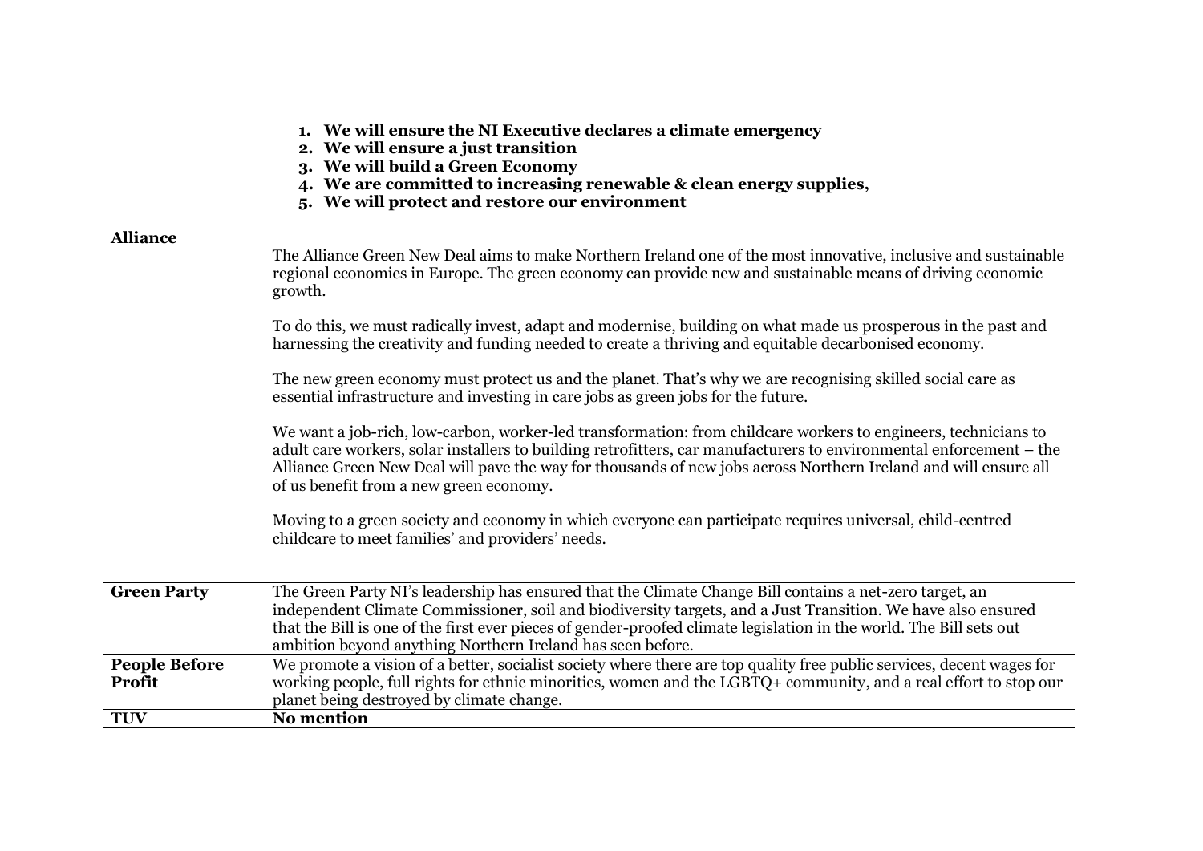| | |
|---|---|
| | **1. We will ensure the NI Executive declares a climate emergency**<br>**2. We will ensure a just transition**<br>**3. We will build a Green Economy**<br>**4. We are committed to increasing renewable & clean energy supplies,**<br>**5. We will protect and restore our environment** |
| **Alliance** | The Alliance Green New Deal aims to make Northern Ireland one of the most innovative, inclusive and sustainable regional economies in Europe. The green economy can provide new and sustainable means of driving economic growth.<br><br>To do this, we must radically invest, adapt and modernise, building on what made us prosperous in the past and harnessing the creativity and funding needed to create a thriving and equitable decarbonised economy.<br><br>The new green economy must protect us and the planet. That's why we are recognising skilled social care as essential infrastructure and investing in care jobs as green jobs for the future.<br><br>We want a job-rich, low-carbon, worker-led transformation: from childcare workers to engineers, technicians to adult care workers, solar installers to building retrofitters, car manufacturers to environmental enforcement – the Alliance Green New Deal will pave the way for thousands of new jobs across Northern Ireland and will ensure all of us benefit from a new green economy.<br><br>Moving to a green society and economy in which everyone can participate requires universal, child-centred childcare to meet families' and providers' needs. |
| **Green Party** | The Green Party NI's leadership has ensured that the Climate Change Bill contains a net-zero target, an independent Climate Commissioner, soil and biodiversity targets, and a Just Transition. We have also ensured that the Bill is one of the first ever pieces of gender-proofed climate legislation in the world. The Bill sets out ambition beyond anything Northern Ireland has seen before. |
| **People Before Profit** | We promote a vision of a better, socialist society where there are top quality free public services, decent wages for working people, full rights for ethnic minorities, women and the LGBTQ+ community, and a real effort to stop our planet being destroyed by climate change. |
| **TUV** | **No mention** |